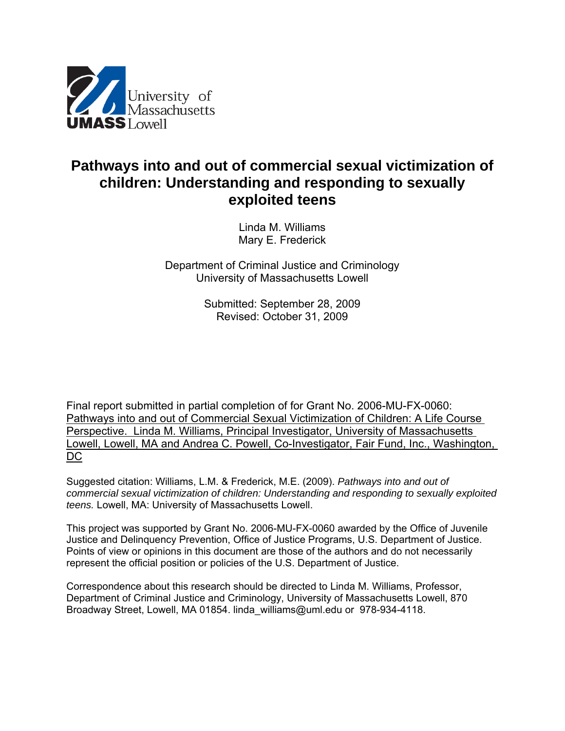University of Massachusetts
UMASS Lowell

# Pathways into and out of commercial sexual victimization of children: Understanding and responding to sexually exploited teens

Linda M. Williams
Mary E. Frederick

Department of Criminal Justice and Criminology
University of Massachusetts Lowell

Submitted: September 28, 2009
Revised: October 31, 2009

Final report submitted in partial completion of for Grant No. 2006-MU-FX-0060: Pathways into and out of Commercial Sexual Victimization of Children: A Life Course Perspective. Linda M. Williams, Principal Investigator, University of Massachusetts Lowell, Lowell, MA and Andrea C. Powell, Co-Investigator, Fair Fund, Inc., Washington, DC

Suggested citation: Williams, L.M. & Frederick, M.E. (2009). *Pathways into and out of commercial sexual victimization of children: Understanding and responding to sexually exploited teens.* Lowell, MA: University of Massachusetts Lowell.

This project was supported by Grant No. 2006-MU-FX-0060 awarded by the Office of Juvenile Justice and Delinquency Prevention, Office of Justice Programs, U.S. Department of Justice. Points of view or opinions in this document are those of the authors and do not necessarily represent the official position or policies of the U.S. Department of Justice.

Correspondence about this research should be directed to Linda M. Williams, Professor, Department of Criminal Justice and Criminology, University of Massachusetts Lowell, 870 Broadway Street, Lowell, MA 01854. linda_williams@uml.edu or 978-934-4118.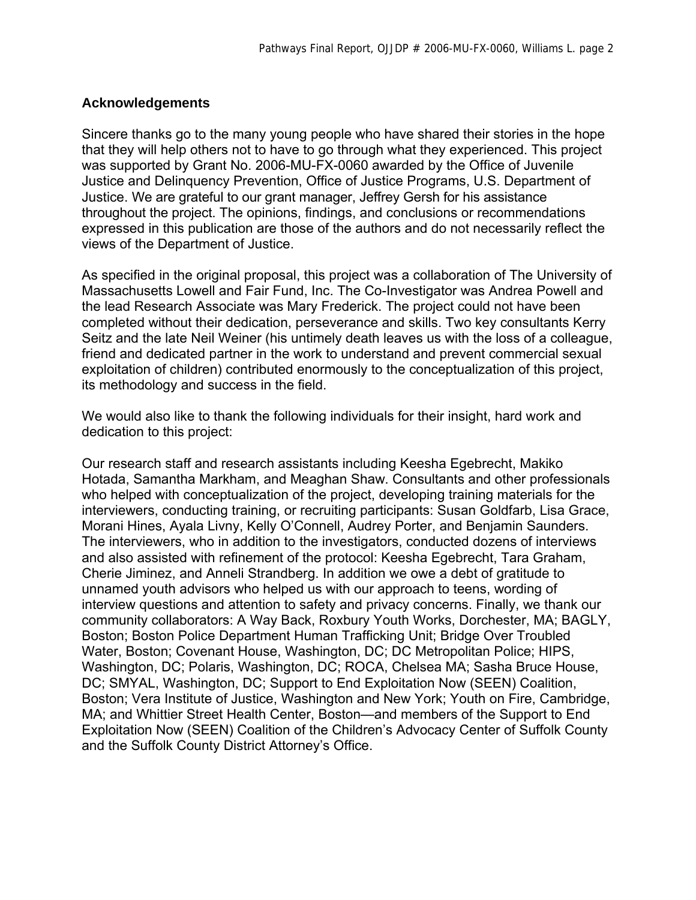## Acknowledgements

Sincere thanks go to the many young people who have shared their stories in the hope that they will help others not to have to go through what they experienced. This project was supported by Grant No. 2006-MU-FX-0060 awarded by the Office of Juvenile Justice and Delinquency Prevention, Office of Justice Programs, U.S. Department of Justice. We are grateful to our grant manager, Jeffrey Gersh for his assistance throughout the project. The opinions, findings, and conclusions or recommendations expressed in this publication are those of the authors and do not necessarily reflect the views of the Department of Justice.

As specified in the original proposal, this project was a collaboration of The University of Massachusetts Lowell and Fair Fund, Inc. The Co-Investigator was Andrea Powell and the lead Research Associate was Mary Frederick. The project could not have been completed without their dedication, perseverance and skills. Two key consultants Kerry Seitz and the late Neil Weiner (his untimely death leaves us with the loss of a colleague, friend and dedicated partner in the work to understand and prevent commercial sexual exploitation of children) contributed enormously to the conceptualization of this project, its methodology and success in the field.

We would also like to thank the following individuals for their insight, hard work and dedication to this project:

Our research staff and research assistants including Keesha Egebrecht, Makiko Hotada, Samantha Markham, and Meaghan Shaw. Consultants and other professionals who helped with conceptualization of the project, developing training materials for the interviewers, conducting training, or recruiting participants: Susan Goldfarb, Lisa Grace, Morani Hines, Ayala Livny, Kelly O'Connell, Audrey Porter, and Benjamin Saunders. The interviewers, who in addition to the investigators, conducted dozens of interviews and also assisted with refinement of the protocol: Keesha Egebrecht, Tara Graham, Cherie Jiminez, and Anneli Strandberg. In addition we owe a debt of gratitude to unnamed youth advisors who helped us with our approach to teens, wording of interview questions and attention to safety and privacy concerns. Finally, we thank our community collaborators: A Way Back, Roxbury Youth Works, Dorchester, MA; BAGLY, Boston; Boston Police Department Human Trafficking Unit; Bridge Over Troubled Water, Boston; Covenant House, Washington, DC; DC Metropolitan Police; HIPS, Washington, DC; Polaris, Washington, DC; ROCA, Chelsea MA; Sasha Bruce House, DC; SMYAL, Washington, DC; Support to End Exploitation Now (SEEN) Coalition, Boston; Vera Institute of Justice, Washington and New York; Youth on Fire, Cambridge, MA; and Whittier Street Health Center, Boston—and members of the Support to End Exploitation Now (SEEN) Coalition of the Children's Advocacy Center of Suffolk County and the Suffolk County District Attorney's Office.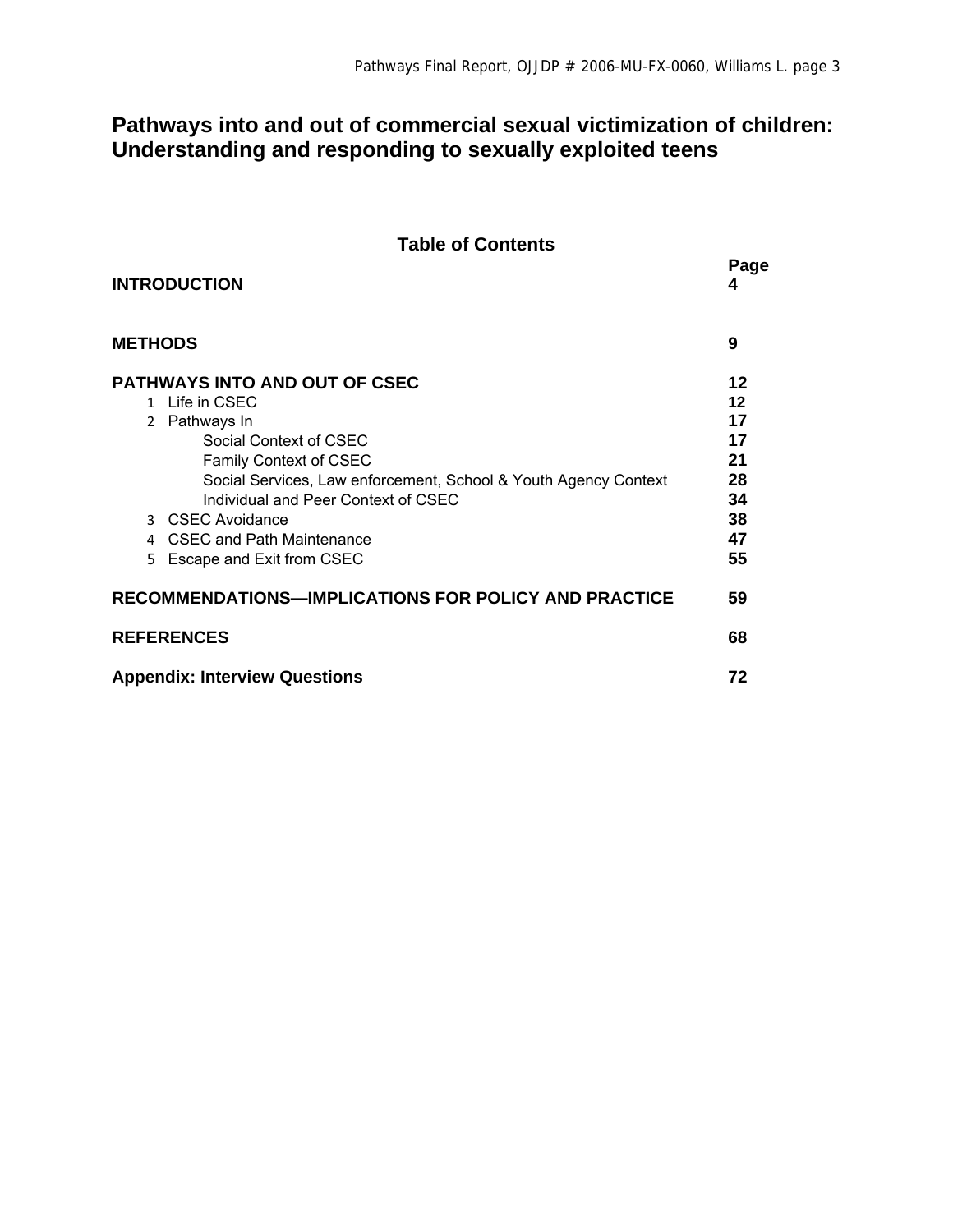# Pathways into and out of commercial sexual victimization of children: Understanding and responding to sexually exploited teens

## Table of Contents

| | Page |
|---|---|
| **INTRODUCTION** | **4** |
| **METHODS** | **9** |
| **PATHWAYS INTO AND OUT OF CSEC** | **12** |
| 1 Life in CSEC | **12** |
| 2 Pathways In | **17** |
| Social Context of CSEC | **17** |
| Family Context of CSEC | **21** |
| Social Services, Law enforcement, School & Youth Agency Context | **28** |
| Individual and Peer Context of CSEC | **34** |
| 3 CSEC Avoidance | **38** |
| 4 CSEC and Path Maintenance | **47** |
| 5 Escape and Exit from CSEC | **55** |
| **RECOMMENDATIONS—IMPLICATIONS FOR POLICY AND PRACTICE** | **59** |
| **REFERENCES** | **68** |
| **Appendix: Interview Questions** | **72** |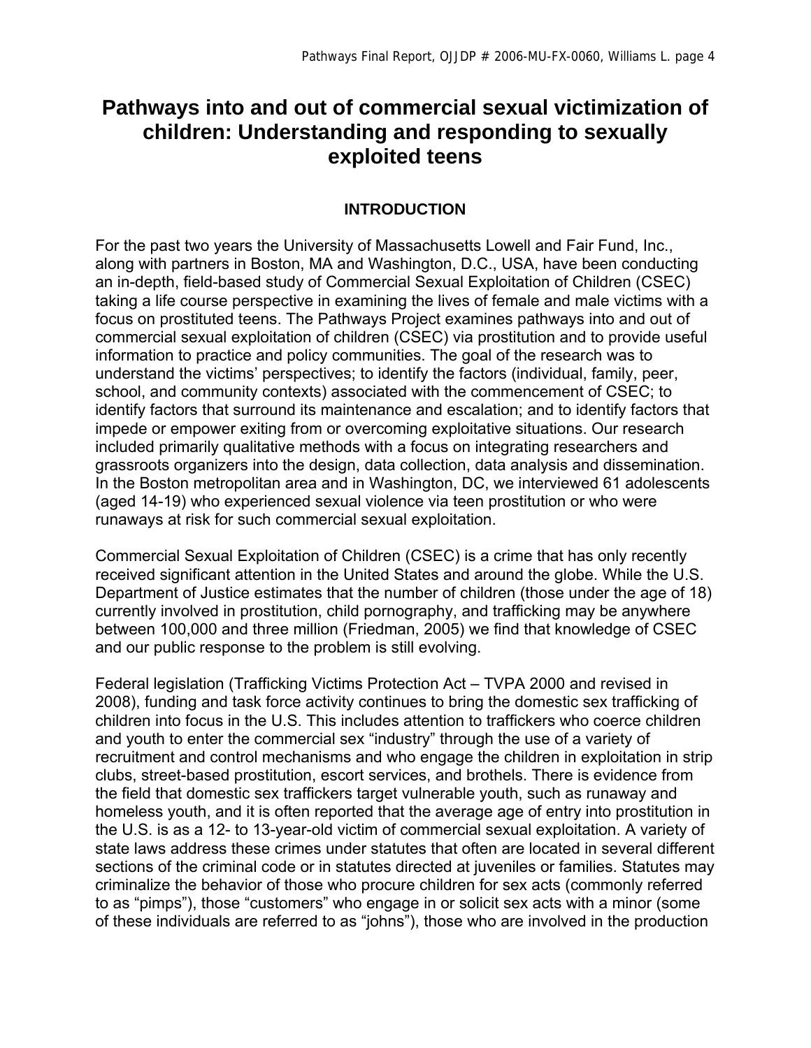# Pathways into and out of commercial sexual victimization of children: Understanding and responding to sexually exploited teens

## INTRODUCTION

For the past two years the University of Massachusetts Lowell and Fair Fund, Inc., along with partners in Boston, MA and Washington, D.C., USA, have been conducting an in-depth, field-based study of Commercial Sexual Exploitation of Children (CSEC) taking a life course perspective in examining the lives of female and male victims with a focus on prostituted teens. The Pathways Project examines pathways into and out of commercial sexual exploitation of children (CSEC) via prostitution and to provide useful information to practice and policy communities. The goal of the research was to understand the victims' perspectives; to identify the factors (individual, family, peer, school, and community contexts) associated with the commencement of CSEC; to identify factors that surround its maintenance and escalation; and to identify factors that impede or empower exiting from or overcoming exploitative situations. Our research included primarily qualitative methods with a focus on integrating researchers and grassroots organizers into the design, data collection, data analysis and dissemination. In the Boston metropolitan area and in Washington, DC, we interviewed 61 adolescents (aged 14-19) who experienced sexual violence via teen prostitution or who were runaways at risk for such commercial sexual exploitation.

Commercial Sexual Exploitation of Children (CSEC) is a crime that has only recently received significant attention in the United States and around the globe. While the U.S. Department of Justice estimates that the number of children (those under the age of 18) currently involved in prostitution, child pornography, and trafficking may be anywhere between 100,000 and three million (Friedman, 2005) we find that knowledge of CSEC and our public response to the problem is still evolving.

Federal legislation (Trafficking Victims Protection Act – TVPA 2000 and revised in 2008), funding and task force activity continues to bring the domestic sex trafficking of children into focus in the U.S. This includes attention to traffickers who coerce children and youth to enter the commercial sex "industry" through the use of a variety of recruitment and control mechanisms and who engage the children in exploitation in strip clubs, street-based prostitution, escort services, and brothels. There is evidence from the field that domestic sex traffickers target vulnerable youth, such as runaway and homeless youth, and it is often reported that the average age of entry into prostitution in the U.S. is as a 12- to 13-year-old victim of commercial sexual exploitation. A variety of state laws address these crimes under statutes that often are located in several different sections of the criminal code or in statutes directed at juveniles or families. Statutes may criminalize the behavior of those who procure children for sex acts (commonly referred to as "pimps"), those "customers" who engage in or solicit sex acts with a minor (some of these individuals are referred to as "johns"), those who are involved in the production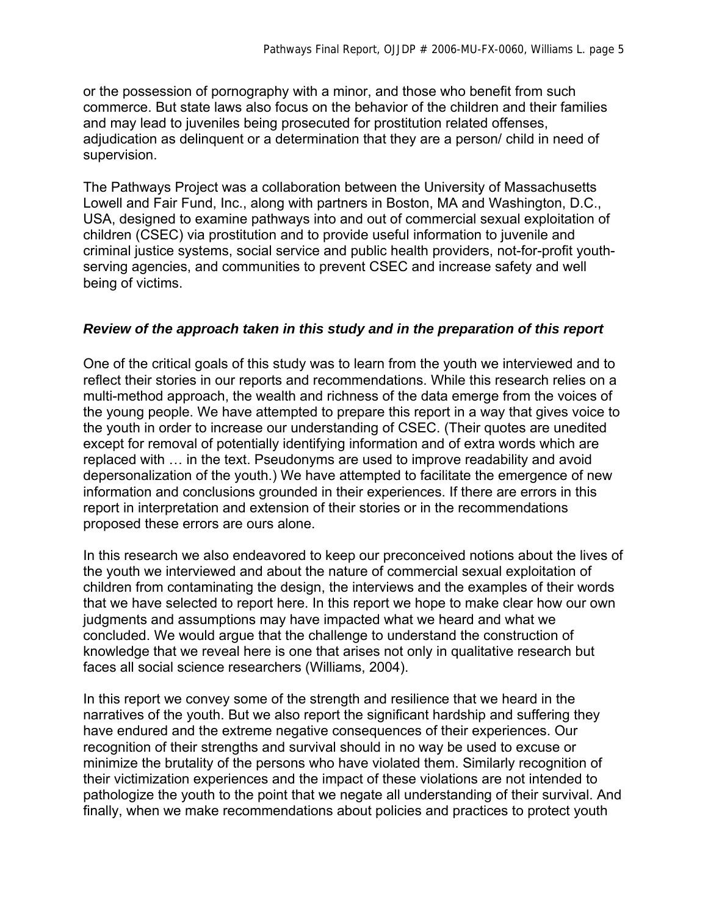or the possession of pornography with a minor, and those who benefit from such commerce. But state laws also focus on the behavior of the children and their families and may lead to juveniles being prosecuted for prostitution related offenses, adjudication as delinquent or a determination that they are a person/ child in need of supervision.

The Pathways Project was a collaboration between the University of Massachusetts Lowell and Fair Fund, Inc., along with partners in Boston, MA and Washington, D.C., USA, designed to examine pathways into and out of commercial sexual exploitation of children (CSEC) via prostitution and to provide useful information to juvenile and criminal justice systems, social service and public health providers, not-for-profit youth-serving agencies, and communities to prevent CSEC and increase safety and well being of victims.

### ***Review of the approach taken in this study and in the preparation of this report***

One of the critical goals of this study was to learn from the youth we interviewed and to reflect their stories in our reports and recommendations. While this research relies on a multi-method approach, the wealth and richness of the data emerge from the voices of the young people. We have attempted to prepare this report in a way that gives voice to the youth in order to increase our understanding of CSEC. (Their quotes are unedited except for removal of potentially identifying information and of extra words which are replaced with … in the text. Pseudonyms are used to improve readability and avoid depersonalization of the youth.) We have attempted to facilitate the emergence of new information and conclusions grounded in their experiences. If there are errors in this report in interpretation and extension of their stories or in the recommendations proposed these errors are ours alone.

In this research we also endeavored to keep our preconceived notions about the lives of the youth we interviewed and about the nature of commercial sexual exploitation of children from contaminating the design, the interviews and the examples of their words that we have selected to report here. In this report we hope to make clear how our own judgments and assumptions may have impacted what we heard and what we concluded. We would argue that the challenge to understand the construction of knowledge that we reveal here is one that arises not only in qualitative research but faces all social science researchers (Williams, 2004).

In this report we convey some of the strength and resilience that we heard in the narratives of the youth. But we also report the significant hardship and suffering they have endured and the extreme negative consequences of their experiences. Our recognition of their strengths and survival should in no way be used to excuse or minimize the brutality of the persons who have violated them. Similarly recognition of their victimization experiences and the impact of these violations are not intended to pathologize the youth to the point that we negate all understanding of their survival. And finally, when we make recommendations about policies and practices to protect youth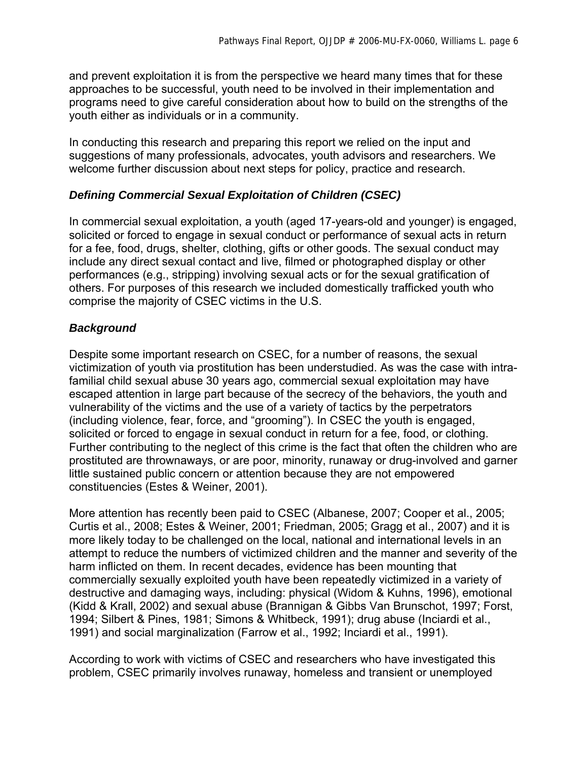and prevent exploitation it is from the perspective we heard many times that for these approaches to be successful, youth need to be involved in their implementation and programs need to give careful consideration about how to build on the strengths of the youth either as individuals or in a community.

In conducting this research and preparing this report we relied on the input and suggestions of many professionals, advocates, youth advisors and researchers. We welcome further discussion about next steps for policy, practice and research.

### *Defining Commercial Sexual Exploitation of Children (CSEC)*

In commercial sexual exploitation, a youth (aged 17-years-old and younger) is engaged, solicited or forced to engage in sexual conduct or performance of sexual acts in return for a fee, food, drugs, shelter, clothing, gifts or other goods. The sexual conduct may include any direct sexual contact and live, filmed or photographed display or other performances (e.g., stripping) involving sexual acts or for the sexual gratification of others. For purposes of this research we included domestically trafficked youth who comprise the majority of CSEC victims in the U.S.

### *Background*

Despite some important research on CSEC, for a number of reasons, the sexual victimization of youth via prostitution has been understudied. As was the case with intra-familial child sexual abuse 30 years ago, commercial sexual exploitation may have escaped attention in large part because of the secrecy of the behaviors, the youth and vulnerability of the victims and the use of a variety of tactics by the perpetrators (including violence, fear, force, and "grooming"). In CSEC the youth is engaged, solicited or forced to engage in sexual conduct in return for a fee, food, or clothing. Further contributing to the neglect of this crime is the fact that often the children who are prostituted are thrownaways, or are poor, minority, runaway or drug-involved and garner little sustained public concern or attention because they are not empowered constituencies (Estes & Weiner, 2001).

More attention has recently been paid to CSEC (Albanese, 2007; Cooper et al., 2005; Curtis et al., 2008; Estes & Weiner, 2001; Friedman, 2005; Gragg et al., 2007) and it is more likely today to be challenged on the local, national and international levels in an attempt to reduce the numbers of victimized children and the manner and severity of the harm inflicted on them. In recent decades, evidence has been mounting that commercially sexually exploited youth have been repeatedly victimized in a variety of destructive and damaging ways, including: physical (Widom & Kuhns, 1996), emotional (Kidd & Krall, 2002) and sexual abuse (Brannigan & Gibbs Van Brunschot, 1997; Forst, 1994; Silbert & Pines, 1981; Simons & Whitbeck, 1991); drug abuse (Inciardi et al., 1991) and social marginalization (Farrow et al., 1992; Inciardi et al., 1991).

According to work with victims of CSEC and researchers who have investigated this problem, CSEC primarily involves runaway, homeless and transient or unemployed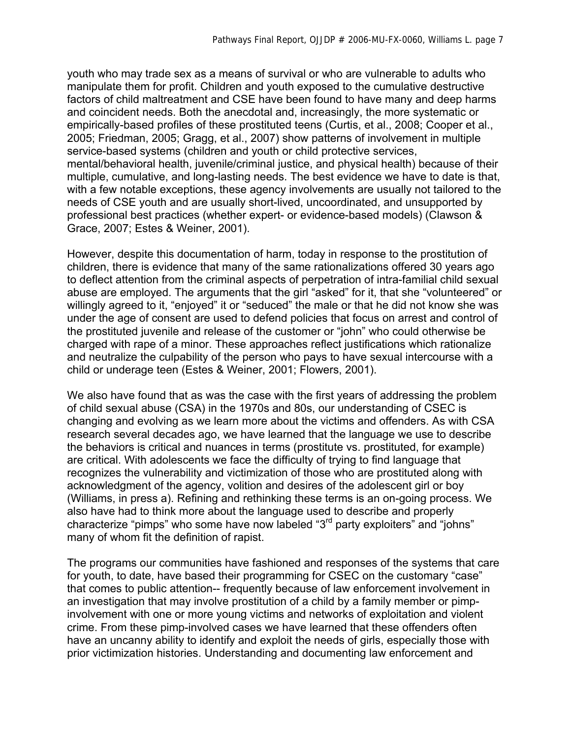youth who may trade sex as a means of survival or who are vulnerable to adults who manipulate them for profit. Children and youth exposed to the cumulative destructive factors of child maltreatment and CSE have been found to have many and deep harms and coincident needs. Both the anecdotal and, increasingly, the more systematic or empirically-based profiles of these prostituted teens (Curtis, et al., 2008; Cooper et al., 2005; Friedman, 2005; Gragg, et al., 2007) show patterns of involvement in multiple service-based systems (children and youth or child protective services, mental/behavioral health, juvenile/criminal justice, and physical health) because of their multiple, cumulative, and long-lasting needs. The best evidence we have to date is that, with a few notable exceptions, these agency involvements are usually not tailored to the needs of CSE youth and are usually short-lived, uncoordinated, and unsupported by professional best practices (whether expert- or evidence-based models) (Clawson & Grace, 2007; Estes & Weiner, 2001).

However, despite this documentation of harm, today in response to the prostitution of children, there is evidence that many of the same rationalizations offered 30 years ago to deflect attention from the criminal aspects of perpetration of intra-familial child sexual abuse are employed. The arguments that the girl "asked" for it, that she "volunteered" or willingly agreed to it, "enjoyed" it or "seduced" the male or that he did not know she was under the age of consent are used to defend policies that focus on arrest and control of the prostituted juvenile and release of the customer or "john" who could otherwise be charged with rape of a minor. These approaches reflect justifications which rationalize and neutralize the culpability of the person who pays to have sexual intercourse with a child or underage teen (Estes & Weiner, 2001; Flowers, 2001).

We also have found that as was the case with the first years of addressing the problem of child sexual abuse (CSA) in the 1970s and 80s, our understanding of CSEC is changing and evolving as we learn more about the victims and offenders. As with CSA research several decades ago, we have learned that the language we use to describe the behaviors is critical and nuances in terms (prostitute vs. prostituted, for example) are critical. With adolescents we face the difficulty of trying to find language that recognizes the vulnerability and victimization of those who are prostituted along with acknowledgment of the agency, volition and desires of the adolescent girl or boy (Williams, in press a). Refining and rethinking these terms is an on-going process. We also have had to think more about the language used to describe and properly characterize "pimps" who some have now labeled "3rd party exploiters" and "johns" many of whom fit the definition of rapist.

The programs our communities have fashioned and responses of the systems that care for youth, to date, have based their programming for CSEC on the customary "case" that comes to public attention-- frequently because of law enforcement involvement in an investigation that may involve prostitution of a child by a family member or pimp-involvement with one or more young victims and networks of exploitation and violent crime. From these pimp-involved cases we have learned that these offenders often have an uncanny ability to identify and exploit the needs of girls, especially those with prior victimization histories. Understanding and documenting law enforcement and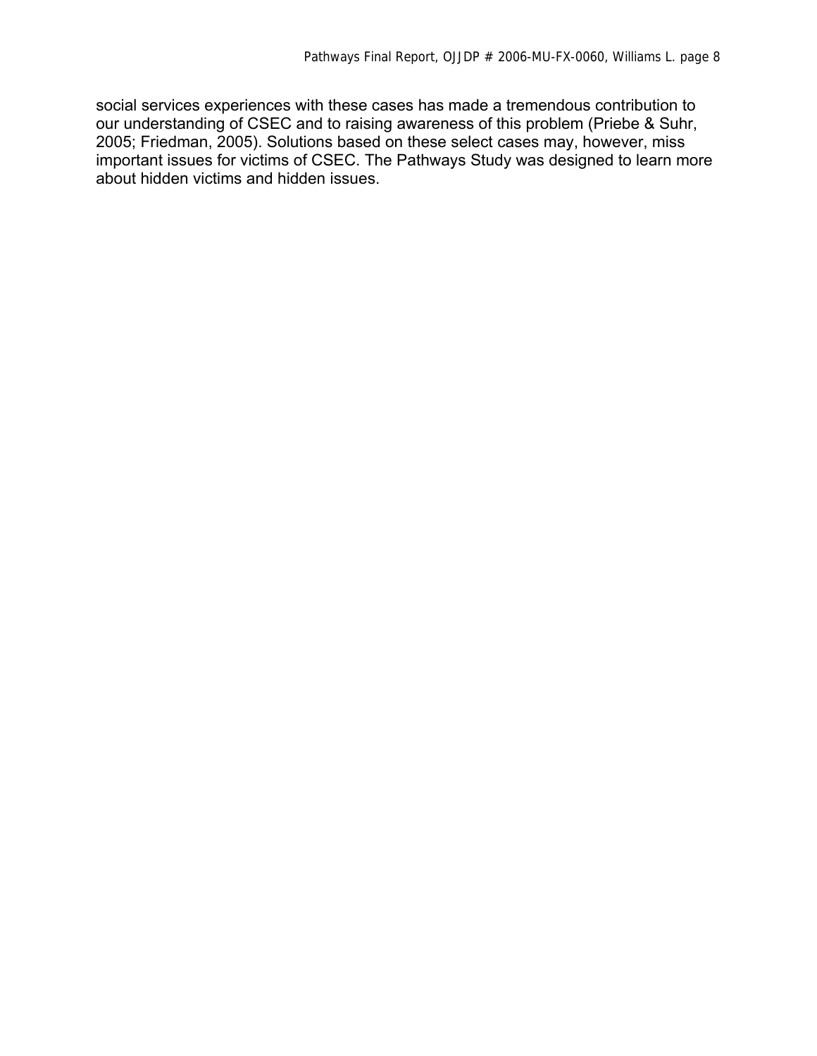social services experiences with these cases has made a tremendous contribution to our understanding of CSEC and to raising awareness of this problem (Priebe & Suhr, 2005; Friedman, 2005). Solutions based on these select cases may, however, miss important issues for victims of CSEC. The Pathways Study was designed to learn more about hidden victims and hidden issues.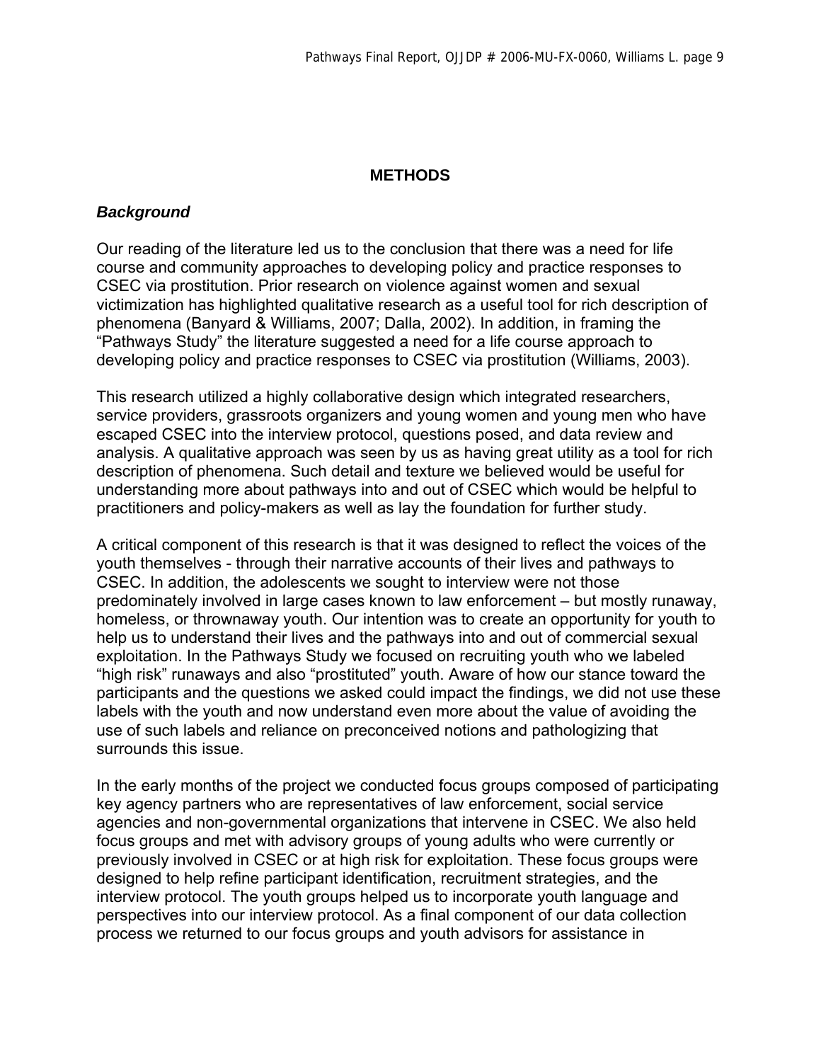# METHODS

## *Background*

Our reading of the literature led us to the conclusion that there was a need for life course and community approaches to developing policy and practice responses to CSEC via prostitution. Prior research on violence against women and sexual victimization has highlighted qualitative research as a useful tool for rich description of phenomena (Banyard & Williams, 2007; Dalla, 2002). In addition, in framing the "Pathways Study" the literature suggested a need for a life course approach to developing policy and practice responses to CSEC via prostitution (Williams, 2003).

This research utilized a highly collaborative design which integrated researchers, service providers, grassroots organizers and young women and young men who have escaped CSEC into the interview protocol, questions posed, and data review and analysis. A qualitative approach was seen by us as having great utility as a tool for rich description of phenomena. Such detail and texture we believed would be useful for understanding more about pathways into and out of CSEC which would be helpful to practitioners and policy-makers as well as lay the foundation for further study.

A critical component of this research is that it was designed to reflect the voices of the youth themselves - through their narrative accounts of their lives and pathways to CSEC. In addition, the adolescents we sought to interview were not those predominately involved in large cases known to law enforcement – but mostly runaway, homeless, or thrownaway youth. Our intention was to create an opportunity for youth to help us to understand their lives and the pathways into and out of commercial sexual exploitation. In the Pathways Study we focused on recruiting youth who we labeled "high risk" runaways and also "prostituted" youth. Aware of how our stance toward the participants and the questions we asked could impact the findings, we did not use these labels with the youth and now understand even more about the value of avoiding the use of such labels and reliance on preconceived notions and pathologizing that surrounds this issue.

In the early months of the project we conducted focus groups composed of participating key agency partners who are representatives of law enforcement, social service agencies and non-governmental organizations that intervene in CSEC. We also held focus groups and met with advisory groups of young adults who were currently or previously involved in CSEC or at high risk for exploitation. These focus groups were designed to help refine participant identification, recruitment strategies, and the interview protocol. The youth groups helped us to incorporate youth language and perspectives into our interview protocol. As a final component of our data collection process we returned to our focus groups and youth advisors for assistance in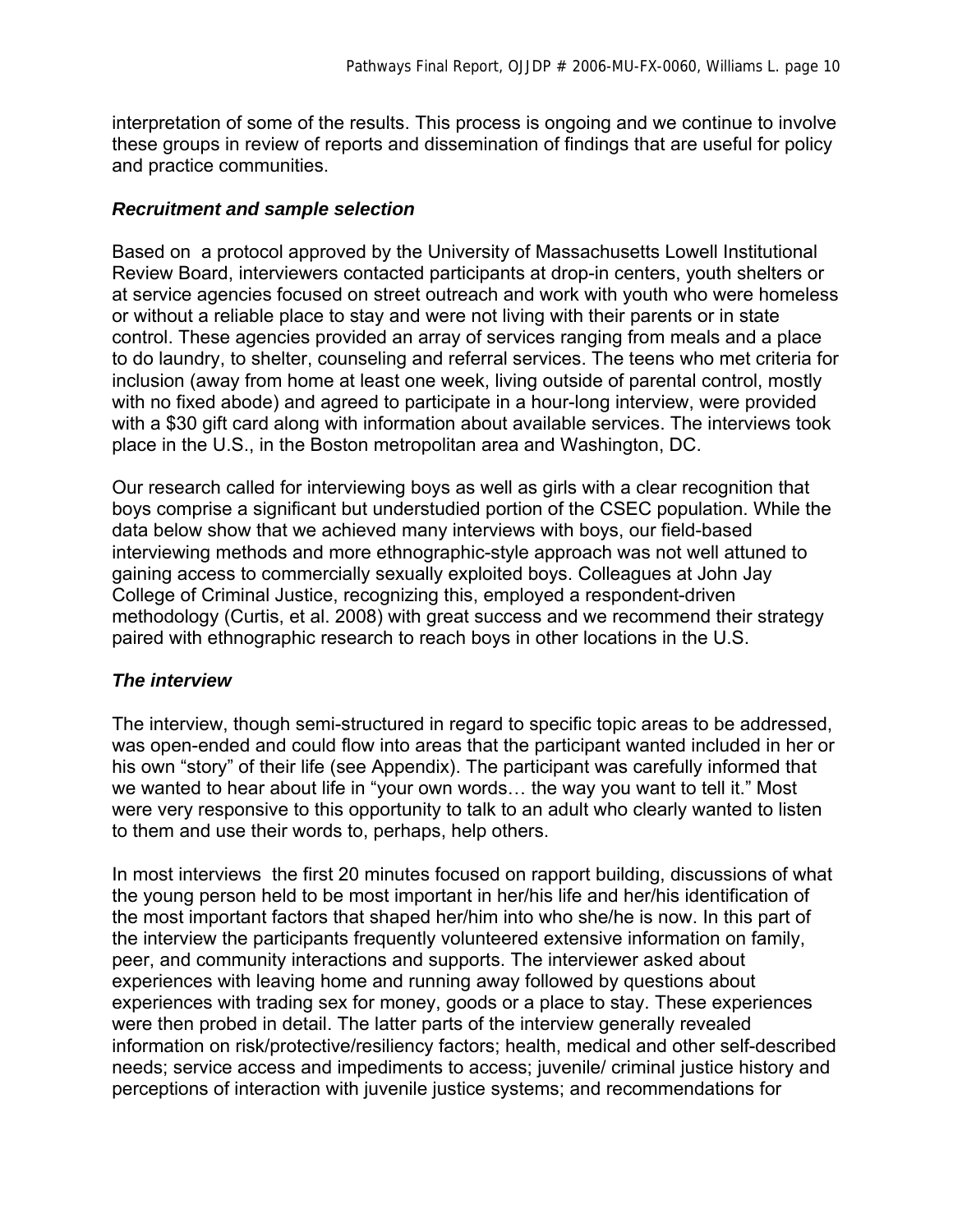interpretation of some of the results. This process is ongoing and we continue to involve these groups in review of reports and dissemination of findings that are useful for policy and practice communities.

### *Recruitment and sample selection*

Based on a protocol approved by the University of Massachusetts Lowell Institutional Review Board, interviewers contacted participants at drop-in centers, youth shelters or at service agencies focused on street outreach and work with youth who were homeless or without a reliable place to stay and were not living with their parents or in state control. These agencies provided an array of services ranging from meals and a place to do laundry, to shelter, counseling and referral services. The teens who met criteria for inclusion (away from home at least one week, living outside of parental control, mostly with no fixed abode) and agreed to participate in a hour-long interview, were provided with a $30 gift card along with information about available services. The interviews took place in the U.S., in the Boston metropolitan area and Washington, DC.

Our research called for interviewing boys as well as girls with a clear recognition that boys comprise a significant but understudied portion of the CSEC population. While the data below show that we achieved many interviews with boys, our field-based interviewing methods and more ethnographic-style approach was not well attuned to gaining access to commercially sexually exploited boys. Colleagues at John Jay College of Criminal Justice, recognizing this, employed a respondent-driven methodology (Curtis, et al. 2008) with great success and we recommend their strategy paired with ethnographic research to reach boys in other locations in the U.S.

### *The interview*

The interview, though semi-structured in regard to specific topic areas to be addressed, was open-ended and could flow into areas that the participant wanted included in her or his own "story" of their life (see Appendix). The participant was carefully informed that we wanted to hear about life in "your own words… the way you want to tell it." Most were very responsive to this opportunity to talk to an adult who clearly wanted to listen to them and use their words to, perhaps, help others.

In most interviews the first 20 minutes focused on rapport building, discussions of what the young person held to be most important in her/his life and her/his identification of the most important factors that shaped her/him into who she/he is now. In this part of the interview the participants frequently volunteered extensive information on family, peer, and community interactions and supports. The interviewer asked about experiences with leaving home and running away followed by questions about experiences with trading sex for money, goods or a place to stay. These experiences were then probed in detail. The latter parts of the interview generally revealed information on risk/protective/resiliency factors; health, medical and other self-described needs; service access and impediments to access; juvenile/ criminal justice history and perceptions of interaction with juvenile justice systems; and recommendations for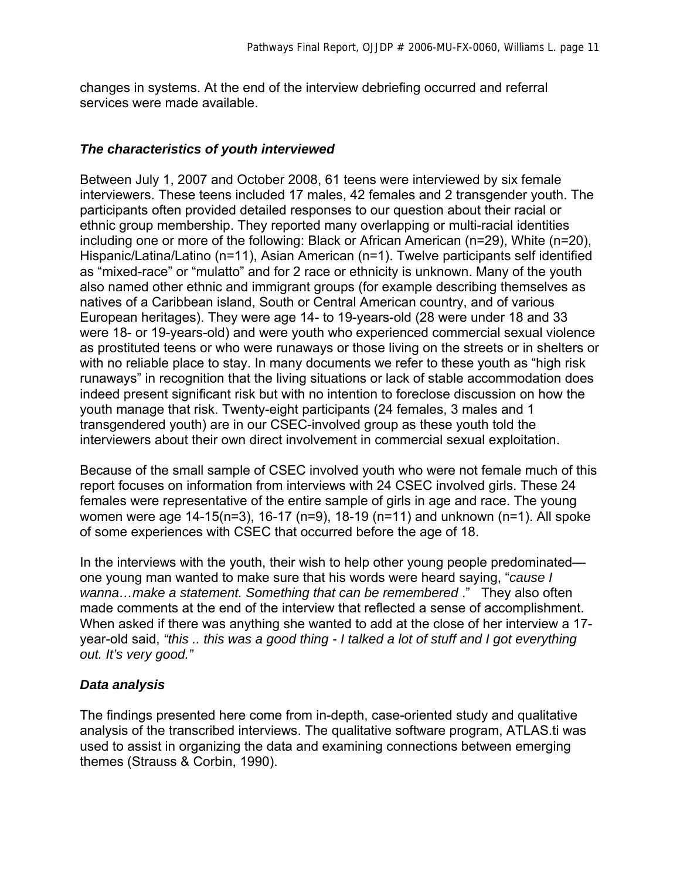changes in systems. At the end of the interview debriefing occurred and referral services were made available.

### *The characteristics of youth interviewed*

Between July 1, 2007 and October 2008, 61 teens were interviewed by six female interviewers. These teens included 17 males, 42 females and 2 transgender youth. The participants often provided detailed responses to our question about their racial or ethnic group membership. They reported many overlapping or multi-racial identities including one or more of the following: Black or African American (n=29), White (n=20), Hispanic/Latina/Latino (n=11), Asian American (n=1). Twelve participants self identified as "mixed-race" or "mulatto" and for 2 race or ethnicity is unknown. Many of the youth also named other ethnic and immigrant groups (for example describing themselves as natives of a Caribbean island, South or Central American country, and of various European heritages). They were age 14- to 19-years-old (28 were under 18 and 33 were 18- or 19-years-old) and were youth who experienced commercial sexual violence as prostituted teens or who were runaways or those living on the streets or in shelters or with no reliable place to stay. In many documents we refer to these youth as "high risk runaways" in recognition that the living situations or lack of stable accommodation does indeed present significant risk but with no intention to foreclose discussion on how the youth manage that risk. Twenty-eight participants (24 females, 3 males and 1 transgendered youth) are in our CSEC-involved group as these youth told the interviewers about their own direct involvement in commercial sexual exploitation.

Because of the small sample of CSEC involved youth who were not female much of this report focuses on information from interviews with 24 CSEC involved girls. These 24 females were representative of the entire sample of girls in age and race. The young women were age 14-15(n=3), 16-17 (n=9), 18-19 (n=11) and unknown (n=1). All spoke of some experiences with CSEC that occurred before the age of 18.

In the interviews with the youth, their wish to help other young people predominated—one young man wanted to make sure that his words were heard saying, "*cause I wanna…make a statement. Something that can be remembered* ." They also often made comments at the end of the interview that reflected a sense of accomplishment. When asked if there was anything she wanted to add at the close of her interview a 17-year-old said, *"this .. this was a good thing - I talked a lot of stuff and I got everything out. It's very good."*

### *Data analysis*

The findings presented here come from in-depth, case-oriented study and qualitative analysis of the transcribed interviews. The qualitative software program, ATLAS.ti was used to assist in organizing the data and examining connections between emerging themes (Strauss & Corbin, 1990).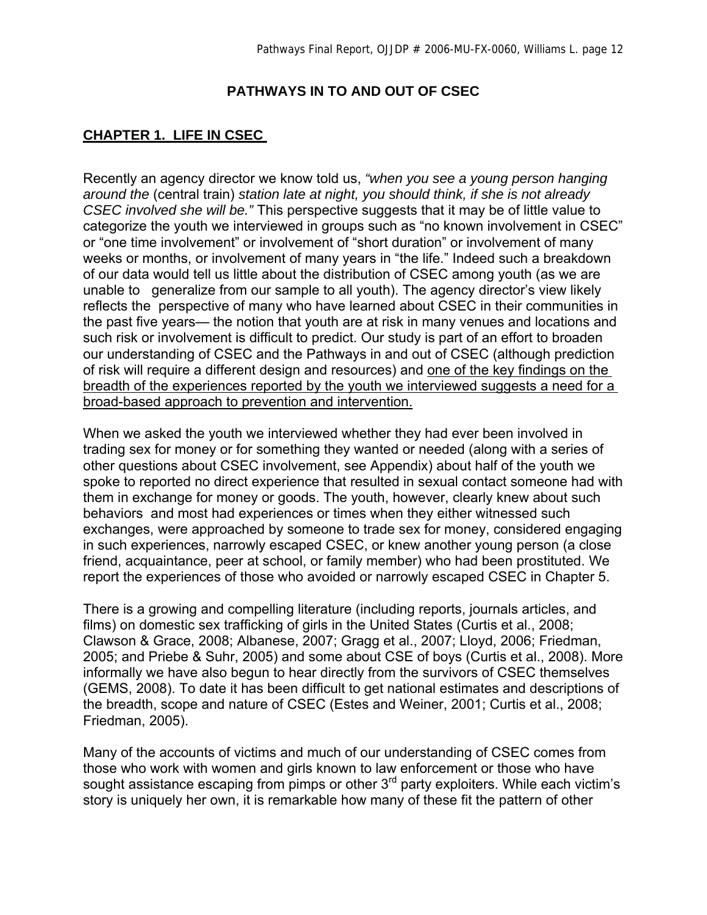# PATHWAYS IN TO AND OUT OF CSEC

## CHAPTER 1. LIFE IN CSEC

Recently an agency director we know told us, *"when you see a young person hanging around the* (central train) *station late at night, you should think, if she is not already CSEC involved she will be."* This perspective suggests that it may be of little value to categorize the youth we interviewed in groups such as "no known involvement in CSEC" or "one time involvement" or involvement of "short duration" or involvement of many weeks or months, or involvement of many years in "the life." Indeed such a breakdown of our data would tell us little about the distribution of CSEC among youth (as we are unable to generalize from our sample to all youth). The agency director's view likely reflects the perspective of many who have learned about CSEC in their communities in the past five years— the notion that youth are at risk in many venues and locations and such risk or involvement is difficult to predict. Our study is part of an effort to broaden our understanding of CSEC and the Pathways in and out of CSEC (although prediction of risk will require a different design and resources) and <u>one of the key findings on the breadth of the experiences reported by the youth we interviewed suggests a need for a broad-based approach to prevention and intervention.</u>

When we asked the youth we interviewed whether they had ever been involved in trading sex for money or for something they wanted or needed (along with a series of other questions about CSEC involvement, see Appendix) about half of the youth we spoke to reported no direct experience that resulted in sexual contact someone had with them in exchange for money or goods. The youth, however, clearly knew about such behaviors and most had experiences or times when they either witnessed such exchanges, were approached by someone to trade sex for money, considered engaging in such experiences, narrowly escaped CSEC, or knew another young person (a close friend, acquaintance, peer at school, or family member) who had been prostituted. We report the experiences of those who avoided or narrowly escaped CSEC in Chapter 5.

There is a growing and compelling literature (including reports, journals articles, and films) on domestic sex trafficking of girls in the United States (Curtis et al., 2008; Clawson & Grace, 2008; Albanese, 2007; Gragg et al., 2007; Lloyd, 2006; Friedman, 2005; and Priebe & Suhr, 2005) and some about CSE of boys (Curtis et al., 2008). More informally we have also begun to hear directly from the survivors of CSEC themselves (GEMS, 2008). To date it has been difficult to get national estimates and descriptions of the breadth, scope and nature of CSEC (Estes and Weiner, 2001; Curtis et al., 2008; Friedman, 2005).

Many of the accounts of victims and much of our understanding of CSEC comes from those who work with women and girls known to law enforcement or those who have sought assistance escaping from pimps or other 3rd party exploiters. While each victim's story is uniquely her own, it is remarkable how many of these fit the pattern of other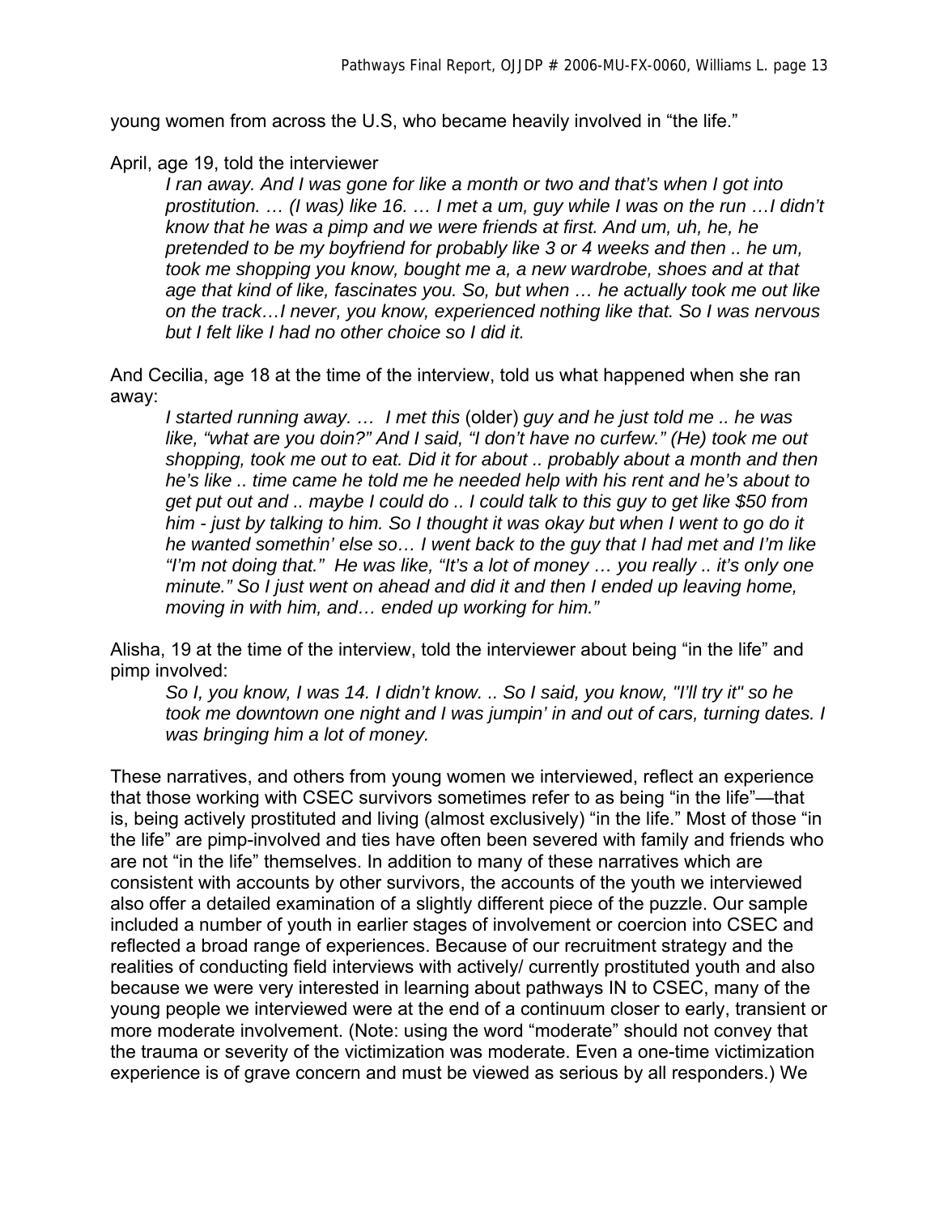young women from across the U.S, who became heavily involved in “the life.”

April, age 19, told the interviewer

> *I ran away. And I was gone for like a month or two and that’s when I got into prostitution. … (I was) like 16. … I met a um, guy while I was on the run …I didn’t know that he was a pimp and we were friends at first. And um, uh, he, he pretended to be my boyfriend for probably like 3 or 4 weeks and then .. he um, took me shopping you know, bought me a, a new wardrobe, shoes and at that age that kind of like, fascinates you. So, but when … he actually took me out like on the track…I never, you know, experienced nothing like that. So I was nervous but I felt like I had no other choice so I did it.*

And Cecilia, age 18 at the time of the interview, told us what happened when she ran away:

> *I started running away. … I met this* (older) *guy and he just told me .. he was like, “what are you doin?” And I said, “I don’t have no curfew.” (He) took me out shopping, took me out to eat. Did it for about .. probably about a month and then he’s like .. time came he told me he needed help with his rent and he’s about to get put out and .. maybe I could do .. I could talk to this guy to get like $50 from him - just by talking to him. So I thought it was okay but when I went to go do it he wanted somethin’ else so… I went back to the guy that I had met and I’m like “I’m not doing that.” He was like, “It’s a lot of money … you really .. it’s only one minute.” So I just went on ahead and did it and then I ended up leaving home, moving in with him, and… ended up working for him.”*

Alisha, 19 at the time of the interview, told the interviewer about being “in the life” and pimp involved:

> *So I, you know, I was 14. I didn’t know. .. So I said, you know, "I’ll try it" so he took me downtown one night and I was jumpin’ in and out of cars, turning dates. I was bringing him a lot of money.*

These narratives, and others from young women we interviewed, reflect an experience that those working with CSEC survivors sometimes refer to as being “in the life”—that is, being actively prostituted and living (almost exclusively) “in the life.” Most of those “in the life” are pimp-involved and ties have often been severed with family and friends who are not “in the life” themselves. In addition to many of these narratives which are consistent with accounts by other survivors, the accounts of the youth we interviewed also offer a detailed examination of a slightly different piece of the puzzle. Our sample included a number of youth in earlier stages of involvement or coercion into CSEC and reflected a broad range of experiences. Because of our recruitment strategy and the realities of conducting field interviews with actively/ currently prostituted youth and also because we were very interested in learning about pathways IN to CSEC, many of the young people we interviewed were at the end of a continuum closer to early, transient or more moderate involvement. (Note: using the word “moderate” should not convey that the trauma or severity of the victimization was moderate. Even a one-time victimization experience is of grave concern and must be viewed as serious by all responders.) We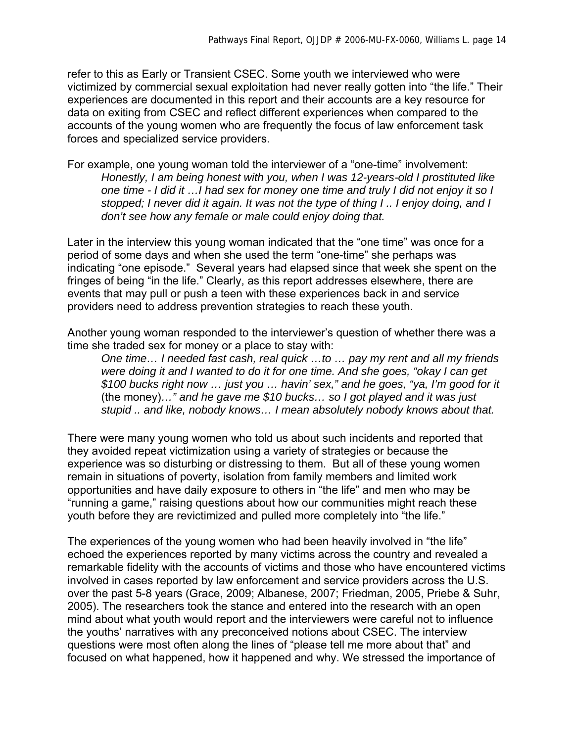refer to this as Early or Transient CSEC. Some youth we interviewed who were victimized by commercial sexual exploitation had never really gotten into "the life." Their experiences are documented in this report and their accounts are a key resource for data on exiting from CSEC and reflect different experiences when compared to the accounts of the young women who are frequently the focus of law enforcement task forces and specialized service providers.

For example, one young woman told the interviewer of a "one-time" involvement:

> *Honestly, I am being honest with you, when I was 12-years-old I prostituted like one time - I did it …I had sex for money one time and truly I did not enjoy it so I stopped; I never did it again. It was not the type of thing I .. I enjoy doing, and I don't see how any female or male could enjoy doing that.*

Later in the interview this young woman indicated that the "one time" was once for a period of some days and when she used the term "one-time" she perhaps was indicating "one episode." Several years had elapsed since that week she spent on the fringes of being "in the life." Clearly, as this report addresses elsewhere, there are events that may pull or push a teen with these experiences back in and service providers need to address prevention strategies to reach these youth.

Another young woman responded to the interviewer's question of whether there was a time she traded sex for money or a place to stay with:

> *One time… I needed fast cash, real quick …to … pay my rent and all my friends were doing it and I wanted to do it for one time. And she goes, "okay I can get $100 bucks right now … just you … havin' sex," and he goes, "ya, I'm good for it* (the money)*…" and he gave me $10 bucks… so I got played and it was just stupid .. and like, nobody knows… I mean absolutely nobody knows about that.*

There were many young women who told us about such incidents and reported that they avoided repeat victimization using a variety of strategies or because the experience was so disturbing or distressing to them. But all of these young women remain in situations of poverty, isolation from family members and limited work opportunities and have daily exposure to others in "the life" and men who may be "running a game," raising questions about how our communities might reach these youth before they are revictimized and pulled more completely into "the life."

The experiences of the young women who had been heavily involved in "the life" echoed the experiences reported by many victims across the country and revealed a remarkable fidelity with the accounts of victims and those who have encountered victims involved in cases reported by law enforcement and service providers across the U.S. over the past 5-8 years (Grace, 2009; Albanese, 2007; Friedman, 2005, Priebe & Suhr, 2005). The researchers took the stance and entered into the research with an open mind about what youth would report and the interviewers were careful not to influence the youths' narratives with any preconceived notions about CSEC. The interview questions were most often along the lines of "please tell me more about that" and focused on what happened, how it happened and why. We stressed the importance of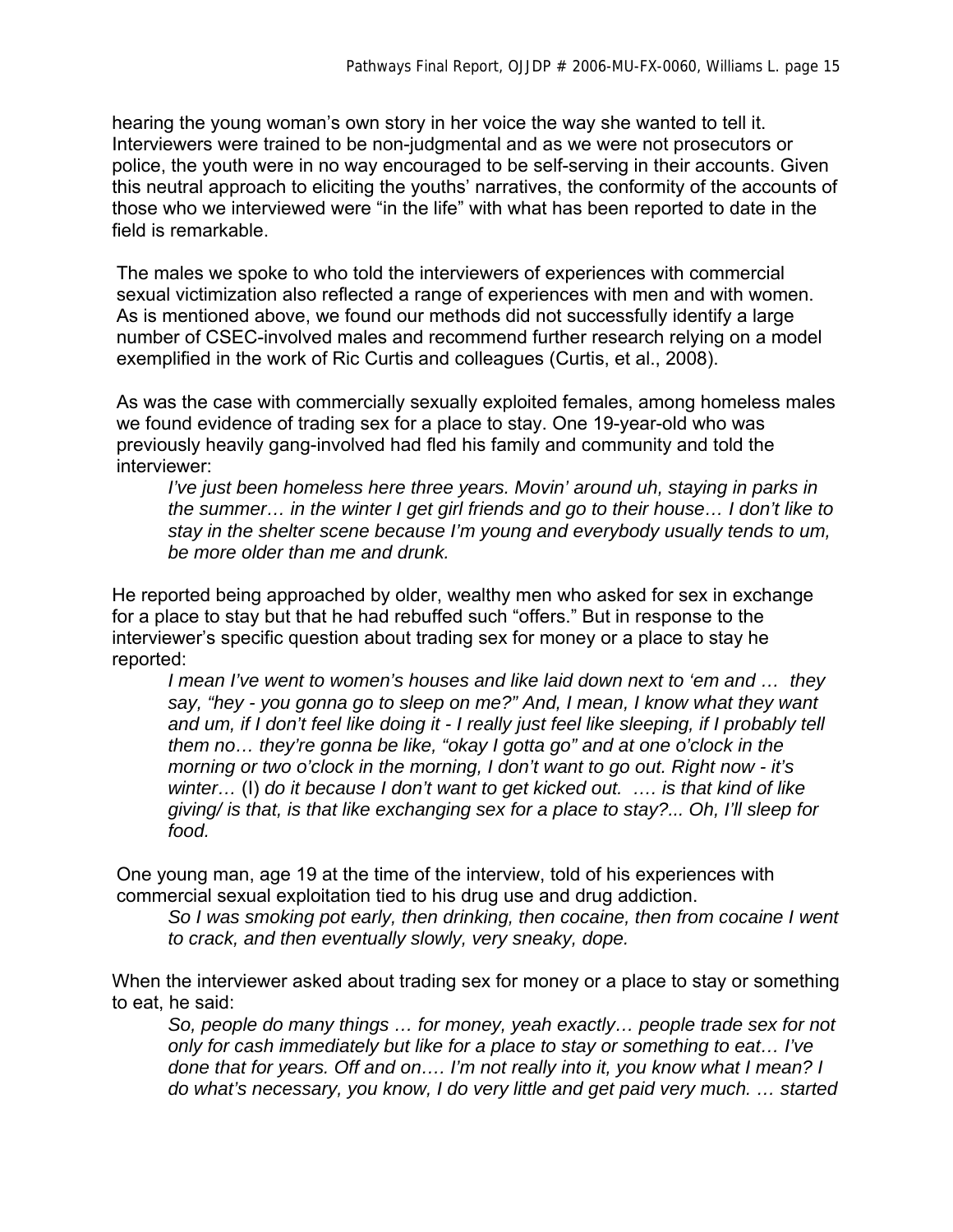hearing the young woman's own story in her voice the way she wanted to tell it. Interviewers were trained to be non-judgmental and as we were not prosecutors or police, the youth were in no way encouraged to be self-serving in their accounts. Given this neutral approach to eliciting the youths' narratives, the conformity of the accounts of those who we interviewed were "in the life" with what has been reported to date in the field is remarkable.

The males we spoke to who told the interviewers of experiences with commercial sexual victimization also reflected a range of experiences with men and with women. As is mentioned above, we found our methods did not successfully identify a large number of CSEC-involved males and recommend further research relying on a model exemplified in the work of Ric Curtis and colleagues (Curtis, et al., 2008).

As was the case with commercially sexually exploited females, among homeless males we found evidence of trading sex for a place to stay. One 19-year-old who was previously heavily gang-involved had fled his family and community and told the interviewer:

> *I've just been homeless here three years. Movin' around uh, staying in parks in the summer… in the winter I get girl friends and go to their house… I don't like to stay in the shelter scene because I'm young and everybody usually tends to um, be more older than me and drunk.*

He reported being approached by older, wealthy men who asked for sex in exchange for a place to stay but that he had rebuffed such "offers." But in response to the interviewer's specific question about trading sex for money or a place to stay he reported:

> *I mean I've went to women's houses and like laid down next to 'em and … they say, "hey - you gonna go to sleep on me?" And, I mean, I know what they want and um, if I don't feel like doing it - I really just feel like sleeping, if I probably tell them no… they're gonna be like, "okay I gotta go" and at one o'clock in the morning or two o'clock in the morning, I don't want to go out. Right now - it's winter…* (I) *do it because I don't want to get kicked out. …. is that kind of like giving/ is that, is that like exchanging sex for a place to stay?... Oh, I'll sleep for food.*

One young man, age 19 at the time of the interview, told of his experiences with commercial sexual exploitation tied to his drug use and drug addiction.

> *So I was smoking pot early, then drinking, then cocaine, then from cocaine I went to crack, and then eventually slowly, very sneaky, dope.*

When the interviewer asked about trading sex for money or a place to stay or something to eat, he said:

> *So, people do many things … for money, yeah exactly… people trade sex for not only for cash immediately but like for a place to stay or something to eat… I've done that for years. Off and on…. I'm not really into it, you know what I mean? I do what's necessary, you know, I do very little and get paid very much. … started*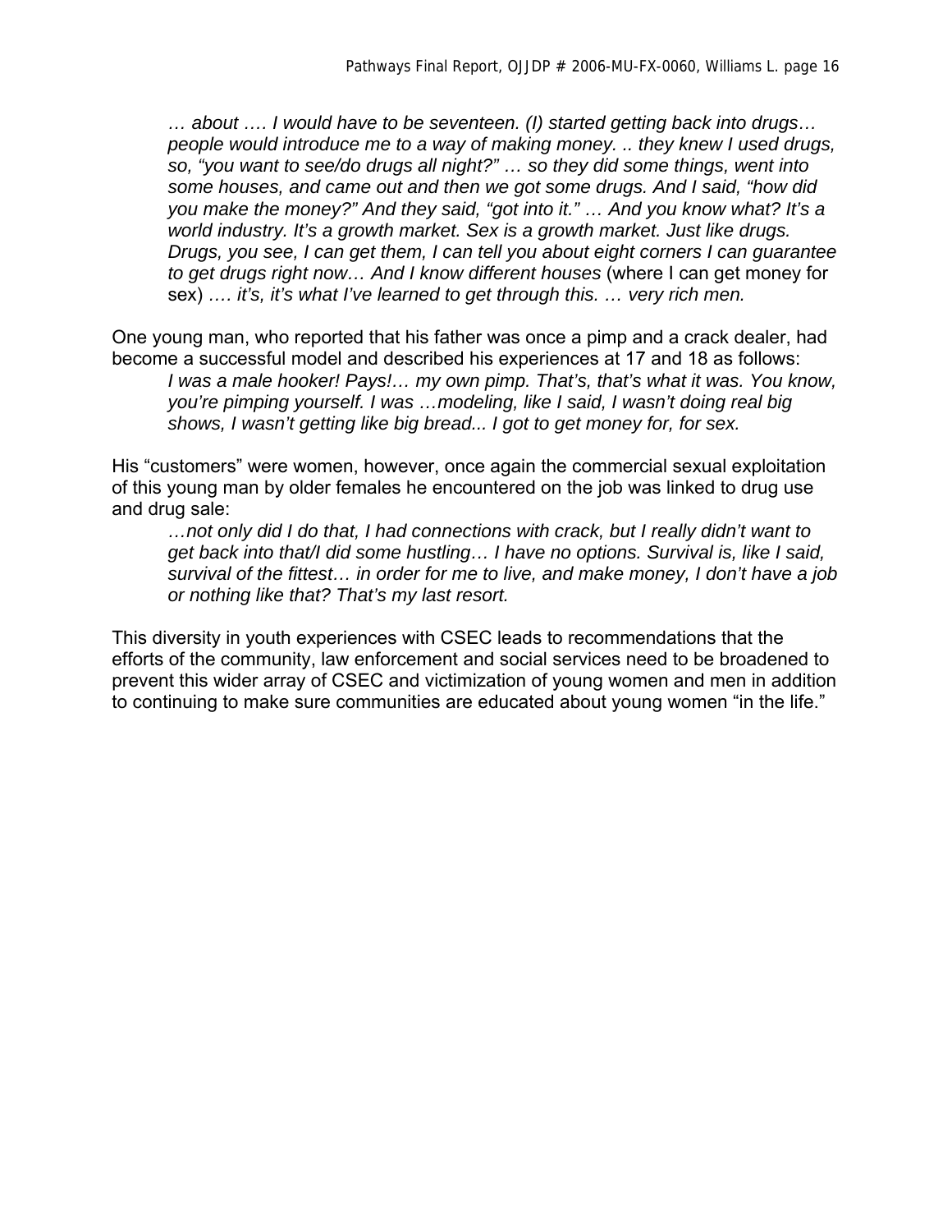> *… about …. I would have to be seventeen. (I) started getting back into drugs… people would introduce me to a way of making money. .. they knew I used drugs, so, "you want to see/do drugs all night?" … so they did some things, went into some houses, and came out and then we got some drugs. And I said, "how did you make the money?" And they said, "got into it." … And you know what? It's a world industry. It's a growth market. Sex is a growth market. Just like drugs. Drugs, you see, I can get them, I can tell you about eight corners I can guarantee to get drugs right now… And I know different houses* (where I can get money for sex) *…. it's, it's what I've learned to get through this. … very rich men.*

One young man, who reported that his father was once a pimp and a crack dealer, had become a successful model and described his experiences at 17 and 18 as follows:

> *I was a male hooker! Pays!… my own pimp. That's, that's what it was. You know, you're pimping yourself. I was …modeling, like I said, I wasn't doing real big shows, I wasn't getting like big bread... I got to get money for, for sex.*

His "customers" were women, however, once again the commercial sexual exploitation of this young man by older females he encountered on the job was linked to drug use and drug sale:

> *…not only did I do that, I had connections with crack, but I really didn't want to get back into that/I did some hustling… I have no options. Survival is, like I said, survival of the fittest… in order for me to live, and make money, I don't have a job or nothing like that? That's my last resort.*

This diversity in youth experiences with CSEC leads to recommendations that the efforts of the community, law enforcement and social services need to be broadened to prevent this wider array of CSEC and victimization of young women and men in addition to continuing to make sure communities are educated about young women "in the life."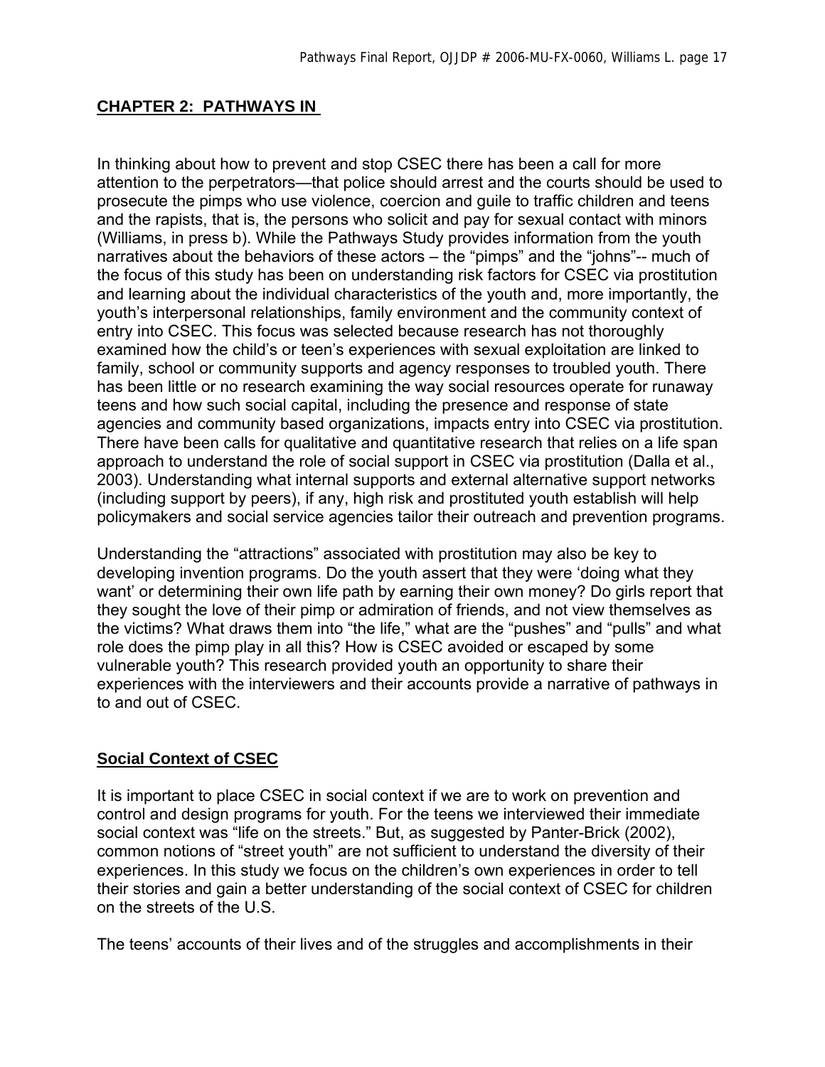## CHAPTER 2: PATHWAYS IN

In thinking about how to prevent and stop CSEC there has been a call for more attention to the perpetrators—that police should arrest and the courts should be used to prosecute the pimps who use violence, coercion and guile to traffic children and teens and the rapists, that is, the persons who solicit and pay for sexual contact with minors (Williams, in press b). While the Pathways Study provides information from the youth narratives about the behaviors of these actors – the "pimps" and the "johns"-- much of the focus of this study has been on understanding risk factors for CSEC via prostitution and learning about the individual characteristics of the youth and, more importantly, the youth's interpersonal relationships, family environment and the community context of entry into CSEC. This focus was selected because research has not thoroughly examined how the child's or teen's experiences with sexual exploitation are linked to family, school or community supports and agency responses to troubled youth. There has been little or no research examining the way social resources operate for runaway teens and how such social capital, including the presence and response of state agencies and community based organizations, impacts entry into CSEC via prostitution. There have been calls for qualitative and quantitative research that relies on a life span approach to understand the role of social support in CSEC via prostitution (Dalla et al., 2003). Understanding what internal supports and external alternative support networks (including support by peers), if any, high risk and prostituted youth establish will help policymakers and social service agencies tailor their outreach and prevention programs.

Understanding the "attractions" associated with prostitution may also be key to developing invention programs. Do the youth assert that they were 'doing what they want' or determining their own life path by earning their own money? Do girls report that they sought the love of their pimp or admiration of friends, and not view themselves as the victims? What draws them into "the life," what are the "pushes" and "pulls" and what role does the pimp play in all this? How is CSEC avoided or escaped by some vulnerable youth? This research provided youth an opportunity to share their experiences with the interviewers and their accounts provide a narrative of pathways in to and out of CSEC.

### Social Context of CSEC

It is important to place CSEC in social context if we are to work on prevention and control and design programs for youth. For the teens we interviewed their immediate social context was "life on the streets." But, as suggested by Panter-Brick (2002), common notions of "street youth" are not sufficient to understand the diversity of their experiences. In this study we focus on the children's own experiences in order to tell their stories and gain a better understanding of the social context of CSEC for children on the streets of the U.S.

The teens' accounts of their lives and of the struggles and accomplishments in their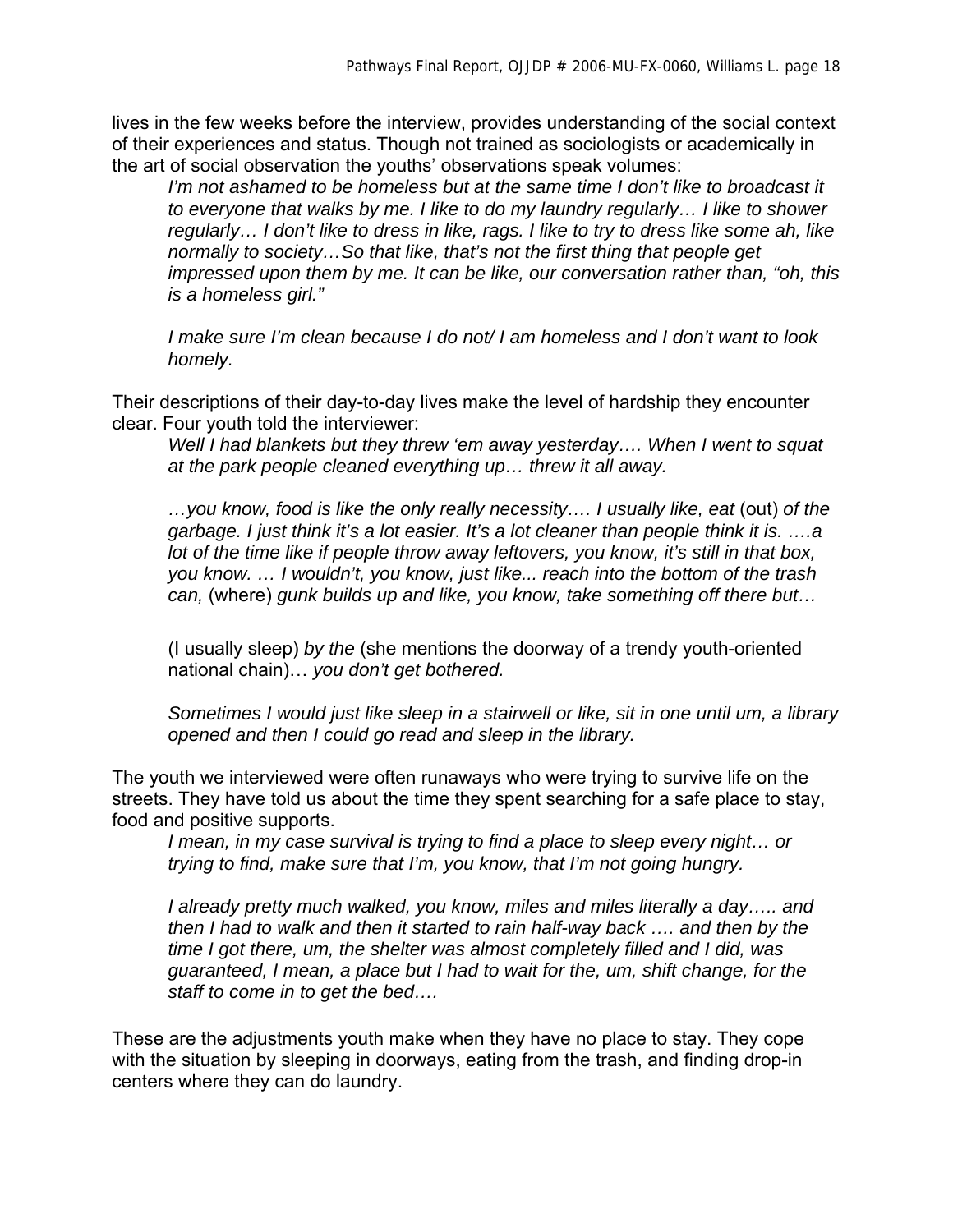lives in the few weeks before the interview, provides understanding of the social context of their experiences and status. Though not trained as sociologists or academically in the art of social observation the youths' observations speak volumes:

> *I'm not ashamed to be homeless but at the same time I don't like to broadcast it to everyone that walks by me. I like to do my laundry regularly… I like to shower regularly… I don't like to dress in like, rags. I like to try to dress like some ah, like normally to society…So that like, that's not the first thing that people get impressed upon them by me. It can be like, our conversation rather than, "oh, this is a homeless girl."*
>
> *I make sure I'm clean because I do not/ I am homeless and I don't want to look homely.*

Their descriptions of their day-to-day lives make the level of hardship they encounter clear. Four youth told the interviewer:

> *Well I had blankets but they threw 'em away yesterday…. When I went to squat at the park people cleaned everything up… threw it all away.*
>
> *…you know, food is like the only really necessity…. I usually like, eat* (out) *of the garbage. I just think it's a lot easier. It's a lot cleaner than people think it is. ….a lot of the time like if people throw away leftovers, you know, it's still in that box, you know. … I wouldn't, you know, just like... reach into the bottom of the trash can,* (where) *gunk builds up and like, you know, take something off there but…*
>
> (I usually sleep) *by the* (she mentions the doorway of a trendy youth-oriented national chain)… *you don't get bothered.*
>
> *Sometimes I would just like sleep in a stairwell or like, sit in one until um, a library opened and then I could go read and sleep in the library.*

The youth we interviewed were often runaways who were trying to survive life on the streets. They have told us about the time they spent searching for a safe place to stay, food and positive supports.

> *I mean, in my case survival is trying to find a place to sleep every night… or trying to find, make sure that I'm, you know, that I'm not going hungry.*
>
> *I already pretty much walked, you know, miles and miles literally a day….. and then I had to walk and then it started to rain half-way back …. and then by the time I got there, um, the shelter was almost completely filled and I did, was guaranteed, I mean, a place but I had to wait for the, um, shift change, for the staff to come in to get the bed….*

These are the adjustments youth make when they have no place to stay. They cope with the situation by sleeping in doorways, eating from the trash, and finding drop-in centers where they can do laundry.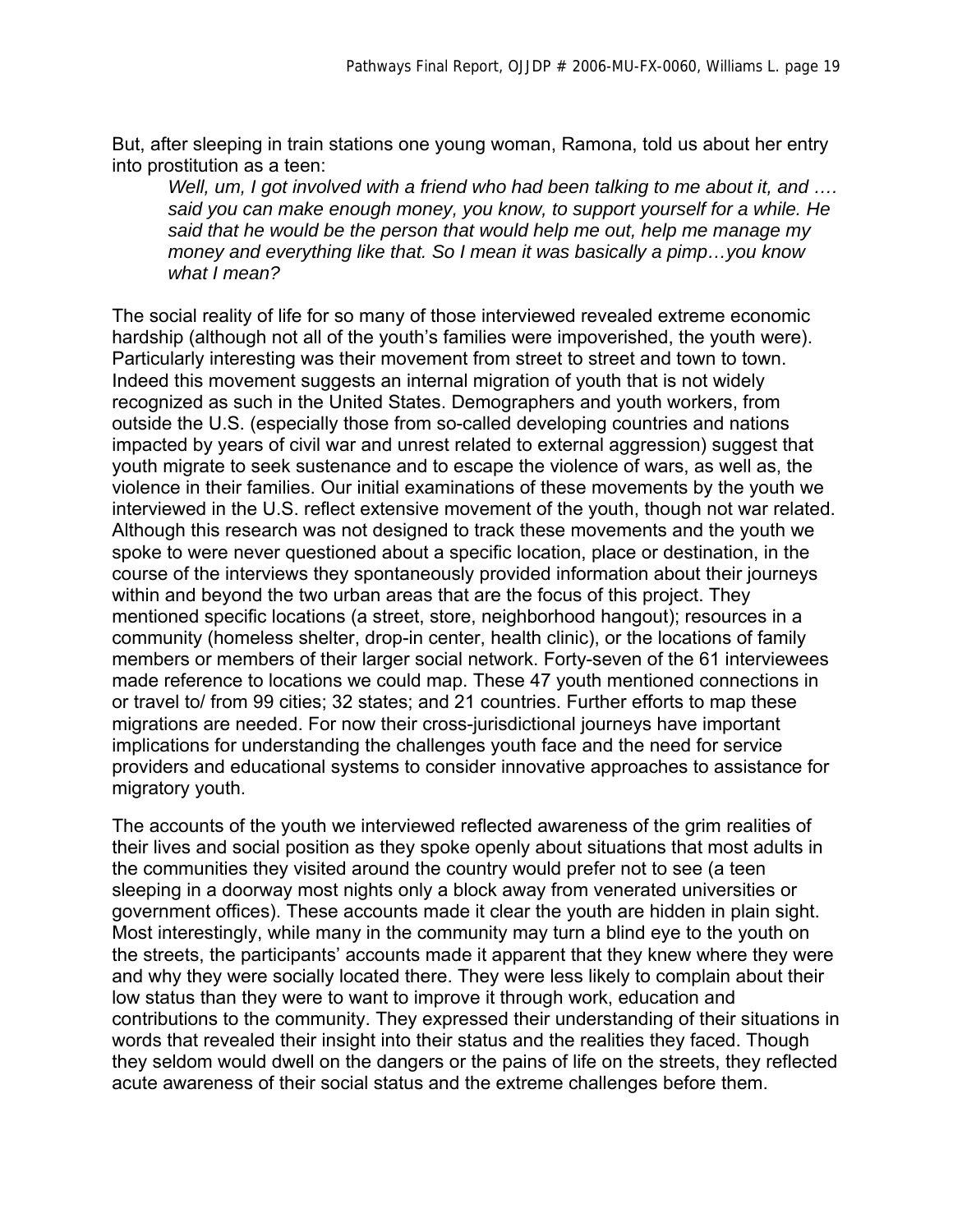But, after sleeping in train stations one young woman, Ramona, told us about her entry into prostitution as a teen:

> *Well, um, I got involved with a friend who had been talking to me about it, and …. said you can make enough money, you know, to support yourself for a while. He said that he would be the person that would help me out, help me manage my money and everything like that. So I mean it was basically a pimp…you know what I mean?*

The social reality of life for so many of those interviewed revealed extreme economic hardship (although not all of the youth's families were impoverished, the youth were). Particularly interesting was their movement from street to street and town to town. Indeed this movement suggests an internal migration of youth that is not widely recognized as such in the United States. Demographers and youth workers, from outside the U.S. (especially those from so-called developing countries and nations impacted by years of civil war and unrest related to external aggression) suggest that youth migrate to seek sustenance and to escape the violence of wars, as well as, the violence in their families. Our initial examinations of these movements by the youth we interviewed in the U.S. reflect extensive movement of the youth, though not war related. Although this research was not designed to track these movements and the youth we spoke to were never questioned about a specific location, place or destination, in the course of the interviews they spontaneously provided information about their journeys within and beyond the two urban areas that are the focus of this project. They mentioned specific locations (a street, store, neighborhood hangout); resources in a community (homeless shelter, drop-in center, health clinic), or the locations of family members or members of their larger social network. Forty-seven of the 61 interviewees made reference to locations we could map. These 47 youth mentioned connections in or travel to/ from 99 cities; 32 states; and 21 countries. Further efforts to map these migrations are needed. For now their cross-jurisdictional journeys have important implications for understanding the challenges youth face and the need for service providers and educational systems to consider innovative approaches to assistance for migratory youth.

The accounts of the youth we interviewed reflected awareness of the grim realities of their lives and social position as they spoke openly about situations that most adults in the communities they visited around the country would prefer not to see (a teen sleeping in a doorway most nights only a block away from venerated universities or government offices). These accounts made it clear the youth are hidden in plain sight. Most interestingly, while many in the community may turn a blind eye to the youth on the streets, the participants' accounts made it apparent that they knew where they were and why they were socially located there. They were less likely to complain about their low status than they were to want to improve it through work, education and contributions to the community. They expressed their understanding of their situations in words that revealed their insight into their status and the realities they faced. Though they seldom would dwell on the dangers or the pains of life on the streets, they reflected acute awareness of their social status and the extreme challenges before them.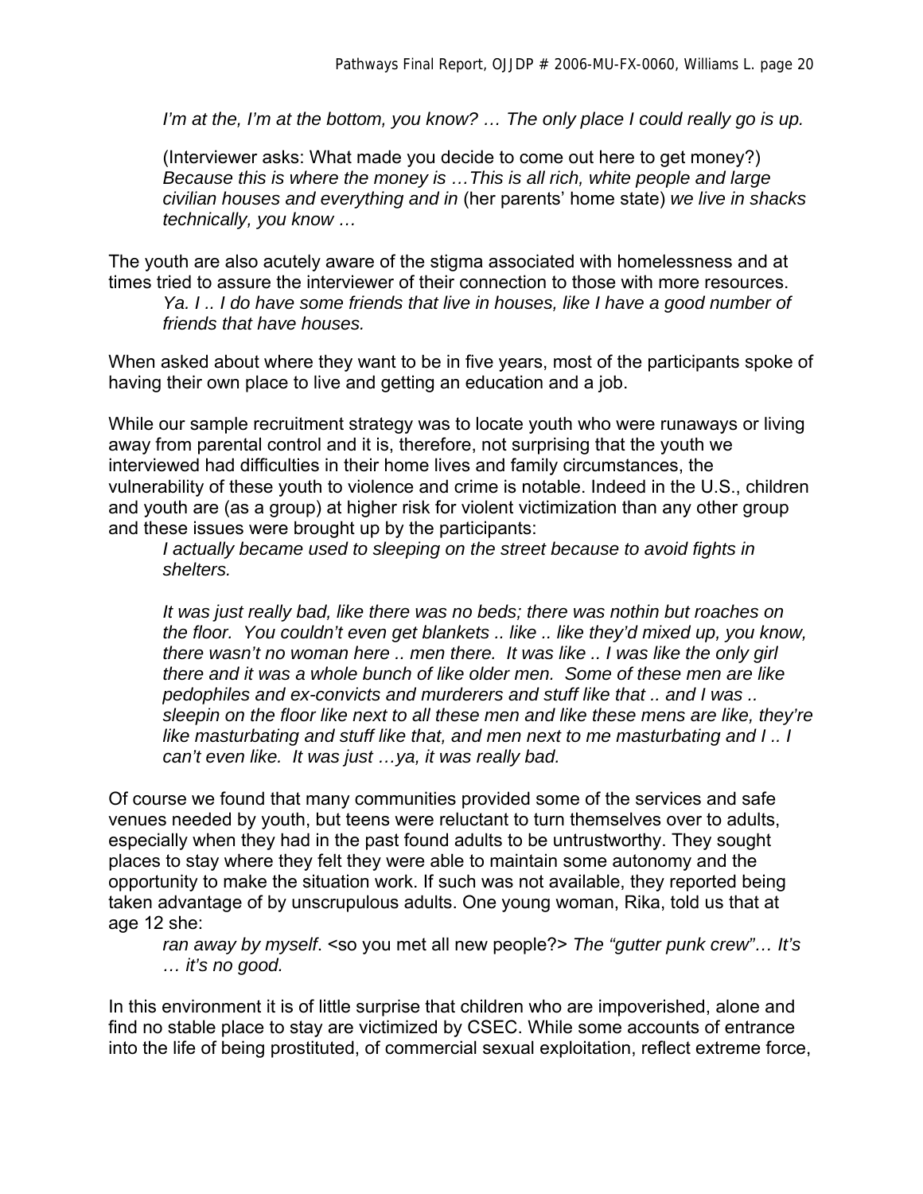*I'm at the, I'm at the bottom, you know? … The only place I could really go is up.*

(Interviewer asks: What made you decide to come out here to get money?) *Because this is where the money is …This is all rich, white people and large civilian houses and everything and in* (her parents' home state) *we live in shacks technically, you know …*

The youth are also acutely aware of the stigma associated with homelessness and at times tried to assure the interviewer of their connection to those with more resources.

*Ya. I .. I do have some friends that live in houses, like I have a good number of friends that have houses.*

When asked about where they want to be in five years, most of the participants spoke of having their own place to live and getting an education and a job.

While our sample recruitment strategy was to locate youth who were runaways or living away from parental control and it is, therefore, not surprising that the youth we interviewed had difficulties in their home lives and family circumstances, the vulnerability of these youth to violence and crime is notable. Indeed in the U.S., children and youth are (as a group) at higher risk for violent victimization than any other group and these issues were brought up by the participants:

*I actually became used to sleeping on the street because to avoid fights in shelters.*

*It was just really bad, like there was no beds; there was nothin but roaches on the floor. You couldn't even get blankets .. like .. like they'd mixed up, you know, there wasn't no woman here .. men there. It was like .. I was like the only girl there and it was a whole bunch of like older men. Some of these men are like pedophiles and ex-convicts and murderers and stuff like that .. and I was .. sleepin on the floor like next to all these men and like these mens are like, they're like masturbating and stuff like that, and men next to me masturbating and I .. I can't even like. It was just …ya, it was really bad.*

Of course we found that many communities provided some of the services and safe venues needed by youth, but teens were reluctant to turn themselves over to adults, especially when they had in the past found adults to be untrustworthy. They sought places to stay where they felt they were able to maintain some autonomy and the opportunity to make the situation work. If such was not available, they reported being taken advantage of by unscrupulous adults. One young woman, Rika, told us that at age 12 she:

*ran away by myself*. <so you met all new people?> *The "gutter punk crew"… It's … it's no good.*

In this environment it is of little surprise that children who are impoverished, alone and find no stable place to stay are victimized by CSEC. While some accounts of entrance into the life of being prostituted, of commercial sexual exploitation, reflect extreme force,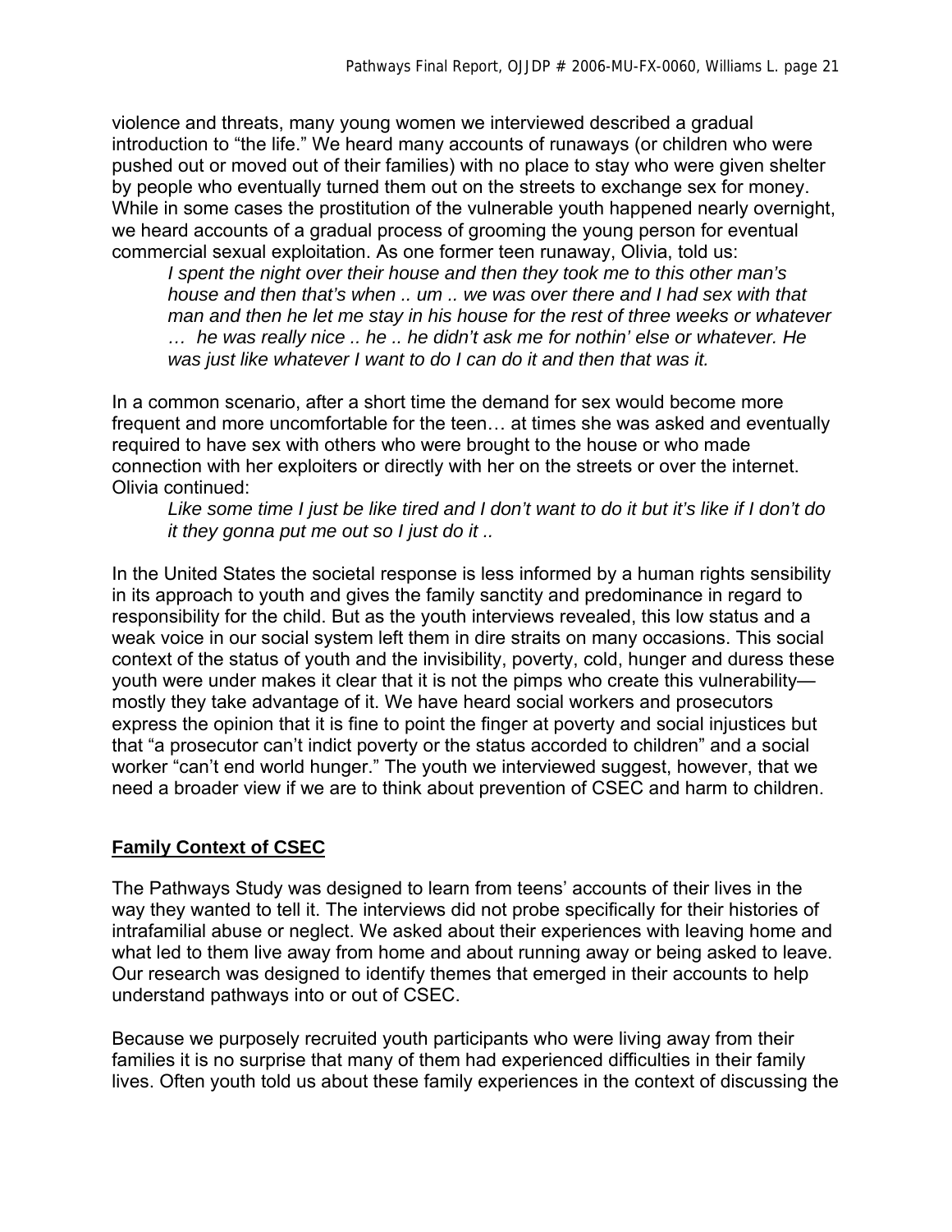violence and threats, many young women we interviewed described a gradual introduction to "the life." We heard many accounts of runaways (or children who were pushed out or moved out of their families) with no place to stay who were given shelter by people who eventually turned them out on the streets to exchange sex for money. While in some cases the prostitution of the vulnerable youth happened nearly overnight, we heard accounts of a gradual process of grooming the young person for eventual commercial sexual exploitation. As one former teen runaway, Olivia, told us:

> *I spent the night over their house and then they took me to this other man's house and then that's when .. um .. we was over there and I had sex with that man and then he let me stay in his house for the rest of three weeks or whatever … he was really nice .. he .. he didn't ask me for nothin' else or whatever. He was just like whatever I want to do I can do it and then that was it.*

In a common scenario, after a short time the demand for sex would become more frequent and more uncomfortable for the teen… at times she was asked and eventually required to have sex with others who were brought to the house or who made connection with her exploiters or directly with her on the streets or over the internet. Olivia continued:

> *Like some time I just be like tired and I don't want to do it but it's like if I don't do it they gonna put me out so I just do it ..*

In the United States the societal response is less informed by a human rights sensibility in its approach to youth and gives the family sanctity and predominance in regard to responsibility for the child. But as the youth interviews revealed, this low status and a weak voice in our social system left them in dire straits on many occasions. This social context of the status of youth and the invisibility, poverty, cold, hunger and duress these youth were under makes it clear that it is not the pimps who create this vulnerability—mostly they take advantage of it. We have heard social workers and prosecutors express the opinion that it is fine to point the finger at poverty and social injustices but that "a prosecutor can't indict poverty or the status accorded to children" and a social worker "can't end world hunger." The youth we interviewed suggest, however, that we need a broader view if we are to think about prevention of CSEC and harm to children.

## Family Context of CSEC

The Pathways Study was designed to learn from teens' accounts of their lives in the way they wanted to tell it. The interviews did not probe specifically for their histories of intrafamilial abuse or neglect. We asked about their experiences with leaving home and what led to them live away from home and about running away or being asked to leave. Our research was designed to identify themes that emerged in their accounts to help understand pathways into or out of CSEC.

Because we purposely recruited youth participants who were living away from their families it is no surprise that many of them had experienced difficulties in their family lives. Often youth told us about these family experiences in the context of discussing the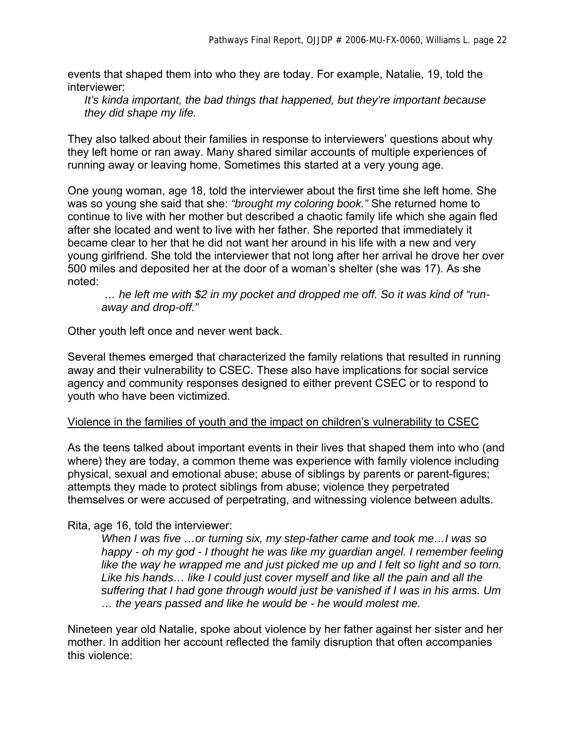events that shaped them into who they are today. For example, Natalie, 19, told the interviewer:

> *It's kinda important, the bad things that happened, but they're important because they did shape my life.*

They also talked about their families in response to interviewers' questions about why they left home or ran away. Many shared similar accounts of multiple experiences of running away or leaving home. Sometimes this started at a very young age.

One young woman, age 18, told the interviewer about the first time she left home. She was so young she said that she: *"brought my coloring book."* She returned home to continue to live with her mother but described a chaotic family life which she again fled after she located and went to live with her father. She reported that immediately it became clear to her that he did not want her around in his life with a new and very young girlfriend. She told the interviewer that not long after her arrival he drove her over 500 miles and deposited her at the door of a woman's shelter (she was 17). As she noted:

> *… he left me with $2 in my pocket and dropped me off. So it was kind of "run-away and drop-off."*

Other youth left once and never went back.

Several themes emerged that characterized the family relations that resulted in running away and their vulnerability to CSEC. These also have implications for social service agency and community responses designed to either prevent CSEC or to respond to youth who have been victimized.

<u>Violence in the families of youth and the impact on children's vulnerability to CSEC</u>

As the teens talked about important events in their lives that shaped them into who (and where) they are today, a common theme was experience with family violence including physical, sexual and emotional abuse; abuse of siblings by parents or parent-figures; attempts they made to protect siblings from abuse; violence they perpetrated themselves or were accused of perpetrating, and witnessing violence between adults.

Rita, age 16, told the interviewer:

> *When I was five …or turning six, my step-father came and took me…I was so happy - oh my god - I thought he was like my guardian angel. I remember feeling like the way he wrapped me and just picked me up and I felt so light and so torn. Like his hands… like I could just cover myself and like all the pain and all the suffering that I had gone through would just be vanished if I was in his arms. Um … the years passed and like he would be - he would molest me.*

Nineteen year old Natalie, spoke about violence by her father against her sister and her mother. In addition her account reflected the family disruption that often accompanies this violence: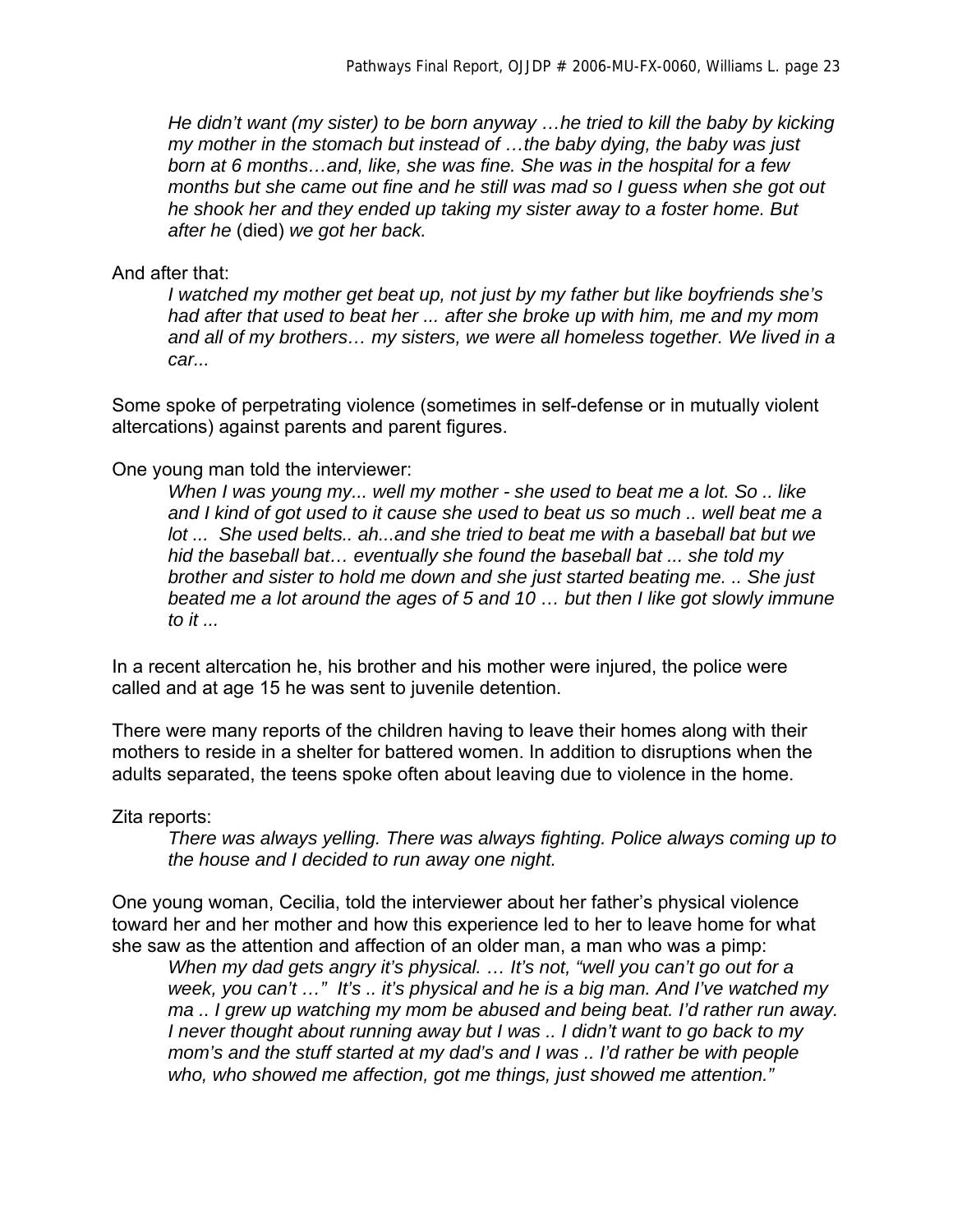*He didn't want (my sister) to be born anyway …he tried to kill the baby by kicking my mother in the stomach but instead of …the baby dying, the baby was just born at 6 months…and, like, she was fine. She was in the hospital for a few months but she came out fine and he still was mad so I guess when she got out he shook her and they ended up taking my sister away to a foster home. But after he* (died) *we got her back.*

And after that:

> *I watched my mother get beat up, not just by my father but like boyfriends she's had after that used to beat her ... after she broke up with him, me and my mom and all of my brothers… my sisters, we were all homeless together. We lived in a car...*

Some spoke of perpetrating violence (sometimes in self-defense or in mutually violent altercations) against parents and parent figures.

One young man told the interviewer:

> *When I was young my... well my mother - she used to beat me a lot. So .. like and I kind of got used to it cause she used to beat us so much .. well beat me a lot ... She used belts.. ah...and she tried to beat me with a baseball bat but we hid the baseball bat… eventually she found the baseball bat ... she told my brother and sister to hold me down and she just started beating me. .. She just beated me a lot around the ages of 5 and 10 … but then I like got slowly immune to it ...*

In a recent altercation he, his brother and his mother were injured, the police were called and at age 15 he was sent to juvenile detention.

There were many reports of the children having to leave their homes along with their mothers to reside in a shelter for battered women. In addition to disruptions when the adults separated, the teens spoke often about leaving due to violence in the home.

Zita reports:

> *There was always yelling. There was always fighting. Police always coming up to the house and I decided to run away one night.*

One young woman, Cecilia, told the interviewer about her father's physical violence toward her and her mother and how this experience led to her to leave home for what she saw as the attention and affection of an older man, a man who was a pimp:

> *When my dad gets angry it's physical. … It's not, "well you can't go out for a week, you can't …" It's .. it's physical and he is a big man. And I've watched my ma .. I grew up watching my mom be abused and being beat. I'd rather run away. I never thought about running away but I was .. I didn't want to go back to my mom's and the stuff started at my dad's and I was .. I'd rather be with people who, who showed me affection, got me things, just showed me attention."*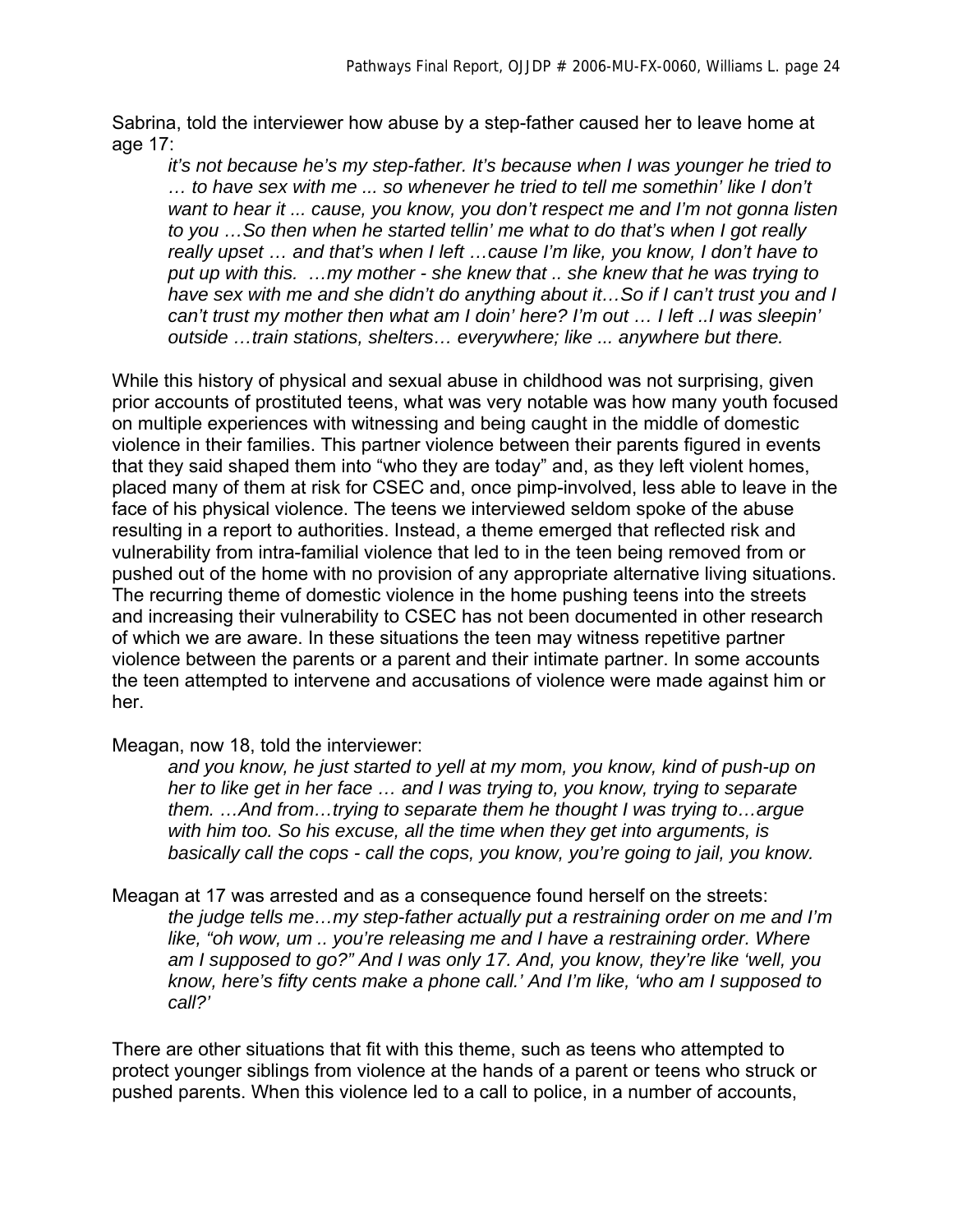Sabrina, told the interviewer how abuse by a step-father caused her to leave home at age 17:

> *it's not because he's my step-father. It's because when I was younger he tried to … to have sex with me ... so whenever he tried to tell me somethin' like I don't want to hear it ... cause, you know, you don't respect me and I'm not gonna listen to you …So then when he started tellin' me what to do that's when I got really really upset … and that's when I left …cause I'm like, you know, I don't have to put up with this. …my mother - she knew that .. she knew that he was trying to have sex with me and she didn't do anything about it…So if I can't trust you and I can't trust my mother then what am I doin' here? I'm out … I left ..I was sleepin' outside …train stations, shelters… everywhere; like ... anywhere but there.*

While this history of physical and sexual abuse in childhood was not surprising, given prior accounts of prostituted teens, what was very notable was how many youth focused on multiple experiences with witnessing and being caught in the middle of domestic violence in their families. This partner violence between their parents figured in events that they said shaped them into "who they are today" and, as they left violent homes, placed many of them at risk for CSEC and, once pimp-involved, less able to leave in the face of his physical violence. The teens we interviewed seldom spoke of the abuse resulting in a report to authorities. Instead, a theme emerged that reflected risk and vulnerability from intra-familial violence that led to in the teen being removed from or pushed out of the home with no provision of any appropriate alternative living situations. The recurring theme of domestic violence in the home pushing teens into the streets and increasing their vulnerability to CSEC has not been documented in other research of which we are aware. In these situations the teen may witness repetitive partner violence between the parents or a parent and their intimate partner. In some accounts the teen attempted to intervene and accusations of violence were made against him or her.

Meagan, now 18, told the interviewer:

> *and you know, he just started to yell at my mom, you know, kind of push-up on her to like get in her face … and I was trying to, you know, trying to separate them. …And from…trying to separate them he thought I was trying to…argue with him too. So his excuse, all the time when they get into arguments, is basically call the cops - call the cops, you know, you're going to jail, you know.*

Meagan at 17 was arrested and as a consequence found herself on the streets:

> *the judge tells me…my step-father actually put a restraining order on me and I'm like, "oh wow, um .. you're releasing me and I have a restraining order. Where am I supposed to go?" And I was only 17. And, you know, they're like 'well, you know, here's fifty cents make a phone call.' And I'm like, 'who am I supposed to call?'*

There are other situations that fit with this theme, such as teens who attempted to protect younger siblings from violence at the hands of a parent or teens who struck or pushed parents. When this violence led to a call to police, in a number of accounts,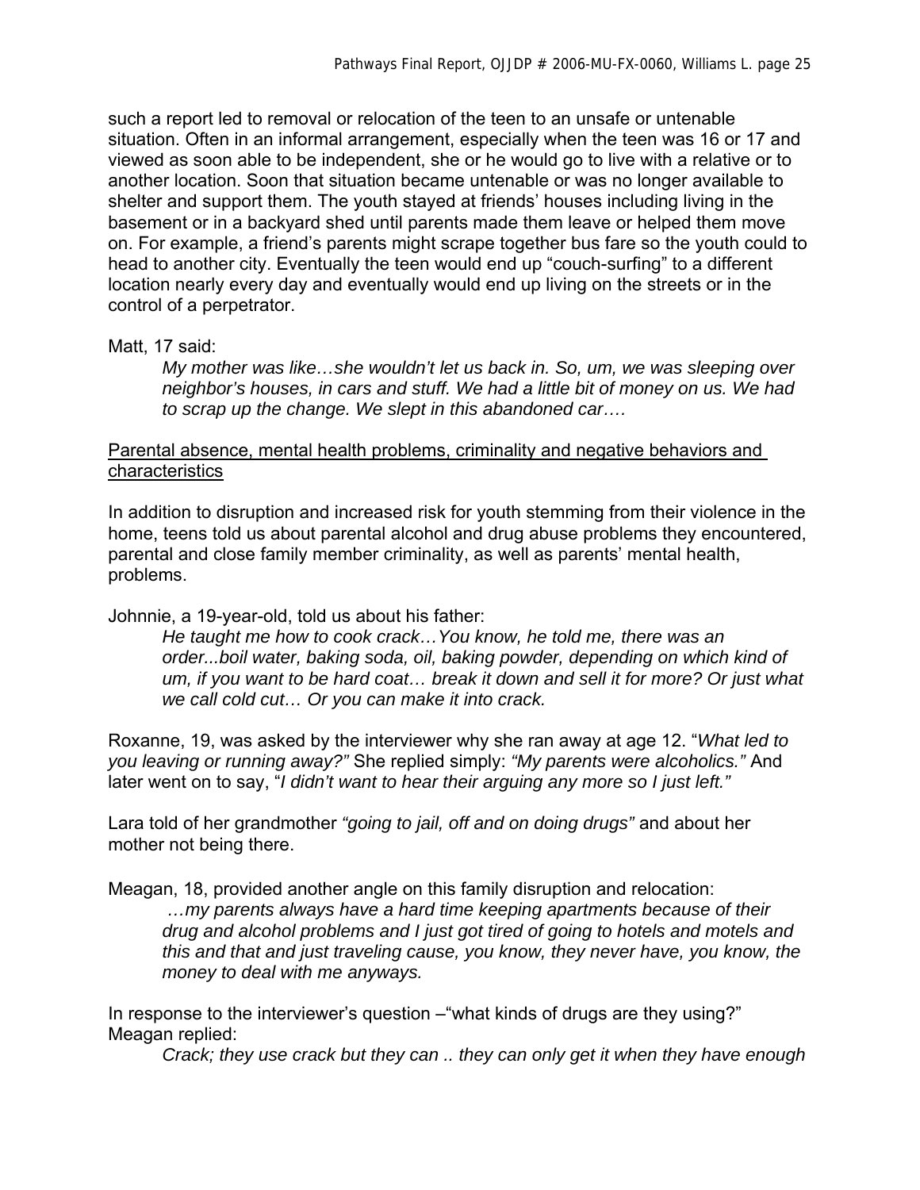such a report led to removal or relocation of the teen to an unsafe or untenable situation. Often in an informal arrangement, especially when the teen was 16 or 17 and viewed as soon able to be independent, she or he would go to live with a relative or to another location. Soon that situation became untenable or was no longer available to shelter and support them. The youth stayed at friends' houses including living in the basement or in a backyard shed until parents made them leave or helped them move on. For example, a friend's parents might scrape together bus fare so the youth could to head to another city. Eventually the teen would end up "couch-surfing" to a different location nearly every day and eventually would end up living on the streets or in the control of a perpetrator.

Matt, 17 said:

> *My mother was like…she wouldn't let us back in. So, um, we was sleeping over neighbor's houses, in cars and stuff. We had a little bit of money on us. We had to scrap up the change. We slept in this abandoned car….*

<u>Parental absence, mental health problems, criminality and negative behaviors and characteristics</u>

In addition to disruption and increased risk for youth stemming from their violence in the home, teens told us about parental alcohol and drug abuse problems they encountered, parental and close family member criminality, as well as parents' mental health, problems.

Johnnie, a 19-year-old, told us about his father:

> *He taught me how to cook crack…You know, he told me, there was an order...boil water, baking soda, oil, baking powder, depending on which kind of um, if you want to be hard coat… break it down and sell it for more? Or just what we call cold cut… Or you can make it into crack.*

Roxanne, 19, was asked by the interviewer why she ran away at age 12. "*What led to you leaving or running away?"* She replied simply: *"My parents were alcoholics."* And later went on to say, "*I didn't want to hear their arguing any more so I just left."*

Lara told of her grandmother *"going to jail, off and on doing drugs"* and about her mother not being there.

Meagan, 18, provided another angle on this family disruption and relocation:

> *…my parents always have a hard time keeping apartments because of their drug and alcohol problems and I just got tired of going to hotels and motels and this and that and just traveling cause, you know, they never have, you know, the money to deal with me anyways.*

In response to the interviewer's question –"what kinds of drugs are they using?" Meagan replied:

> *Crack; they use crack but they can .. they can only get it when they have enough*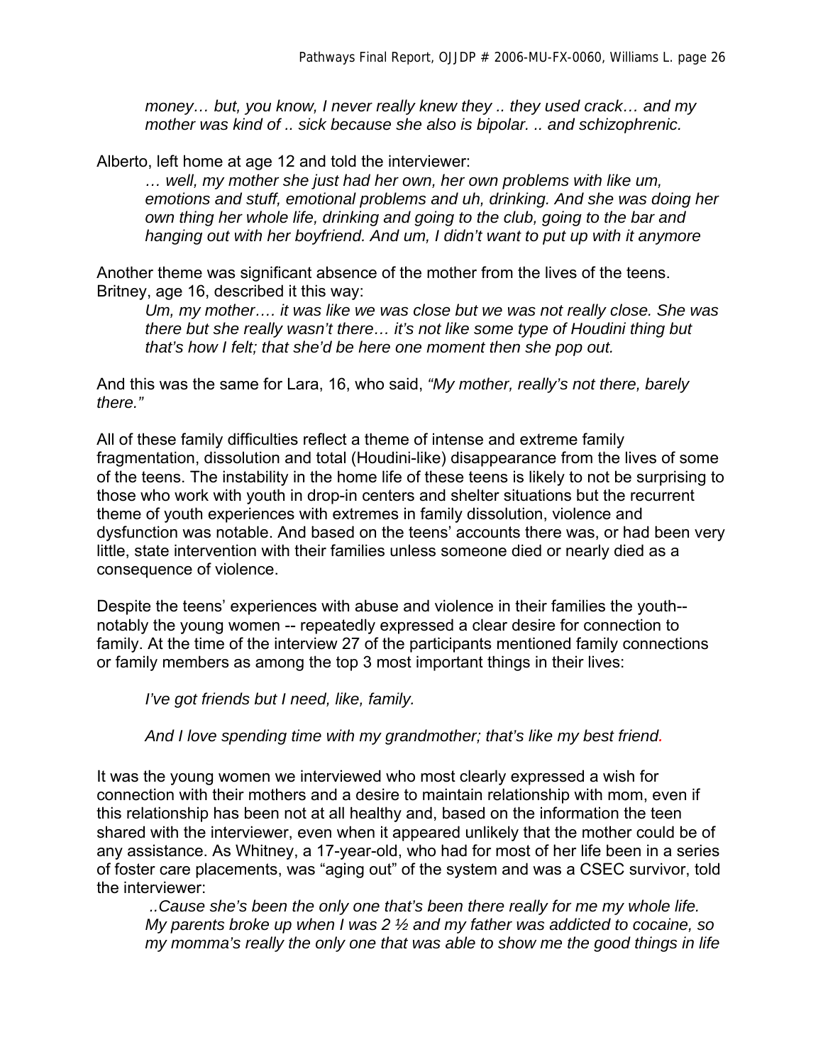*money… but, you know, I never really knew they .. they used crack… and my mother was kind of .. sick because she also is bipolar. .. and schizophrenic.*

Alberto, left home at age 12 and told the interviewer:

> *… well, my mother she just had her own, her own problems with like um, emotions and stuff, emotional problems and uh, drinking. And she was doing her own thing her whole life, drinking and going to the club, going to the bar and hanging out with her boyfriend. And um, I didn't want to put up with it anymore*

Another theme was significant absence of the mother from the lives of the teens. Britney, age 16, described it this way:

> *Um, my mother…. it was like we was close but we was not really close. She was there but she really wasn't there… it's not like some type of Houdini thing but that's how I felt; that she'd be here one moment then she pop out.*

And this was the same for Lara, 16, who said, *"My mother, really's not there, barely there."*

All of these family difficulties reflect a theme of intense and extreme family fragmentation, dissolution and total (Houdini-like) disappearance from the lives of some of the teens. The instability in the home life of these teens is likely to not be surprising to those who work with youth in drop-in centers and shelter situations but the recurrent theme of youth experiences with extremes in family dissolution, violence and dysfunction was notable. And based on the teens' accounts there was, or had been very little, state intervention with their families unless someone died or nearly died as a consequence of violence.

Despite the teens' experiences with abuse and violence in their families the youth-- notably the young women -- repeatedly expressed a clear desire for connection to family. At the time of the interview 27 of the participants mentioned family connections or family members as among the top 3 most important things in their lives:

> *I've got friends but I need, like, family.*
>
> *And I love spending time with my grandmother; that's like my best friend.*

It was the young women we interviewed who most clearly expressed a wish for connection with their mothers and a desire to maintain relationship with mom, even if this relationship has been not at all healthy and, based on the information the teen shared with the interviewer, even when it appeared unlikely that the mother could be of any assistance. As Whitney, a 17-year-old, who had for most of her life been in a series of foster care placements, was "aging out" of the system and was a CSEC survivor, told the interviewer:

> *..Cause she's been the only one that's been there really for me my whole life. My parents broke up when I was 2 ½ and my father was addicted to cocaine, so my momma's really the only one that was able to show me the good things in life*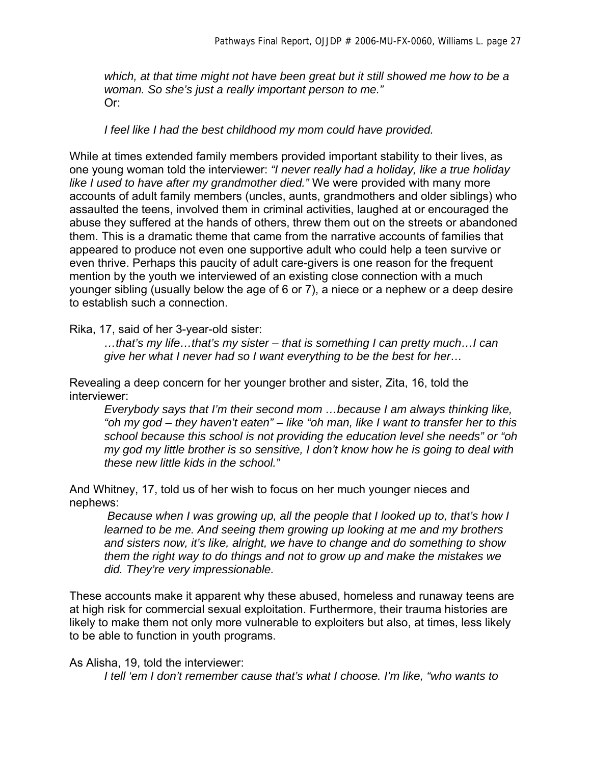*which, at that time might not have been great but it still showed me how to be a woman. So she's just a really important person to me."*
Or:

*I feel like I had the best childhood my mom could have provided.*

While at times extended family members provided important stability to their lives, as one young woman told the interviewer: *"I never really had a holiday, like a true holiday like I used to have after my grandmother died."* We were provided with many more accounts of adult family members (uncles, aunts, grandmothers and older siblings) who assaulted the teens, involved them in criminal activities, laughed at or encouraged the abuse they suffered at the hands of others, threw them out on the streets or abandoned them. This is a dramatic theme that came from the narrative accounts of families that appeared to produce not even one supportive adult who could help a teen survive or even thrive. Perhaps this paucity of adult care-givers is one reason for the frequent mention by the youth we interviewed of an existing close connection with a much younger sibling (usually below the age of 6 or 7), a niece or a nephew or a deep desire to establish such a connection.

Rika, 17, said of her 3-year-old sister:

> *…that's my life…that's my sister – that is something I can pretty much…I can give her what I never had so I want everything to be the best for her…*

Revealing a deep concern for her younger brother and sister, Zita, 16, told the interviewer:

> *Everybody says that I'm their second mom …because I am always thinking like, "oh my god – they haven't eaten" – like "oh man, like I want to transfer her to this school because this school is not providing the education level she needs" or "oh my god my little brother is so sensitive, I don't know how he is going to deal with these new little kids in the school."*

And Whitney, 17, told us of her wish to focus on her much younger nieces and nephews:

> *Because when I was growing up, all the people that I looked up to, that's how I learned to be me. And seeing them growing up looking at me and my brothers and sisters now, it's like, alright, we have to change and do something to show them the right way to do things and not to grow up and make the mistakes we did. They're very impressionable.*

These accounts make it apparent why these abused, homeless and runaway teens are at high risk for commercial sexual exploitation. Furthermore, their trauma histories are likely to make them not only more vulnerable to exploiters but also, at times, less likely to be able to function in youth programs.

As Alisha, 19, told the interviewer:

> *I tell 'em I don't remember cause that's what I choose. I'm like, "who wants to*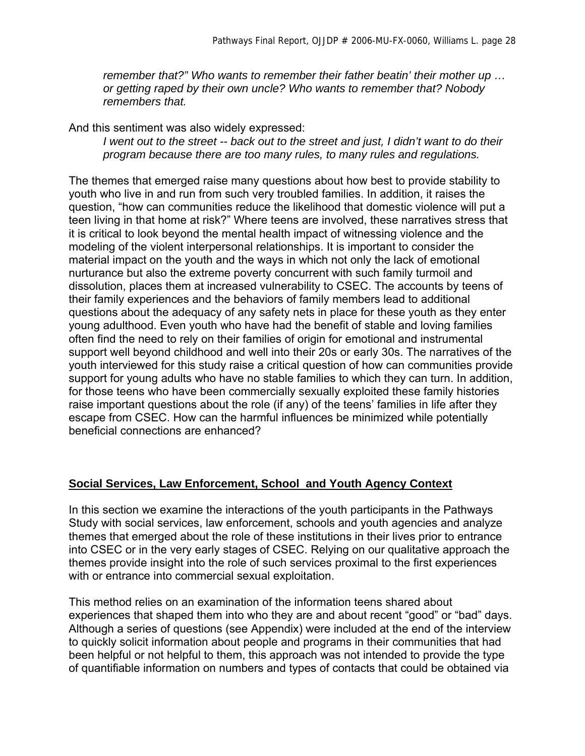> *remember that?" Who wants to remember their father beatin' their mother up … or getting raped by their own uncle? Who wants to remember that? Nobody remembers that.*

And this sentiment was also widely expressed:

> *I went out to the street -- back out to the street and just, I didn't want to do their program because there are too many rules, to many rules and regulations.*

The themes that emerged raise many questions about how best to provide stability to youth who live in and run from such very troubled families. In addition, it raises the question, "how can communities reduce the likelihood that domestic violence will put a teen living in that home at risk?" Where teens are involved, these narratives stress that it is critical to look beyond the mental health impact of witnessing violence and the modeling of the violent interpersonal relationships. It is important to consider the material impact on the youth and the ways in which not only the lack of emotional nurturance but also the extreme poverty concurrent with such family turmoil and dissolution, places them at increased vulnerability to CSEC. The accounts by teens of their family experiences and the behaviors of family members lead to additional questions about the adequacy of any safety nets in place for these youth as they enter young adulthood. Even youth who have had the benefit of stable and loving families often find the need to rely on their families of origin for emotional and instrumental support well beyond childhood and well into their 20s or early 30s. The narratives of the youth interviewed for this study raise a critical question of how can communities provide support for young adults who have no stable families to which they can turn. In addition, for those teens who have been commercially sexually exploited these family histories raise important questions about the role (if any) of the teens' families in life after they escape from CSEC. How can the harmful influences be minimized while potentially beneficial connections are enhanced?

## Social Services, Law Enforcement, School and Youth Agency Context

In this section we examine the interactions of the youth participants in the Pathways Study with social services, law enforcement, schools and youth agencies and analyze themes that emerged about the role of these institutions in their lives prior to entrance into CSEC or in the very early stages of CSEC. Relying on our qualitative approach the themes provide insight into the role of such services proximal to the first experiences with or entrance into commercial sexual exploitation.

This method relies on an examination of the information teens shared about experiences that shaped them into who they are and about recent "good" or "bad" days. Although a series of questions (see Appendix) were included at the end of the interview to quickly solicit information about people and programs in their communities that had been helpful or not helpful to them, this approach was not intended to provide the type of quantifiable information on numbers and types of contacts that could be obtained via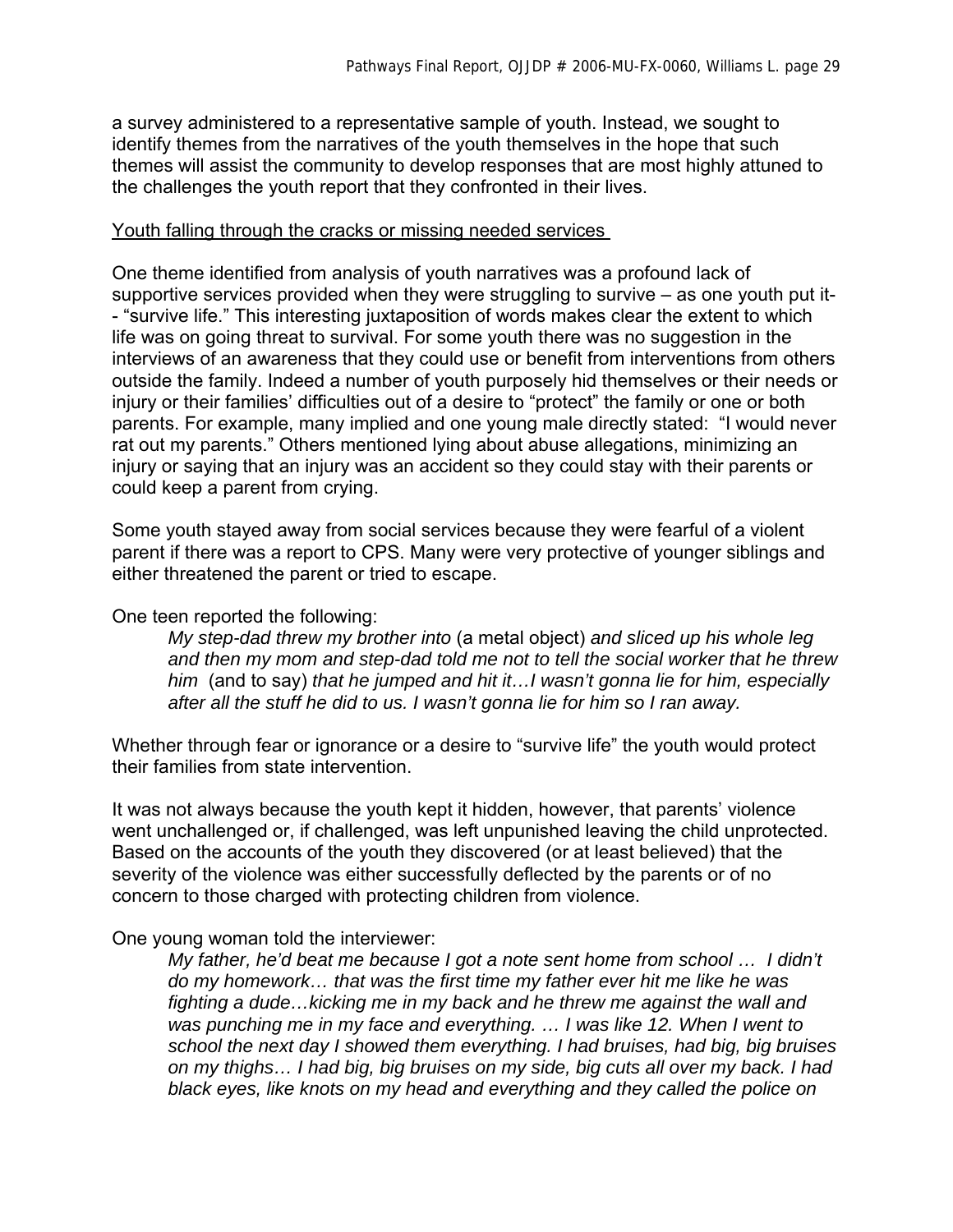a survey administered to a representative sample of youth. Instead, we sought to identify themes from the narratives of the youth themselves in the hope that such themes will assist the community to develop responses that are most highly attuned to the challenges the youth report that they confronted in their lives.

<u>Youth falling through the cracks or missing needed services</u>

One theme identified from analysis of youth narratives was a profound lack of supportive services provided when they were struggling to survive – as one youth put it-- "survive life." This interesting juxtaposition of words makes clear the extent to which life was on going threat to survival. For some youth there was no suggestion in the interviews of an awareness that they could use or benefit from interventions from others outside the family. Indeed a number of youth purposely hid themselves or their needs or injury or their families' difficulties out of a desire to "protect" the family or one or both parents. For example, many implied and one young male directly stated: "I would never rat out my parents." Others mentioned lying about abuse allegations, minimizing an injury or saying that an injury was an accident so they could stay with their parents or could keep a parent from crying.

Some youth stayed away from social services because they were fearful of a violent parent if there was a report to CPS. Many were very protective of younger siblings and either threatened the parent or tried to escape.

One teen reported the following:

> *My step-dad threw my brother into* (a metal object) *and sliced up his whole leg and then my mom and step-dad told me not to tell the social worker that he threw him* (and to say) *that he jumped and hit it…I wasn't gonna lie for him, especially after all the stuff he did to us. I wasn't gonna lie for him so I ran away.*

Whether through fear or ignorance or a desire to "survive life" the youth would protect their families from state intervention.

It was not always because the youth kept it hidden, however, that parents' violence went unchallenged or, if challenged, was left unpunished leaving the child unprotected. Based on the accounts of the youth they discovered (or at least believed) that the severity of the violence was either successfully deflected by the parents or of no concern to those charged with protecting children from violence.

One young woman told the interviewer:

> *My father, he'd beat me because I got a note sent home from school … I didn't do my homework… that was the first time my father ever hit me like he was fighting a dude…kicking me in my back and he threw me against the wall and was punching me in my face and everything. … I was like 12. When I went to school the next day I showed them everything. I had bruises, had big, big bruises on my thighs… I had big, big bruises on my side, big cuts all over my back. I had black eyes, like knots on my head and everything and they called the police on*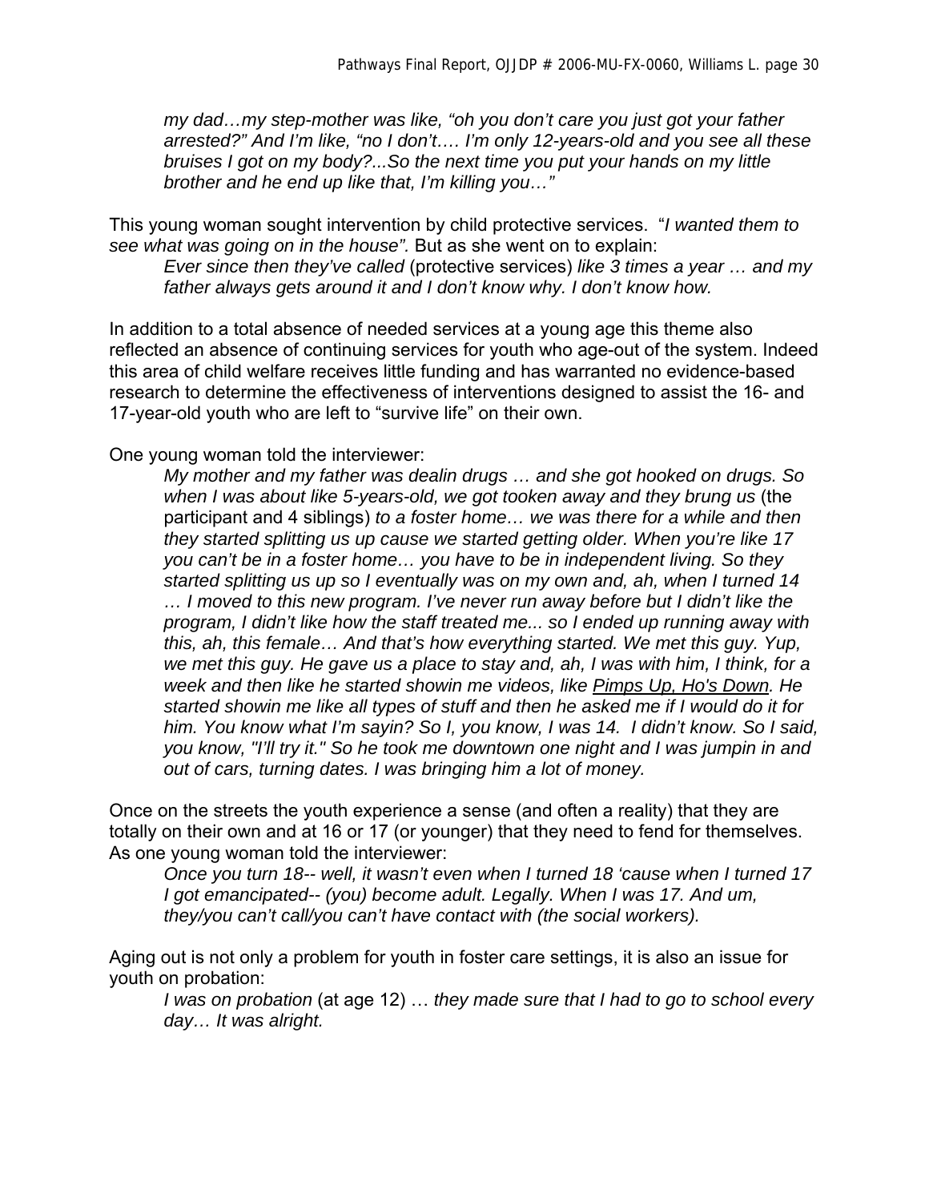> *my dad…my step-mother was like, "oh you don't care you just got your father arrested?" And I'm like, "no I don't…. I'm only 12-years-old and you see all these bruises I got on my body?...So the next time you put your hands on my little brother and he end up like that, I'm killing you…"*

This young woman sought intervention by child protective services. "*I wanted them to see what was going on in the house".* But as she went on to explain:

> *Ever since then they've called* (protective services) *like 3 times a year … and my father always gets around it and I don't know why. I don't know how.*

In addition to a total absence of needed services at a young age this theme also reflected an absence of continuing services for youth who age-out of the system. Indeed this area of child welfare receives little funding and has warranted no evidence-based research to determine the effectiveness of interventions designed to assist the 16- and 17-year-old youth who are left to "survive life" on their own.

One young woman told the interviewer:

> *My mother and my father was dealin drugs … and she got hooked on drugs. So when I was about like 5-years-old, we got tooken away and they brung us* (the participant and 4 siblings) *to a foster home… we was there for a while and then they started splitting us up cause we started getting older. When you're like 17 you can't be in a foster home… you have to be in independent living. So they started splitting us up so I eventually was on my own and, ah, when I turned 14 … I moved to this new program. I've never run away before but I didn't like the program, I didn't like how the staff treated me... so I ended up running away with this, ah, this female… And that's how everything started. We met this guy. Yup, we met this guy. He gave us a place to stay and, ah, I was with him, I think, for a week and then like he started showin me videos, like <u>Pimps Up, Ho's Down</u>. He started showin me like all types of stuff and then he asked me if I would do it for him. You know what I'm sayin? So I, you know, I was 14. I didn't know. So I said, you know, "I'll try it." So he took me downtown one night and I was jumpin in and out of cars, turning dates. I was bringing him a lot of money.*

Once on the streets the youth experience a sense (and often a reality) that they are totally on their own and at 16 or 17 (or younger) that they need to fend for themselves. As one young woman told the interviewer:

> *Once you turn 18-- well, it wasn't even when I turned 18 'cause when I turned 17 I got emancipated-- (you) become adult. Legally. When I was 17. And um, they/you can't call/you can't have contact with (the social workers).*

Aging out is not only a problem for youth in foster care settings, it is also an issue for youth on probation:

> *I was on probation* (at age 12) … *they made sure that I had to go to school every day… It was alright.*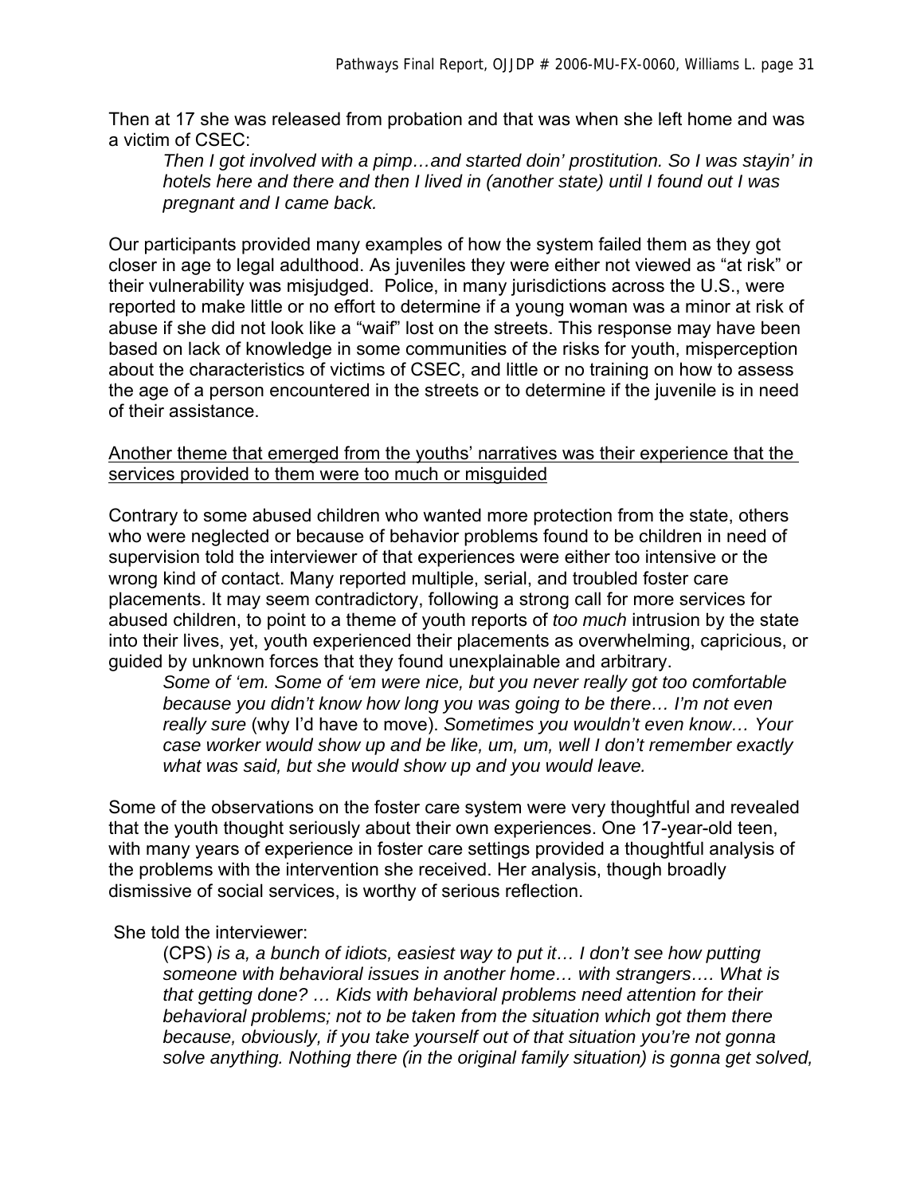Then at 17 she was released from probation and that was when she left home and was a victim of CSEC:

> *Then I got involved with a pimp…and started doin' prostitution. So I was stayin' in hotels here and there and then I lived in (another state) until I found out I was pregnant and I came back.*

Our participants provided many examples of how the system failed them as they got closer in age to legal adulthood. As juveniles they were either not viewed as "at risk" or their vulnerability was misjudged. Police, in many jurisdictions across the U.S., were reported to make little or no effort to determine if a young woman was a minor at risk of abuse if she did not look like a "waif" lost on the streets. This response may have been based on lack of knowledge in some communities of the risks for youth, misperception about the characteristics of victims of CSEC, and little or no training on how to assess the age of a person encountered in the streets or to determine if the juvenile is in need of their assistance.

<u>Another theme that emerged from the youths' narratives was their experience that the services provided to them were too much or misguided</u>

Contrary to some abused children who wanted more protection from the state, others who were neglected or because of behavior problems found to be children in need of supervision told the interviewer of that experiences were either too intensive or the wrong kind of contact. Many reported multiple, serial, and troubled foster care placements. It may seem contradictory, following a strong call for more services for abused children, to point to a theme of youth reports of *too much* intrusion by the state into their lives, yet, youth experienced their placements as overwhelming, capricious, or guided by unknown forces that they found unexplainable and arbitrary.

> *Some of 'em. Some of 'em were nice, but you never really got too comfortable because you didn't know how long you was going to be there… I'm not even really sure* (why I'd have to move). *Sometimes you wouldn't even know… Your case worker would show up and be like, um, um, well I don't remember exactly what was said, but she would show up and you would leave.*

Some of the observations on the foster care system were very thoughtful and revealed that the youth thought seriously about their own experiences. One 17-year-old teen, with many years of experience in foster care settings provided a thoughtful analysis of the problems with the intervention she received. Her analysis, though broadly dismissive of social services, is worthy of serious reflection.

She told the interviewer:

> (CPS) *is a, a bunch of idiots, easiest way to put it… I don't see how putting someone with behavioral issues in another home… with strangers…. What is that getting done? … Kids with behavioral problems need attention for their behavioral problems; not to be taken from the situation which got them there because, obviously, if you take yourself out of that situation you're not gonna solve anything. Nothing there (in the original family situation) is gonna get solved,*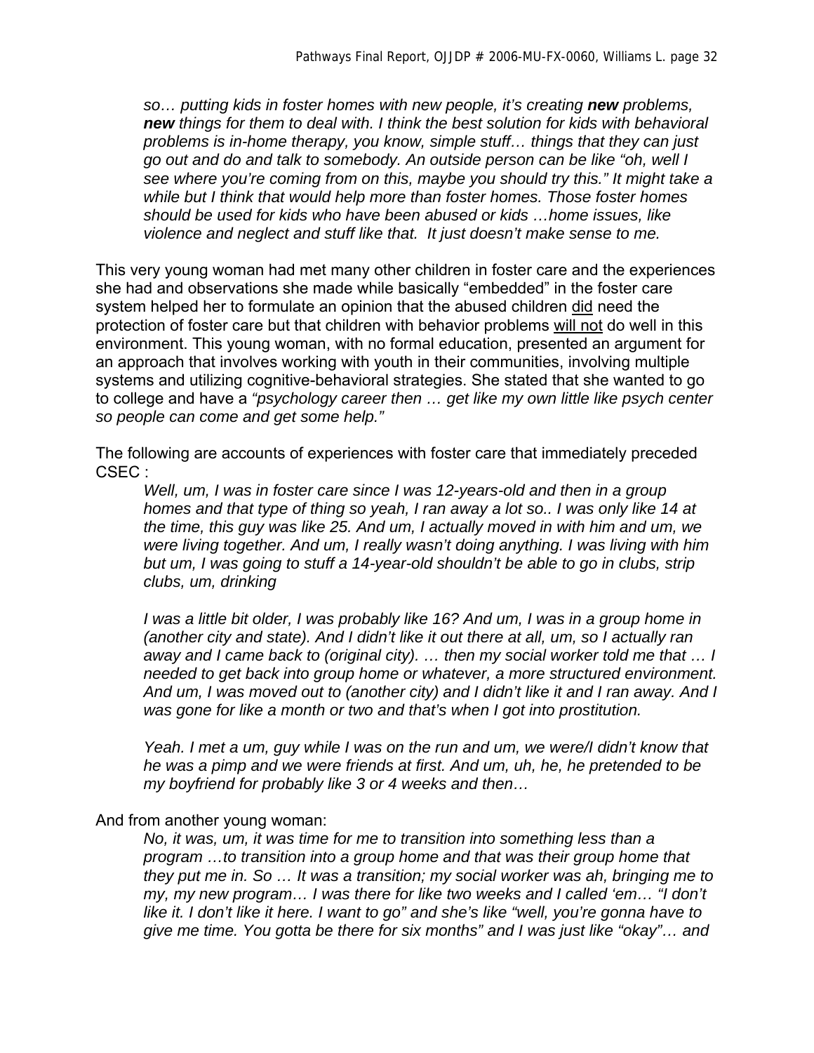*so… putting kids in foster homes with new people, it's creating **new** problems, **new** things for them to deal with. I think the best solution for kids with behavioral problems is in-home therapy, you know, simple stuff… things that they can just go out and do and talk to somebody. An outside person can be like "oh, well I see where you're coming from on this, maybe you should try this." It might take a while but I think that would help more than foster homes. Those foster homes should be used for kids who have been abused or kids …home issues, like violence and neglect and stuff like that. It just doesn't make sense to me.*

This very young woman had met many other children in foster care and the experiences she had and observations she made while basically "embedded" in the foster care system helped her to formulate an opinion that the abused children did need the protection of foster care but that children with behavior problems will not do well in this environment. This young woman, with no formal education, presented an argument for an approach that involves working with youth in their communities, involving multiple systems and utilizing cognitive-behavioral strategies. She stated that she wanted to go to college and have a *"psychology career then … get like my own little like psych center so people can come and get some help."*

The following are accounts of experiences with foster care that immediately preceded CSEC :

*Well, um, I was in foster care since I was 12-years-old and then in a group homes and that type of thing so yeah, I ran away a lot so.. I was only like 14 at the time, this guy was like 25. And um, I actually moved in with him and um, we were living together. And um, I really wasn't doing anything. I was living with him but um, I was going to stuff a 14-year-old shouldn't be able to go in clubs, strip clubs, um, drinking*

*I was a little bit older, I was probably like 16? And um, I was in a group home in (another city and state). And I didn't like it out there at all, um, so I actually ran away and I came back to (original city). … then my social worker told me that … I needed to get back into group home or whatever, a more structured environment. And um, I was moved out to (another city) and I didn't like it and I ran away. And I was gone for like a month or two and that's when I got into prostitution.*

*Yeah. I met a um, guy while I was on the run and um, we were/I didn't know that he was a pimp and we were friends at first. And um, uh, he, he pretended to be my boyfriend for probably like 3 or 4 weeks and then…*

And from another young woman:

*No, it was, um, it was time for me to transition into something less than a program …to transition into a group home and that was their group home that they put me in. So … It was a transition; my social worker was ah, bringing me to my, my new program… I was there for like two weeks and I called 'em… "I don't like it. I don't like it here. I want to go" and she's like "well, you're gonna have to give me time. You gotta be there for six months" and I was just like "okay"… and*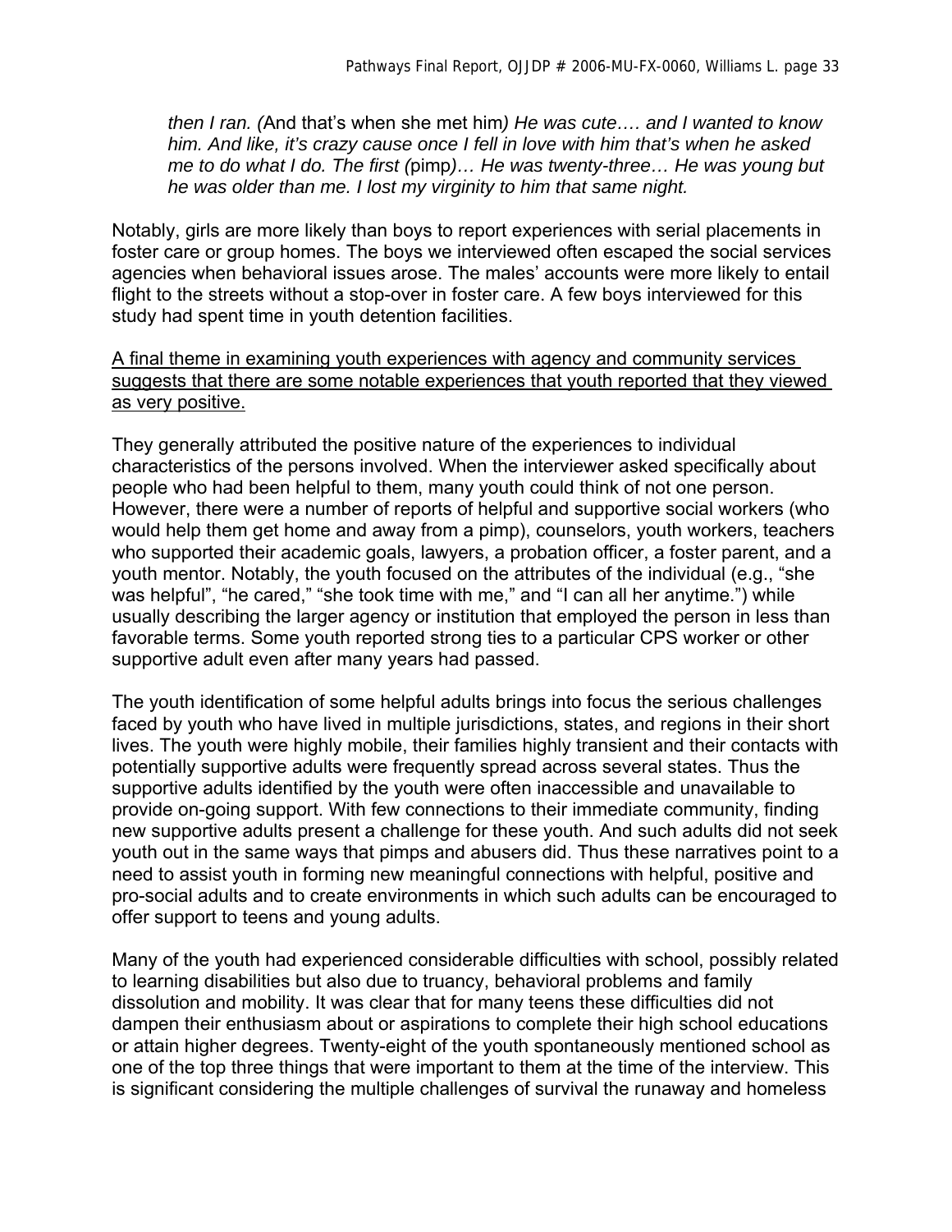*then I ran. (*And that's when she met him*) He was cute…. and I wanted to know him. And like, it's crazy cause once I fell in love with him that's when he asked me to do what I do. The first (*pimp*)… He was twenty-three… He was young but he was older than me. I lost my virginity to him that same night.*

Notably, girls are more likely than boys to report experiences with serial placements in foster care or group homes. The boys we interviewed often escaped the social services agencies when behavioral issues arose. The males' accounts were more likely to entail flight to the streets without a stop-over in foster care. A few boys interviewed for this study had spent time in youth detention facilities.

<u>A final theme in examining youth experiences with agency and community services suggests that there are some notable experiences that youth reported that they viewed as very positive.</u>

They generally attributed the positive nature of the experiences to individual characteristics of the persons involved. When the interviewer asked specifically about people who had been helpful to them, many youth could think of not one person. However, there were a number of reports of helpful and supportive social workers (who would help them get home and away from a pimp), counselors, youth workers, teachers who supported their academic goals, lawyers, a probation officer, a foster parent, and a youth mentor. Notably, the youth focused on the attributes of the individual (e.g., "she was helpful", "he cared," "she took time with me," and "I can all her anytime.") while usually describing the larger agency or institution that employed the person in less than favorable terms. Some youth reported strong ties to a particular CPS worker or other supportive adult even after many years had passed.

The youth identification of some helpful adults brings into focus the serious challenges faced by youth who have lived in multiple jurisdictions, states, and regions in their short lives. The youth were highly mobile, their families highly transient and their contacts with potentially supportive adults were frequently spread across several states. Thus the supportive adults identified by the youth were often inaccessible and unavailable to provide on-going support. With few connections to their immediate community, finding new supportive adults present a challenge for these youth. And such adults did not seek youth out in the same ways that pimps and abusers did. Thus these narratives point to a need to assist youth in forming new meaningful connections with helpful, positive and pro-social adults and to create environments in which such adults can be encouraged to offer support to teens and young adults.

Many of the youth had experienced considerable difficulties with school, possibly related to learning disabilities but also due to truancy, behavioral problems and family dissolution and mobility. It was clear that for many teens these difficulties did not dampen their enthusiasm about or aspirations to complete their high school educations or attain higher degrees. Twenty-eight of the youth spontaneously mentioned school as one of the top three things that were important to them at the time of the interview. This is significant considering the multiple challenges of survival the runaway and homeless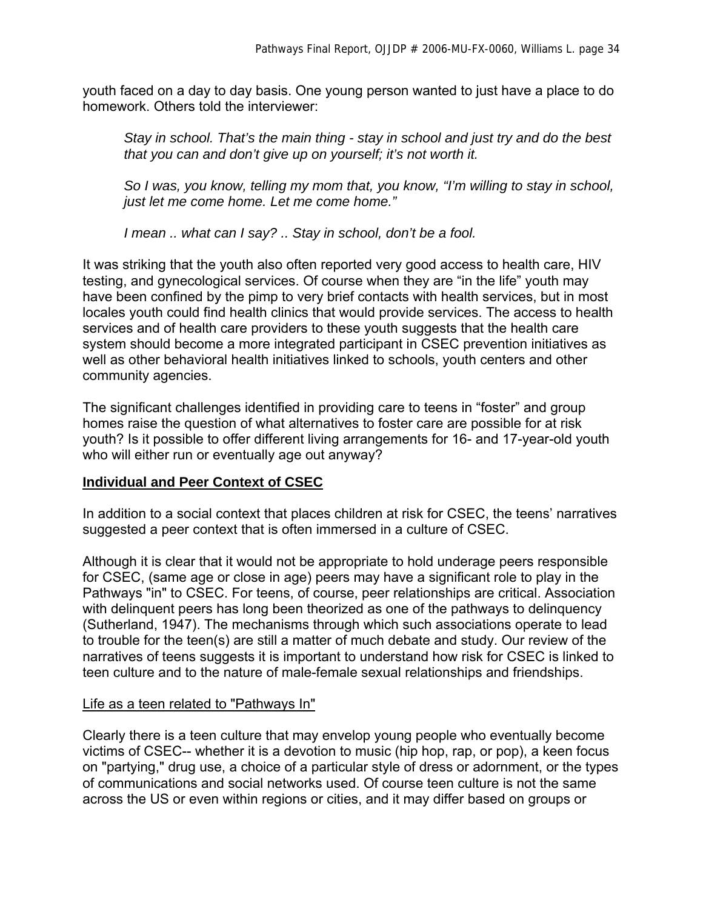youth faced on a day to day basis. One young person wanted to just have a place to do homework. Others told the interviewer:

> *Stay in school. That's the main thing - stay in school and just try and do the best that you can and don't give up on yourself; it's not worth it.*
>
> *So I was, you know, telling my mom that, you know, "I'm willing to stay in school, just let me come home. Let me come home."*
>
> *I mean .. what can I say? .. Stay in school, don't be a fool.*

It was striking that the youth also often reported very good access to health care, HIV testing, and gynecological services. Of course when they are "in the life" youth may have been confined by the pimp to very brief contacts with health services, but in most locales youth could find health clinics that would provide services. The access to health services and of health care providers to these youth suggests that the health care system should become a more integrated participant in CSEC prevention initiatives as well as other behavioral health initiatives linked to schools, youth centers and other community agencies.

The significant challenges identified in providing care to teens in "foster" and group homes raise the question of what alternatives to foster care are possible for at risk youth? Is it possible to offer different living arrangements for 16- and 17-year-old youth who will either run or eventually age out anyway?

## Individual and Peer Context of CSEC

In addition to a social context that places children at risk for CSEC, the teens' narratives suggested a peer context that is often immersed in a culture of CSEC.

Although it is clear that it would not be appropriate to hold underage peers responsible for CSEC, (same age or close in age) peers may have a significant role to play in the Pathways "in" to CSEC. For teens, of course, peer relationships are critical. Association with delinquent peers has long been theorized as one of the pathways to delinquency (Sutherland, 1947). The mechanisms through which such associations operate to lead to trouble for the teen(s) are still a matter of much debate and study. Our review of the narratives of teens suggests it is important to understand how risk for CSEC is linked to teen culture and to the nature of male-female sexual relationships and friendships.

### Life as a teen related to "Pathways In"

Clearly there is a teen culture that may envelop young people who eventually become victims of CSEC-- whether it is a devotion to music (hip hop, rap, or pop), a keen focus on "partying," drug use, a choice of a particular style of dress or adornment, or the types of communications and social networks used. Of course teen culture is not the same across the US or even within regions or cities, and it may differ based on groups or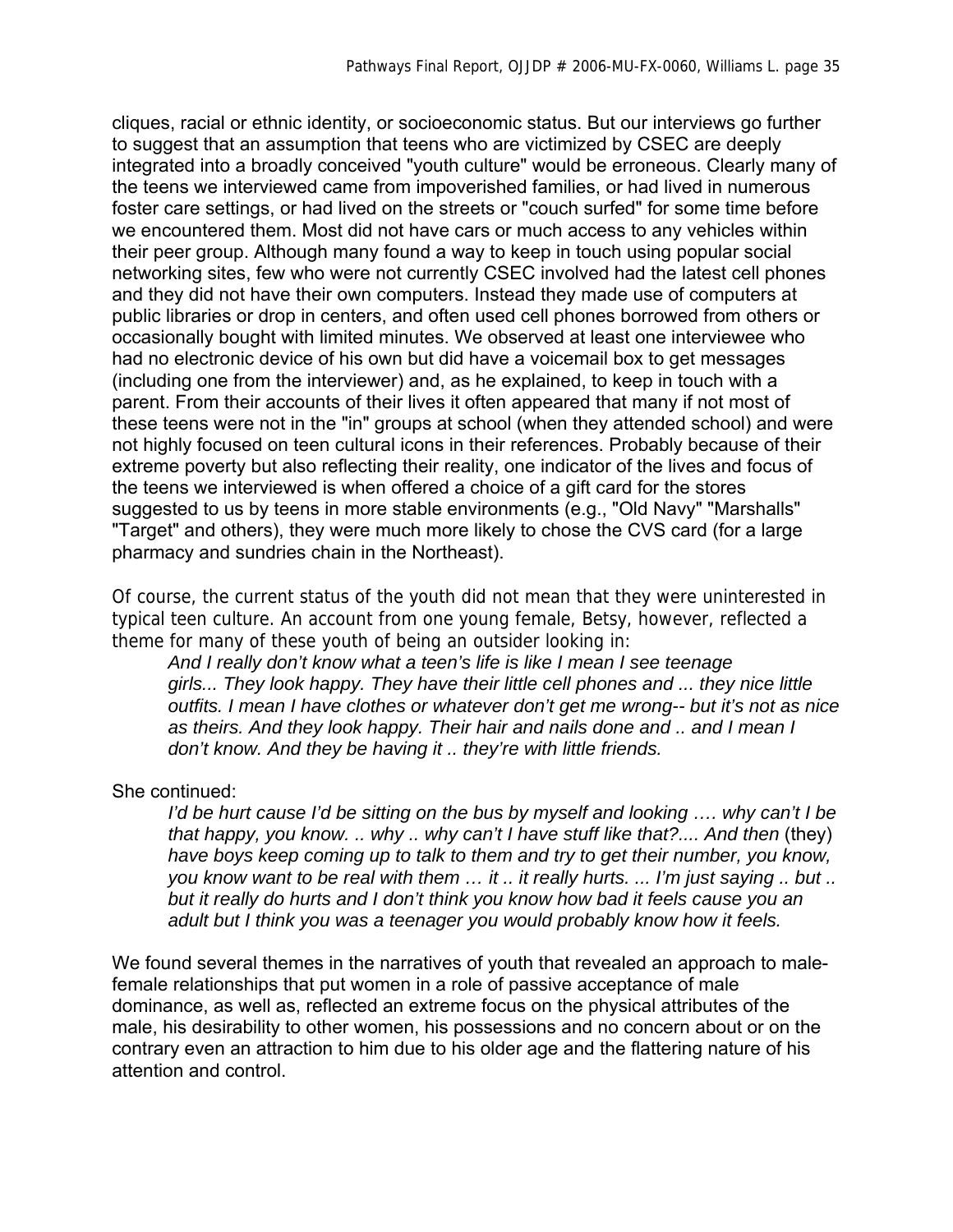cliques, racial or ethnic identity, or socioeconomic status. But our interviews go further to suggest that an assumption that teens who are victimized by CSEC are deeply integrated into a broadly conceived "youth culture" would be erroneous. Clearly many of the teens we interviewed came from impoverished families, or had lived in numerous foster care settings, or had lived on the streets or "couch surfed" for some time before we encountered them. Most did not have cars or much access to any vehicles within their peer group. Although many found a way to keep in touch using popular social networking sites, few who were not currently CSEC involved had the latest cell phones and they did not have their own computers. Instead they made use of computers at public libraries or drop in centers, and often used cell phones borrowed from others or occasionally bought with limited minutes. We observed at least one interviewee who had no electronic device of his own but did have a voicemail box to get messages (including one from the interviewer) and, as he explained, to keep in touch with a parent. From their accounts of their lives it often appeared that many if not most of these teens were not in the "in" groups at school (when they attended school) and were not highly focused on teen cultural icons in their references. Probably because of their extreme poverty but also reflecting their reality, one indicator of the lives and focus of the teens we interviewed is when offered a choice of a gift card for the stores suggested to us by teens in more stable environments (e.g., "Old Navy" "Marshalls" "Target" and others), they were much more likely to chose the CVS card (for a large pharmacy and sundries chain in the Northeast).

Of course, the current status of the youth did not mean that they were uninterested in typical teen culture. An account from one young female, Betsy, however, reflected a theme for many of these youth of being an outsider looking in:

> *And I really don't know what a teen's life is like I mean I see teenage girls... They look happy. They have their little cell phones and ... they nice little outfits. I mean I have clothes or whatever don't get me wrong-- but it's not as nice as theirs. And they look happy. Their hair and nails done and .. and I mean I don't know. And they be having it .. they're with little friends.*

She continued:

> *I'd be hurt cause I'd be sitting on the bus by myself and looking …. why can't I be that happy, you know. .. why .. why can't I have stuff like that?.... And then* (they) *have boys keep coming up to talk to them and try to get their number, you know, you know want to be real with them … it .. it really hurts. ... I'm just saying .. but .. but it really do hurts and I don't think you know how bad it feels cause you an adult but I think you was a teenager you would probably know how it feels.*

We found several themes in the narratives of youth that revealed an approach to male-female relationships that put women in a role of passive acceptance of male dominance, as well as, reflected an extreme focus on the physical attributes of the male, his desirability to other women, his possessions and no concern about or on the contrary even an attraction to him due to his older age and the flattering nature of his attention and control.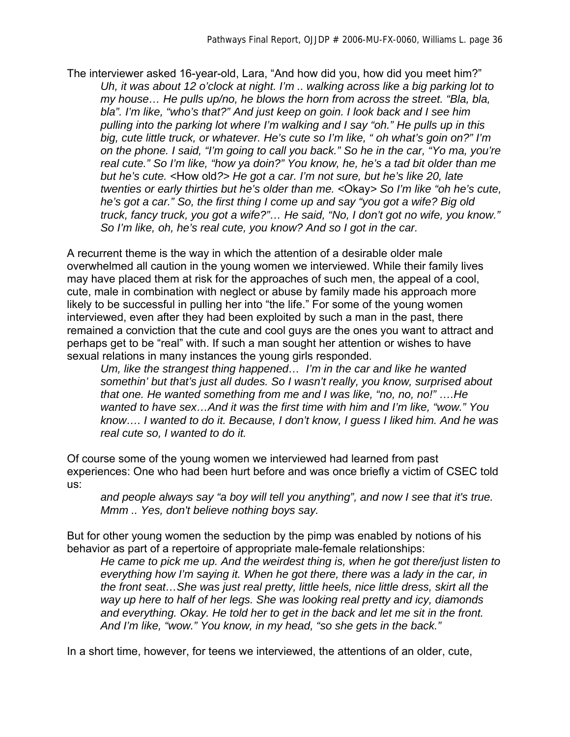The interviewer asked 16-year-old, Lara, “And how did you, how did you meet him?”

> *Uh, it was about 12 o’clock at night. I’m .. walking across like a big parking lot to my house… He pulls up/no, he blows the horn from across the street. “Bla, bla, bla”. I’m like, “who’s that?” And just keep on goin. I look back and I see him pulling into the parking lot where I’m walking and I say “oh.” He pulls up in this big, cute little truck, or whatever. He’s cute so I’m like, “ oh what’s goin on?” I’m on the phone. I said, “I’m going to call you back.” So he in the car, “Yo ma, you’re real cute.” So I’m like, “how ya doin?” You know, he, he’s a tad bit older than me but he’s cute.* <How old?> *He got a car. I’m not sure, but he’s like 20, late twenties or early thirties but he’s older than me.* <Okay> *So I’m like “oh he’s cute, he’s got a car.” So, the first thing I come up and say “you got a wife? Big old truck, fancy truck, you got a wife?”… He said, “No, I don’t got no wife, you know.” So I’m like, oh, he’s real cute, you know? And so I got in the car.*

A recurrent theme is the way in which the attention of a desirable older male overwhelmed all caution in the young women we interviewed. While their family lives may have placed them at risk for the approaches of such men, the appeal of a cool, cute, male in combination with neglect or abuse by family made his approach more likely to be successful in pulling her into “the life.” For some of the young women interviewed, even after they had been exploited by such a man in the past, there remained a conviction that the cute and cool guys are the ones you want to attract and perhaps get to be “real” with. If such a man sought her attention or wishes to have sexual relations in many instances the young girls responded.

> *Um, like the strangest thing happened… I’m in the car and like he wanted somethin’ but that’s just all dudes. So I wasn’t really, you know, surprised about that one. He wanted something from me and I was like, “no, no, no!” ….He wanted to have sex…And it was the first time with him and I’m like, “wow.” You know…. I wanted to do it. Because, I don’t know, I guess I liked him. And he was real cute so, I wanted to do it.*

Of course some of the young women we interviewed had learned from past experiences: One who had been hurt before and was once briefly a victim of CSEC told us:

> *and people always say “a boy will tell you anything”, and now I see that it's true. Mmm .. Yes, don't believe nothing boys say.*

But for other young women the seduction by the pimp was enabled by notions of his behavior as part of a repertoire of appropriate male-female relationships:

> *He came to pick me up. And the weirdest thing is, when he got there/just listen to everything how I’m saying it. When he got there, there was a lady in the car, in the front seat…She was just real pretty, little heels, nice little dress, skirt all the way up here to half of her legs. She was looking real pretty and icy, diamonds and everything. Okay. He told her to get in the back and let me sit in the front. And I’m like, “wow.” You know, in my head, “so she gets in the back.”*

In a short time, however, for teens we interviewed, the attentions of an older, cute,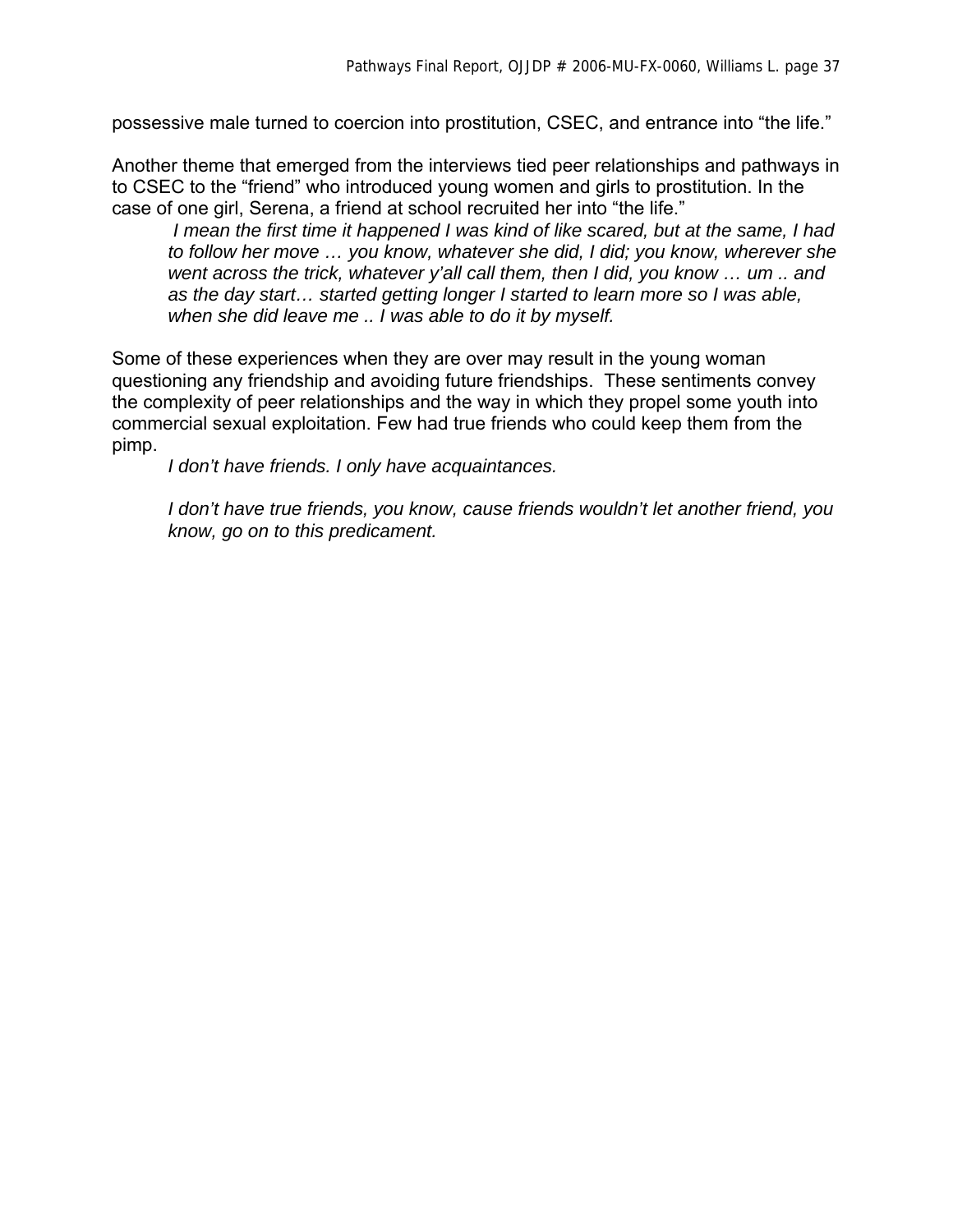possessive male turned to coercion into prostitution, CSEC, and entrance into "the life."

Another theme that emerged from the interviews tied peer relationships and pathways in to CSEC to the "friend" who introduced young women and girls to prostitution. In the case of one girl, Serena, a friend at school recruited her into "the life."

> *I mean the first time it happened I was kind of like scared, but at the same, I had to follow her move … you know, whatever she did, I did; you know, wherever she went across the trick, whatever y'all call them, then I did, you know … um .. and as the day start… started getting longer I started to learn more so I was able, when she did leave me .. I was able to do it by myself.*

Some of these experiences when they are over may result in the young woman questioning any friendship and avoiding future friendships. These sentiments convey the complexity of peer relationships and the way in which they propel some youth into commercial sexual exploitation. Few had true friends who could keep them from the pimp.

> *I don't have friends. I only have acquaintances.*
>
> *I don't have true friends, you know, cause friends wouldn't let another friend, you know, go on to this predicament.*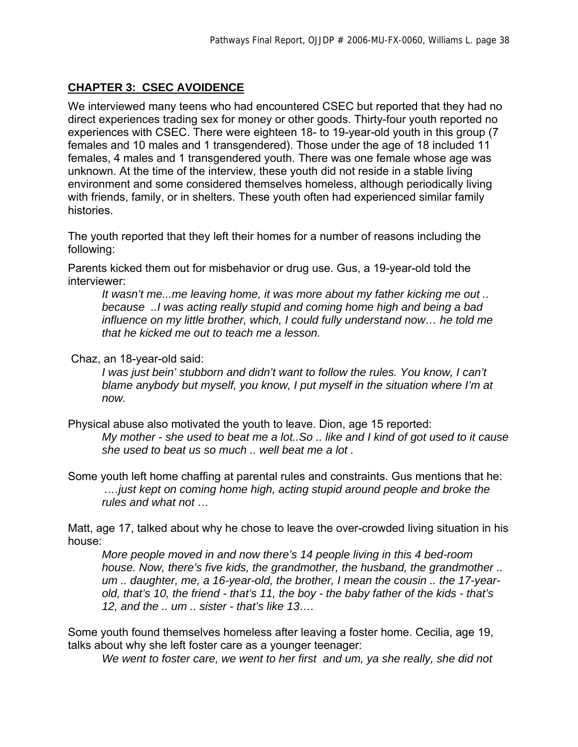## CHAPTER 3: CSEC AVOIDENCE

We interviewed many teens who had encountered CSEC but reported that they had no direct experiences trading sex for money or other goods. Thirty-four youth reported no experiences with CSEC. There were eighteen 18- to 19-year-old youth in this group (7 females and 10 males and 1 transgendered). Those under the age of 18 included 11 females, 4 males and 1 transgendered youth. There was one female whose age was unknown. At the time of the interview, these youth did not reside in a stable living environment and some considered themselves homeless, although periodically living with friends, family, or in shelters. These youth often had experienced similar family histories.

The youth reported that they left their homes for a number of reasons including the following:

Parents kicked them out for misbehavior or drug use. Gus, a 19-year-old told the interviewer:

> *It wasn't me...me leaving home, it was more about my father kicking me out .. because ..I was acting really stupid and coming home high and being a bad influence on my little brother, which, I could fully understand now… he told me that he kicked me out to teach me a lesson.*

Chaz, an 18-year-old said:

> *I was just bein' stubborn and didn't want to follow the rules. You know, I can't blame anybody but myself, you know, I put myself in the situation where I'm at now.*

Physical abuse also motivated the youth to leave. Dion, age 15 reported:

> *My mother - she used to beat me a lot..So .. like and I kind of got used to it cause she used to beat us so much .. well beat me a lot .*

Some youth left home chaffing at parental rules and constraints. Gus mentions that he:

> *….just kept on coming home high, acting stupid around people and broke the rules and what not …*

Matt, age 17, talked about why he chose to leave the over-crowded living situation in his house:

> *More people moved in and now there's 14 people living in this 4 bed-room house. Now, there's five kids, the grandmother, the husband, the grandmother .. um .. daughter, me, a 16-year-old, the brother, I mean the cousin .. the 17-year-old, that's 10, the friend - that's 11, the boy - the baby father of the kids - that's 12, and the .. um .. sister - that's like 13….*

Some youth found themselves homeless after leaving a foster home. Cecilia, age 19, talks about why she left foster care as a younger teenager:

> *We went to foster care, we went to her first and um, ya she really, she did not*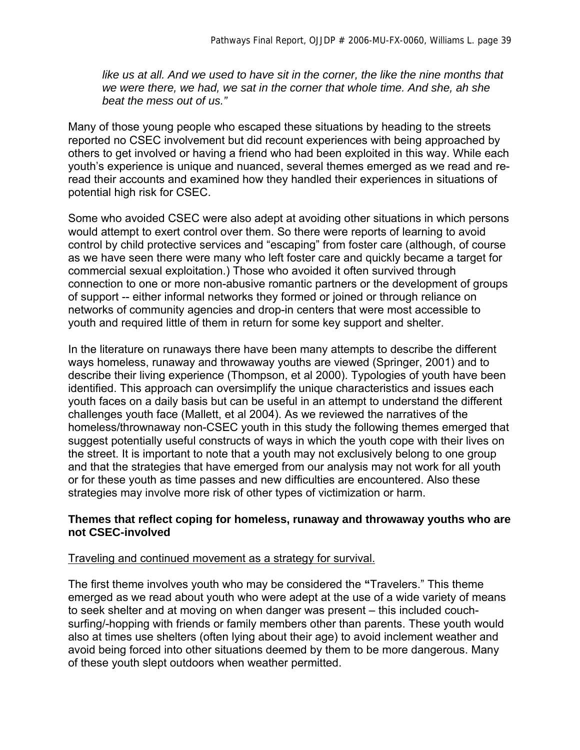*like us at all. And we used to have sit in the corner, the like the nine months that we were there, we had, we sat in the corner that whole time. And she, ah she beat the mess out of us."*

Many of those young people who escaped these situations by heading to the streets reported no CSEC involvement but did recount experiences with being approached by others to get involved or having a friend who had been exploited in this way. While each youth's experience is unique and nuanced, several themes emerged as we read and re-read their accounts and examined how they handled their experiences in situations of potential high risk for CSEC.

Some who avoided CSEC were also adept at avoiding other situations in which persons would attempt to exert control over them. So there were reports of learning to avoid control by child protective services and "escaping" from foster care (although, of course as we have seen there were many who left foster care and quickly became a target for commercial sexual exploitation.) Those who avoided it often survived through connection to one or more non-abusive romantic partners or the development of groups of support -- either informal networks they formed or joined or through reliance on networks of community agencies and drop-in centers that were most accessible to youth and required little of them in return for some key support and shelter.

In the literature on runaways there have been many attempts to describe the different ways homeless, runaway and throwaway youths are viewed (Springer, 2001) and to describe their living experience (Thompson, et al 2000). Typologies of youth have been identified. This approach can oversimplify the unique characteristics and issues each youth faces on a daily basis but can be useful in an attempt to understand the different challenges youth face (Mallett, et al 2004). As we reviewed the narratives of the homeless/thrownaway non-CSEC youth in this study the following themes emerged that suggest potentially useful constructs of ways in which the youth cope with their lives on the street. It is important to note that a youth may not exclusively belong to one group and that the strategies that have emerged from our analysis may not work for all youth or for these youth as time passes and new difficulties are encountered. Also these strategies may involve more risk of other types of victimization or harm.

**Themes that reflect coping for homeless, runaway and throwaway youths who are not CSEC-involved**

Traveling and continued movement as a strategy for survival.

The first theme involves youth who may be considered the **"**Travelers." This theme emerged as we read about youth who were adept at the use of a wide variety of means to seek shelter and at moving on when danger was present – this included couch-surfing/-hopping with friends or family members other than parents. These youth would also at times use shelters (often lying about their age) to avoid inclement weather and avoid being forced into other situations deemed by them to be more dangerous. Many of these youth slept outdoors when weather permitted.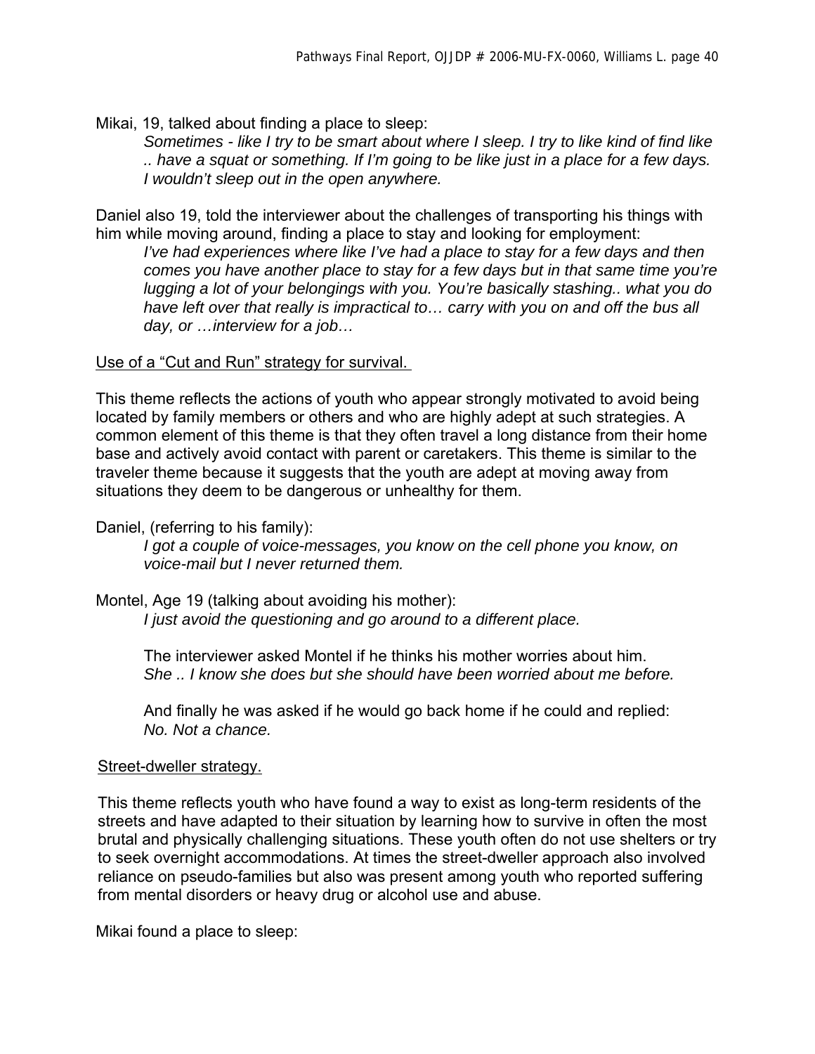Mikai, 19, talked about finding a place to sleep:

> *Sometimes - like I try to be smart about where I sleep. I try to like kind of find like .. have a squat or something. If I'm going to be like just in a place for a few days. I wouldn't sleep out in the open anywhere.*

Daniel also 19, told the interviewer about the challenges of transporting his things with him while moving around, finding a place to stay and looking for employment:

> *I've had experiences where like I've had a place to stay for a few days and then comes you have another place to stay for a few days but in that same time you're lugging a lot of your belongings with you. You're basically stashing.. what you do have left over that really is impractical to… carry with you on and off the bus all day, or …interview for a job…*

Use of a "Cut and Run" strategy for survival.

This theme reflects the actions of youth who appear strongly motivated to avoid being located by family members or others and who are highly adept at such strategies. A common element of this theme is that they often travel a long distance from their home base and actively avoid contact with parent or caretakers. This theme is similar to the traveler theme because it suggests that the youth are adept at moving away from situations they deem to be dangerous or unhealthy for them.

Daniel, (referring to his family):

> *I got a couple of voice-messages, you know on the cell phone you know, on voice-mail but I never returned them.*

Montel, Age 19 (talking about avoiding his mother):

> *I just avoid the questioning and go around to a different place.*
>
> The interviewer asked Montel if he thinks his mother worries about him.
> *She .. I know she does but she should have been worried about me before.*
>
> And finally he was asked if he would go back home if he could and replied:
> *No. Not a chance.*

Street-dweller strategy.

This theme reflects youth who have found a way to exist as long-term residents of the streets and have adapted to their situation by learning how to survive in often the most brutal and physically challenging situations. These youth often do not use shelters or try to seek overnight accommodations. At times the street-dweller approach also involved reliance on pseudo-families but also was present among youth who reported suffering from mental disorders or heavy drug or alcohol use and abuse.

Mikai found a place to sleep: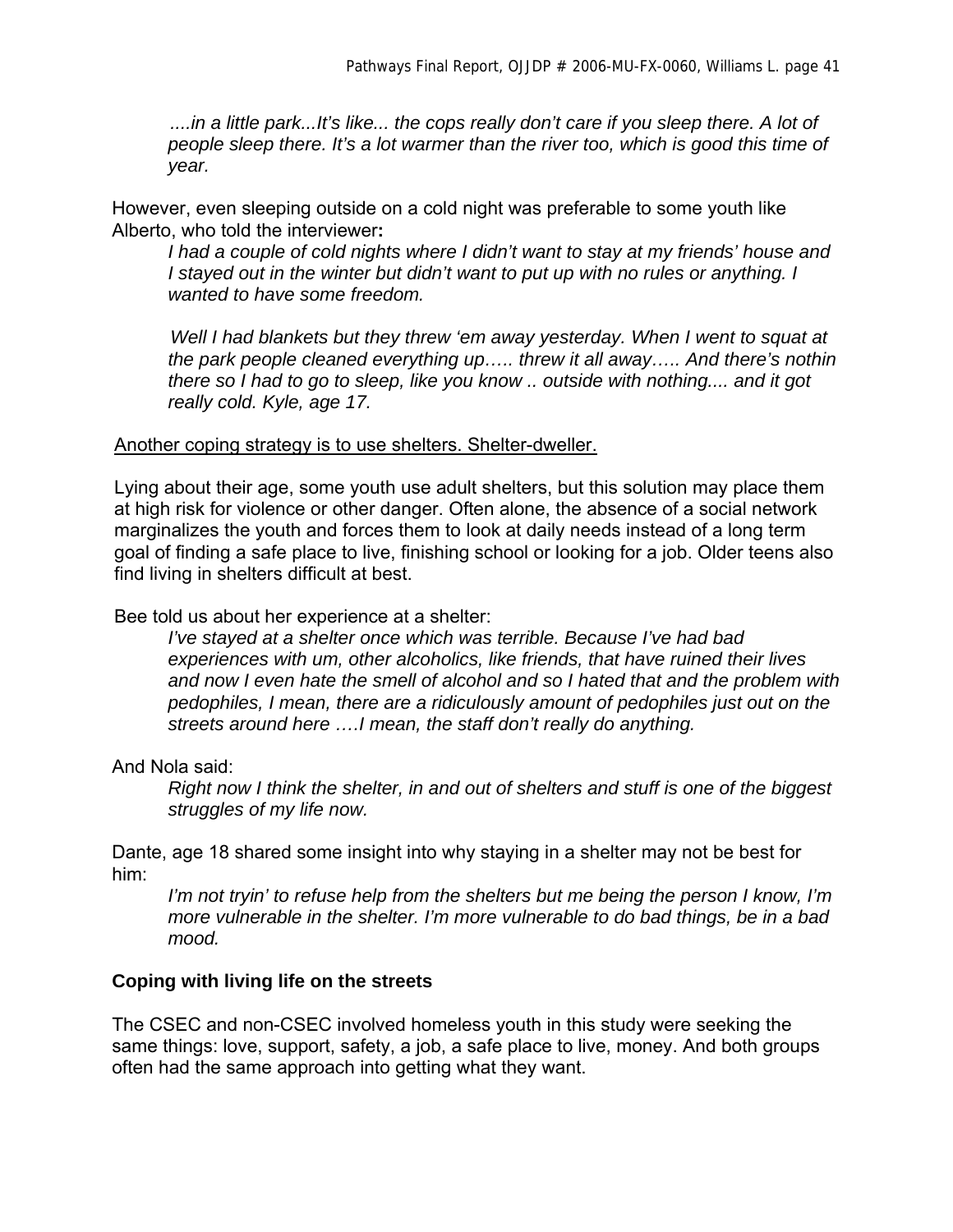*....in a little park...It's like... the cops really don't care if you sleep there. A lot of people sleep there. It's a lot warmer than the river too, which is good this time of year.*

However, even sleeping outside on a cold night was preferable to some youth like Alberto, who told the interviewer**:**

> *I had a couple of cold nights where I didn't want to stay at my friends' house and I stayed out in the winter but didn't want to put up with no rules or anything. I wanted to have some freedom.*

> *Well I had blankets but they threw 'em away yesterday. When I went to squat at the park people cleaned everything up….. threw it all away….. And there's nothin there so I had to go to sleep, like you know .. outside with nothing.... and it got really cold. Kyle, age 17.*

<u>Another coping strategy is to use shelters. Shelter-dweller.</u>

Lying about their age, some youth use adult shelters, but this solution may place them at high risk for violence or other danger. Often alone, the absence of a social network marginalizes the youth and forces them to look at daily needs instead of a long term goal of finding a safe place to live, finishing school or looking for a job. Older teens also find living in shelters difficult at best.

Bee told us about her experience at a shelter:

> *I've stayed at a shelter once which was terrible. Because I've had bad experiences with um, other alcoholics, like friends, that have ruined their lives and now I even hate the smell of alcohol and so I hated that and the problem with pedophiles, I mean, there are a ridiculously amount of pedophiles just out on the streets around here ….I mean, the staff don't really do anything.*

And Nola said:

> *Right now I think the shelter, in and out of shelters and stuff is one of the biggest struggles of my life now.*

Dante, age 18 shared some insight into why staying in a shelter may not be best for him:

> *I'm not tryin' to refuse help from the shelters but me being the person I know, I'm more vulnerable in the shelter. I'm more vulnerable to do bad things, be in a bad mood.*

**Coping with living life on the streets**

The CSEC and non-CSEC involved homeless youth in this study were seeking the same things: love, support, safety, a job, a safe place to live, money. And both groups often had the same approach into getting what they want.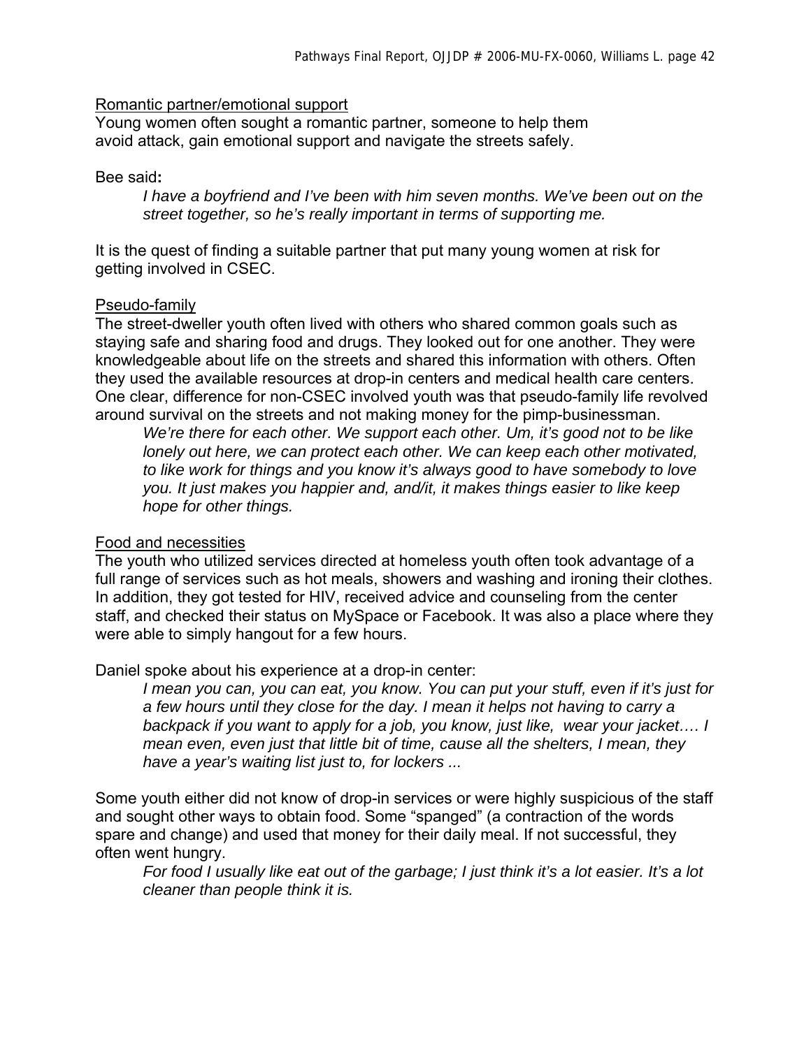Romantic partner/emotional support

Young women often sought a romantic partner, someone to help them avoid attack, gain emotional support and navigate the streets safely.

Bee said**:**

> *I have a boyfriend and I've been with him seven months. We've been out on the street together, so he's really important in terms of supporting me.*

It is the quest of finding a suitable partner that put many young women at risk for getting involved in CSEC.

Pseudo-family

The street-dweller youth often lived with others who shared common goals such as staying safe and sharing food and drugs. They looked out for one another. They were knowledgeable about life on the streets and shared this information with others. Often they used the available resources at drop-in centers and medical health care centers. One clear, difference for non-CSEC involved youth was that pseudo-family life revolved around survival on the streets and not making money for the pimp-businessman.

> *We're there for each other. We support each other. Um, it's good not to be like lonely out here, we can protect each other. We can keep each other motivated, to like work for things and you know it's always good to have somebody to love you. It just makes you happier and, and/it, it makes things easier to like keep hope for other things.*

Food and necessities

The youth who utilized services directed at homeless youth often took advantage of a full range of services such as hot meals, showers and washing and ironing their clothes. In addition, they got tested for HIV, received advice and counseling from the center staff, and checked their status on MySpace or Facebook. It was also a place where they were able to simply hangout for a few hours.

Daniel spoke about his experience at a drop-in center:

> *I mean you can, you can eat, you know. You can put your stuff, even if it's just for a few hours until they close for the day. I mean it helps not having to carry a backpack if you want to apply for a job, you know, just like, wear your jacket…. I mean even, even just that little bit of time, cause all the shelters, I mean, they have a year's waiting list just to, for lockers ...*

Some youth either did not know of drop-in services or were highly suspicious of the staff and sought other ways to obtain food. Some "spanged" (a contraction of the words spare and change) and used that money for their daily meal. If not successful, they often went hungry.

> *For food I usually like eat out of the garbage; I just think it's a lot easier. It's a lot cleaner than people think it is.*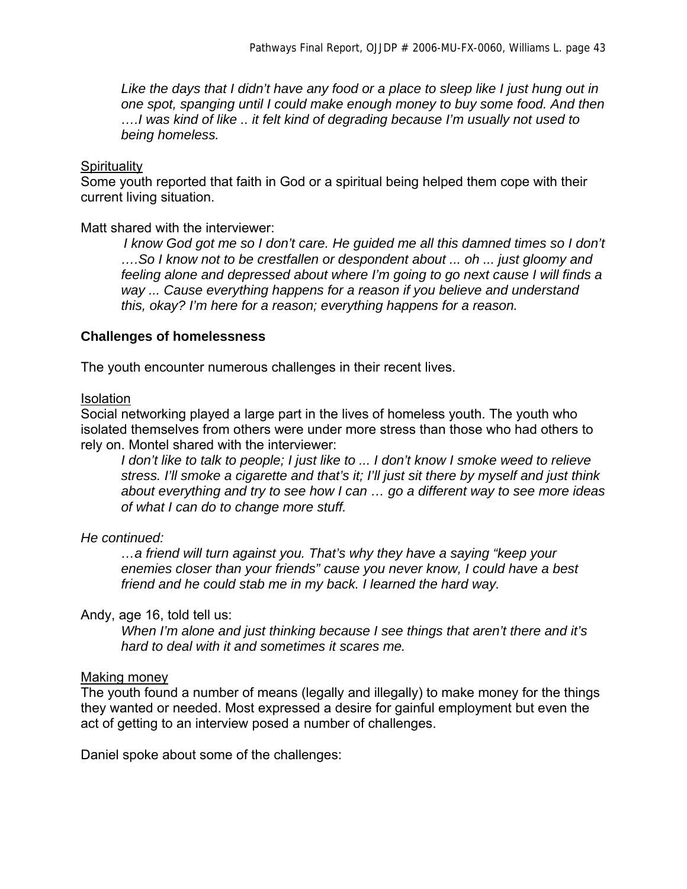*Like the days that I didn't have any food or a place to sleep like I just hung out in one spot, spanging until I could make enough money to buy some food. And then ….I was kind of like .. it felt kind of degrading because I'm usually not used to being homeless.*

Spirituality

Some youth reported that faith in God or a spiritual being helped them cope with their current living situation.

Matt shared with the interviewer:

> *I know God got me so I don't care. He guided me all this damned times so I don't ….So I know not to be crestfallen or despondent about ... oh ... just gloomy and feeling alone and depressed about where I'm going to go next cause I will finds a way ... Cause everything happens for a reason if you believe and understand this, okay? I'm here for a reason; everything happens for a reason.*

**Challenges of homelessness**

The youth encounter numerous challenges in their recent lives.

Isolation

Social networking played a large part in the lives of homeless youth. The youth who isolated themselves from others were under more stress than those who had others to rely on. Montel shared with the interviewer:

> *I don't like to talk to people; I just like to ... I don't know I smoke weed to relieve stress. I'll smoke a cigarette and that's it; I'll just sit there by myself and just think about everything and try to see how I can … go a different way to see more ideas of what I can do to change more stuff.*

*He continued:*

> *…a friend will turn against you. That's why they have a saying "keep your enemies closer than your friends" cause you never know, I could have a best friend and he could stab me in my back. I learned the hard way.*

Andy, age 16, told tell us:

> *When I'm alone and just thinking because I see things that aren't there and it's hard to deal with it and sometimes it scares me.*

Making money

The youth found a number of means (legally and illegally) to make money for the things they wanted or needed. Most expressed a desire for gainful employment but even the act of getting to an interview posed a number of challenges.

Daniel spoke about some of the challenges: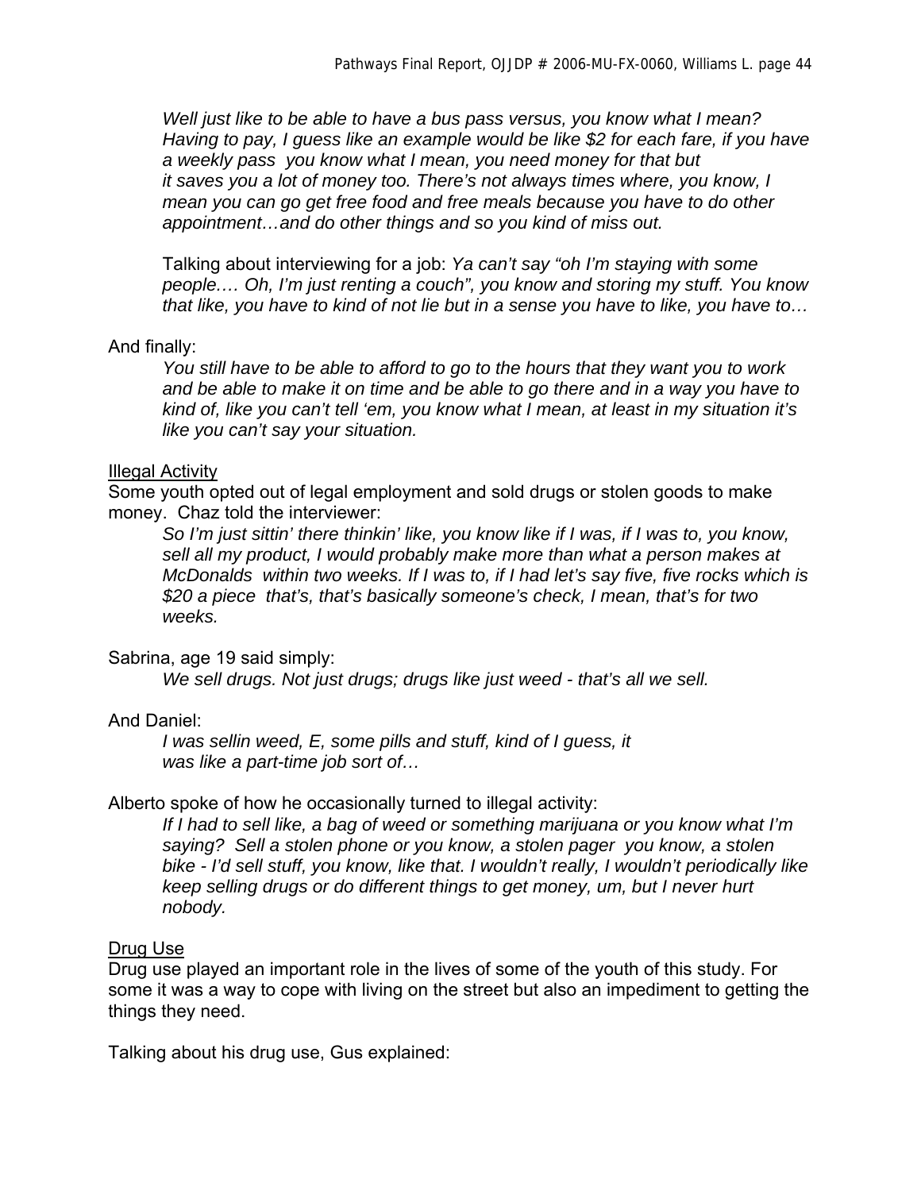*Well just like to be able to have a bus pass versus, you know what I mean? Having to pay, I guess like an example would be like $2 for each fare, if you have a weekly pass you know what I mean, you need money for that but it saves you a lot of money too. There's not always times where, you know, I mean you can go get free food and free meals because you have to do other appointment…and do other things and so you kind of miss out.*

Talking about interviewing for a job: *Ya can't say "oh I'm staying with some people…. Oh, I'm just renting a couch", you know and storing my stuff. You know that like, you have to kind of not lie but in a sense you have to like, you have to…*

And finally:

*You still have to be able to afford to go to the hours that they want you to work and be able to make it on time and be able to go there and in a way you have to kind of, like you can't tell 'em, you know what I mean, at least in my situation it's like you can't say your situation.*

Illegal Activity

Some youth opted out of legal employment and sold drugs or stolen goods to make money. Chaz told the interviewer:

*So I'm just sittin' there thinkin' like, you know like if I was, if I was to, you know, sell all my product, I would probably make more than what a person makes at McDonalds within two weeks. If I was to, if I had let's say five, five rocks which is $20 a piece that's, that's basically someone's check, I mean, that's for two weeks.*

Sabrina, age 19 said simply:

*We sell drugs. Not just drugs; drugs like just weed - that's all we sell.*

And Daniel:

*I was sellin weed, E, some pills and stuff, kind of I guess, it was like a part-time job sort of…*

Alberto spoke of how he occasionally turned to illegal activity:

*If I had to sell like, a bag of weed or something marijuana or you know what I'm saying? Sell a stolen phone or you know, a stolen pager you know, a stolen bike - I'd sell stuff, you know, like that. I wouldn't really, I wouldn't periodically like keep selling drugs or do different things to get money, um, but I never hurt nobody.*

Drug Use

Drug use played an important role in the lives of some of the youth of this study. For some it was a way to cope with living on the street but also an impediment to getting the things they need.

Talking about his drug use, Gus explained: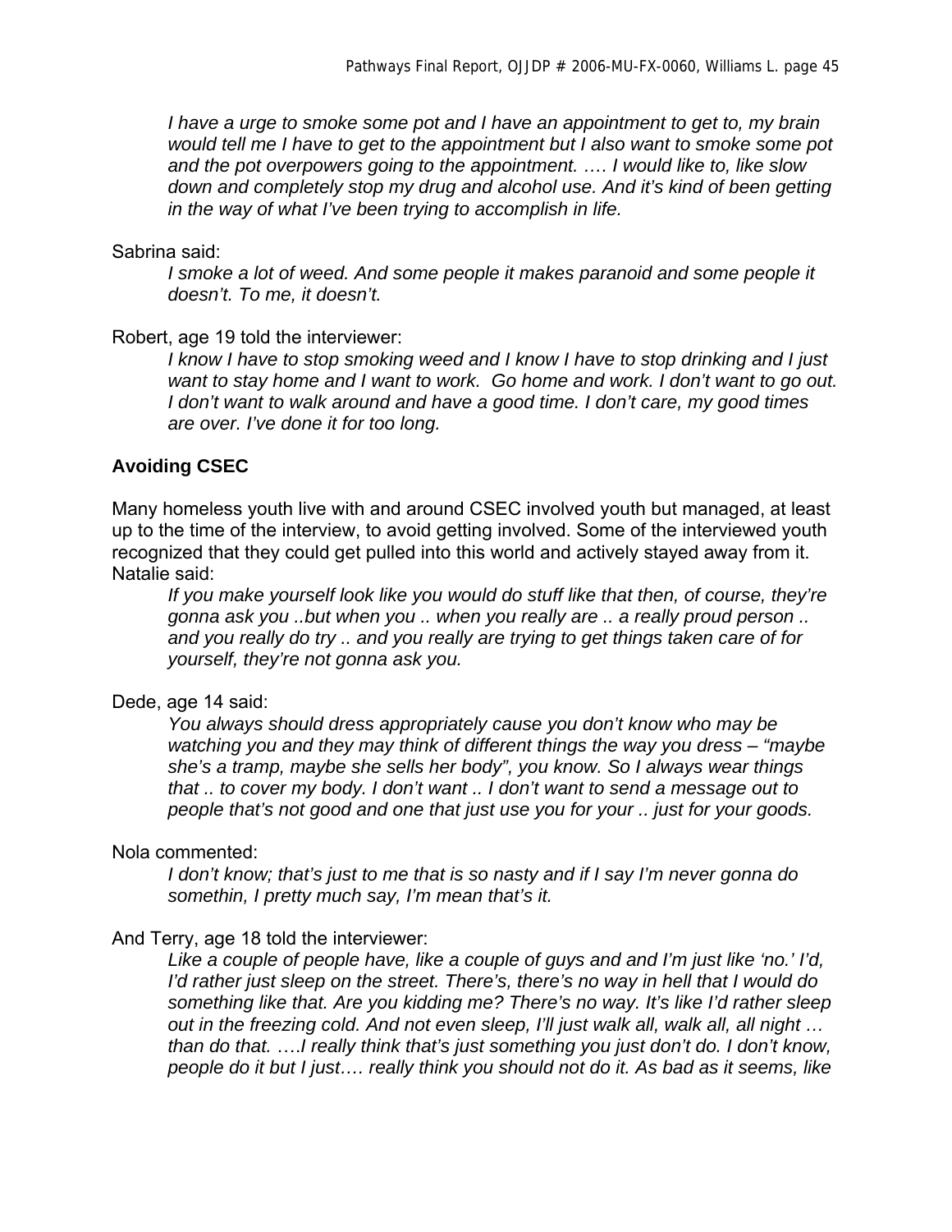*I have a urge to smoke some pot and I have an appointment to get to, my brain would tell me I have to get to the appointment but I also want to smoke some pot and the pot overpowers going to the appointment. …. I would like to, like slow down and completely stop my drug and alcohol use. And it's kind of been getting in the way of what I've been trying to accomplish in life.*

Sabrina said:

> *I smoke a lot of weed. And some people it makes paranoid and some people it doesn't. To me, it doesn't.*

Robert, age 19 told the interviewer:

> *I know I have to stop smoking weed and I know I have to stop drinking and I just want to stay home and I want to work. Go home and work. I don't want to go out. I don't want to walk around and have a good time. I don't care, my good times are over. I've done it for too long.*

### Avoiding CSEC

Many homeless youth live with and around CSEC involved youth but managed, at least up to the time of the interview, to avoid getting involved. Some of the interviewed youth recognized that they could get pulled into this world and actively stayed away from it. Natalie said:

> *If you make yourself look like you would do stuff like that then, of course, they're gonna ask you ..but when you .. when you really are .. a really proud person .. and you really do try .. and you really are trying to get things taken care of for yourself, they're not gonna ask you.*

Dede, age 14 said:

> *You always should dress appropriately cause you don't know who may be watching you and they may think of different things the way you dress – "maybe she's a tramp, maybe she sells her body", you know. So I always wear things that .. to cover my body. I don't want .. I don't want to send a message out to people that's not good and one that just use you for your .. just for your goods.*

Nola commented:

> *I don't know; that's just to me that is so nasty and if I say I'm never gonna do somethin, I pretty much say, I'm mean that's it.*

And Terry, age 18 told the interviewer:

> *Like a couple of people have, like a couple of guys and and I'm just like 'no.' I'd, I'd rather just sleep on the street. There's, there's no way in hell that I would do something like that. Are you kidding me? There's no way. It's like I'd rather sleep out in the freezing cold. And not even sleep, I'll just walk all, walk all, all night … than do that. ….I really think that's just something you just don't do. I don't know, people do it but I just…. really think you should not do it. As bad as it seems, like*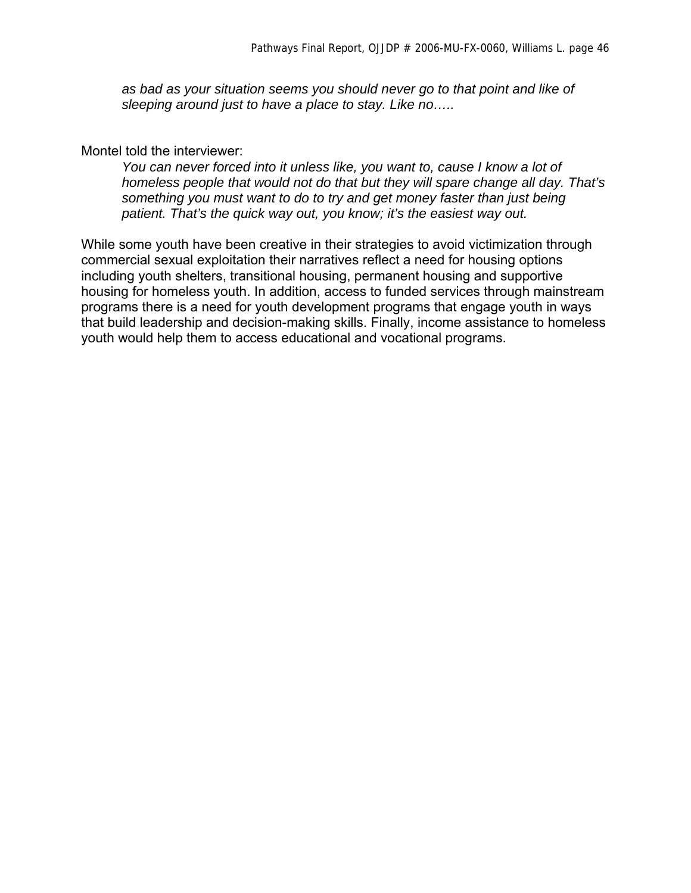> *as bad as your situation seems you should never go to that point and like of sleeping around just to have a place to stay. Like no…..*

Montel told the interviewer:

> *You can never forced into it unless like, you want to, cause I know a lot of homeless people that would not do that but they will spare change all day. That's something you must want to do to try and get money faster than just being patient. That's the quick way out, you know; it's the easiest way out.*

While some youth have been creative in their strategies to avoid victimization through commercial sexual exploitation their narratives reflect a need for housing options including youth shelters, transitional housing, permanent housing and supportive housing for homeless youth. In addition, access to funded services through mainstream programs there is a need for youth development programs that engage youth in ways that build leadership and decision-making skills. Finally, income assistance to homeless youth would help them to access educational and vocational programs.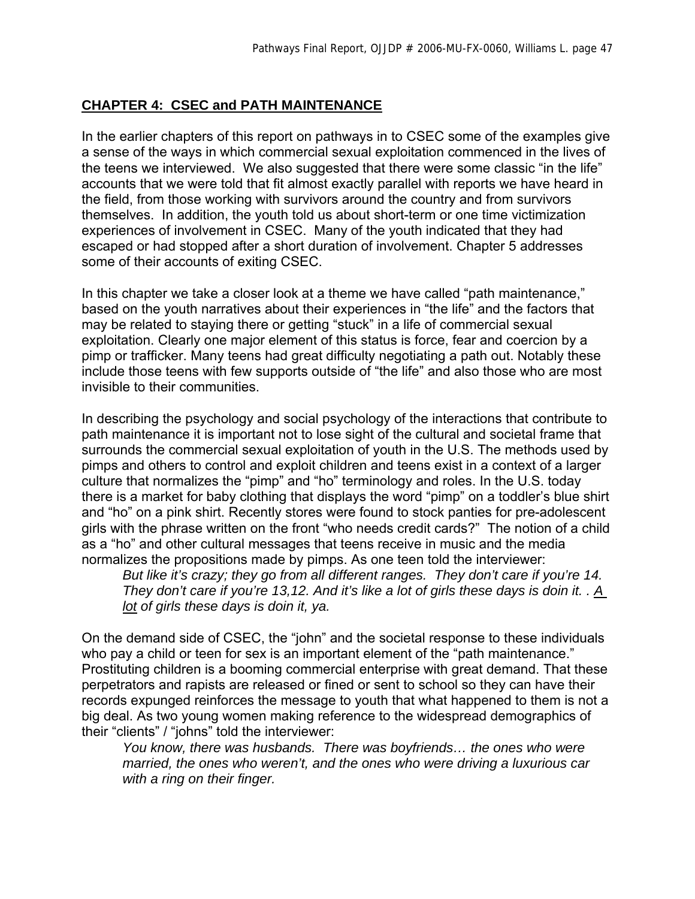## CHAPTER 4: CSEC and PATH MAINTENANCE

In the earlier chapters of this report on pathways in to CSEC some of the examples give a sense of the ways in which commercial sexual exploitation commenced in the lives of the teens we interviewed. We also suggested that there were some classic "in the life" accounts that we were told that fit almost exactly parallel with reports we have heard in the field, from those working with survivors around the country and from survivors themselves. In addition, the youth told us about short-term or one time victimization experiences of involvement in CSEC. Many of the youth indicated that they had escaped or had stopped after a short duration of involvement. Chapter 5 addresses some of their accounts of exiting CSEC.

In this chapter we take a closer look at a theme we have called "path maintenance," based on the youth narratives about their experiences in "the life" and the factors that may be related to staying there or getting "stuck" in a life of commercial sexual exploitation. Clearly one major element of this status is force, fear and coercion by a pimp or trafficker. Many teens had great difficulty negotiating a path out. Notably these include those teens with few supports outside of "the life" and also those who are most invisible to their communities.

In describing the psychology and social psychology of the interactions that contribute to path maintenance it is important not to lose sight of the cultural and societal frame that surrounds the commercial sexual exploitation of youth in the U.S. The methods used by pimps and others to control and exploit children and teens exist in a context of a larger culture that normalizes the "pimp" and "ho" terminology and roles. In the U.S. today there is a market for baby clothing that displays the word "pimp" on a toddler's blue shirt and "ho" on a pink shirt. Recently stores were found to stock panties for pre-adolescent girls with the phrase written on the front "who needs credit cards?" The notion of a child as a "ho" and other cultural messages that teens receive in music and the media normalizes the propositions made by pimps. As one teen told the interviewer:

> *But like it's crazy; they go from all different ranges. They don't care if you're 14. They don't care if you're 13,12. And it's like a lot of girls these days is doin it. . <u>A lot</u> of girls these days is doin it, ya.*

On the demand side of CSEC, the "john" and the societal response to these individuals who pay a child or teen for sex is an important element of the "path maintenance." Prostituting children is a booming commercial enterprise with great demand. That these perpetrators and rapists are released or fined or sent to school so they can have their records expunged reinforces the message to youth that what happened to them is not a big deal. As two young women making reference to the widespread demographics of their "clients" / "johns" told the interviewer:

> *You know, there was husbands. There was boyfriends… the ones who were married, the ones who weren't, and the ones who were driving a luxurious car with a ring on their finger.*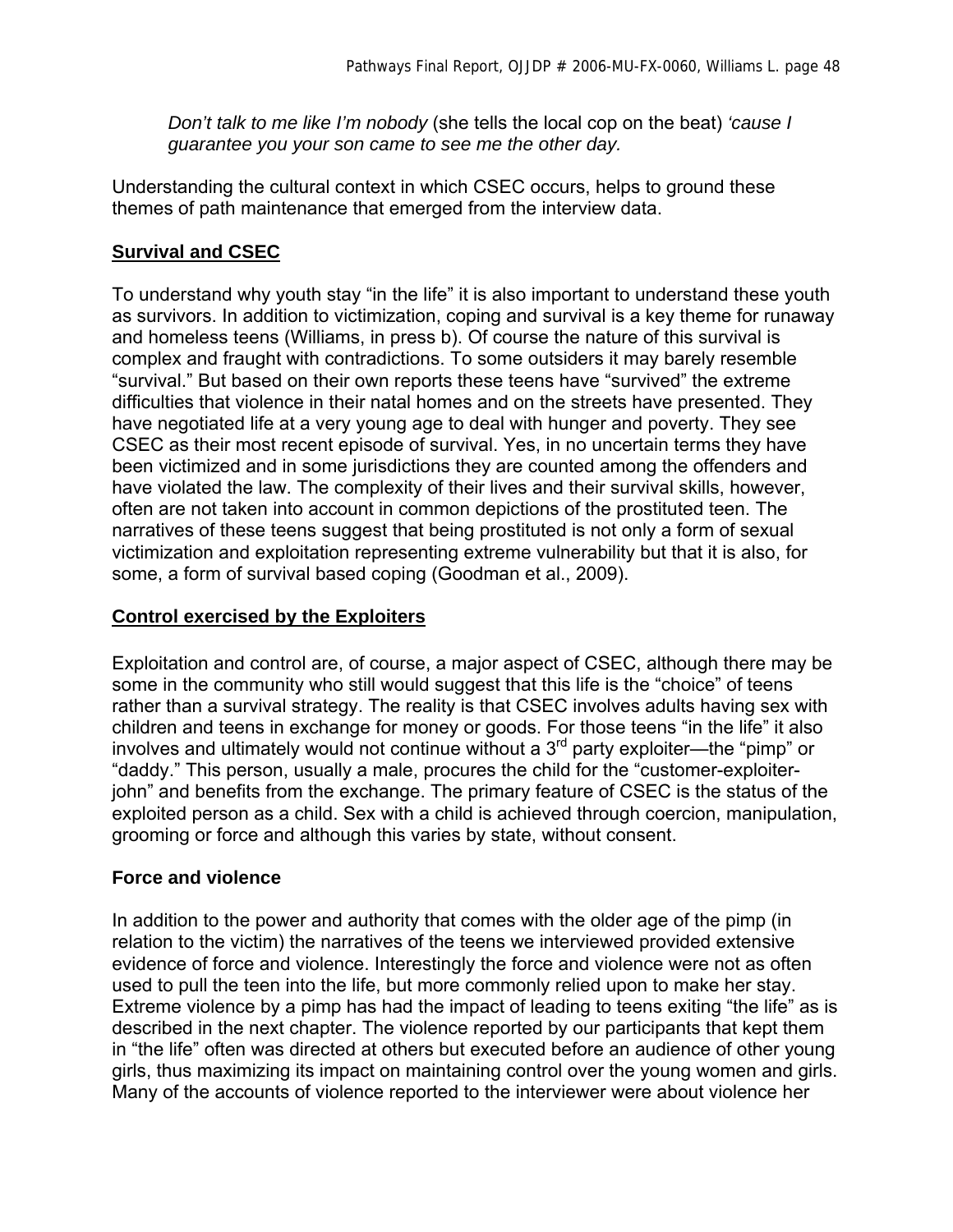*Don't talk to me like I'm nobody* (she tells the local cop on the beat) *'cause I guarantee you your son came to see me the other day.*

Understanding the cultural context in which CSEC occurs, helps to ground these themes of path maintenance that emerged from the interview data.

## Survival and CSEC

To understand why youth stay "in the life" it is also important to understand these youth as survivors. In addition to victimization, coping and survival is a key theme for runaway and homeless teens (Williams, in press b). Of course the nature of this survival is complex and fraught with contradictions. To some outsiders it may barely resemble "survival." But based on their own reports these teens have "survived" the extreme difficulties that violence in their natal homes and on the streets have presented. They have negotiated life at a very young age to deal with hunger and poverty. They see CSEC as their most recent episode of survival. Yes, in no uncertain terms they have been victimized and in some jurisdictions they are counted among the offenders and have violated the law. The complexity of their lives and their survival skills, however, often are not taken into account in common depictions of the prostituted teen. The narratives of these teens suggest that being prostituted is not only a form of sexual victimization and exploitation representing extreme vulnerability but that it is also, for some, a form of survival based coping (Goodman et al., 2009).

## Control exercised by the Exploiters

Exploitation and control are, of course, a major aspect of CSEC, although there may be some in the community who still would suggest that this life is the "choice" of teens rather than a survival strategy. The reality is that CSEC involves adults having sex with children and teens in exchange for money or goods. For those teens "in the life" it also involves and ultimately would not continue without a 3rd party exploiter—the "pimp" or "daddy." This person, usually a male, procures the child for the "customer-exploiter-john" and benefits from the exchange. The primary feature of CSEC is the status of the exploited person as a child. Sex with a child is achieved through coercion, manipulation, grooming or force and although this varies by state, without consent.

### Force and violence

In addition to the power and authority that comes with the older age of the pimp (in relation to the victim) the narratives of the teens we interviewed provided extensive evidence of force and violence. Interestingly the force and violence were not as often used to pull the teen into the life, but more commonly relied upon to make her stay. Extreme violence by a pimp has had the impact of leading to teens exiting "the life" as is described in the next chapter. The violence reported by our participants that kept them in "the life" often was directed at others but executed before an audience of other young girls, thus maximizing its impact on maintaining control over the young women and girls. Many of the accounts of violence reported to the interviewer were about violence her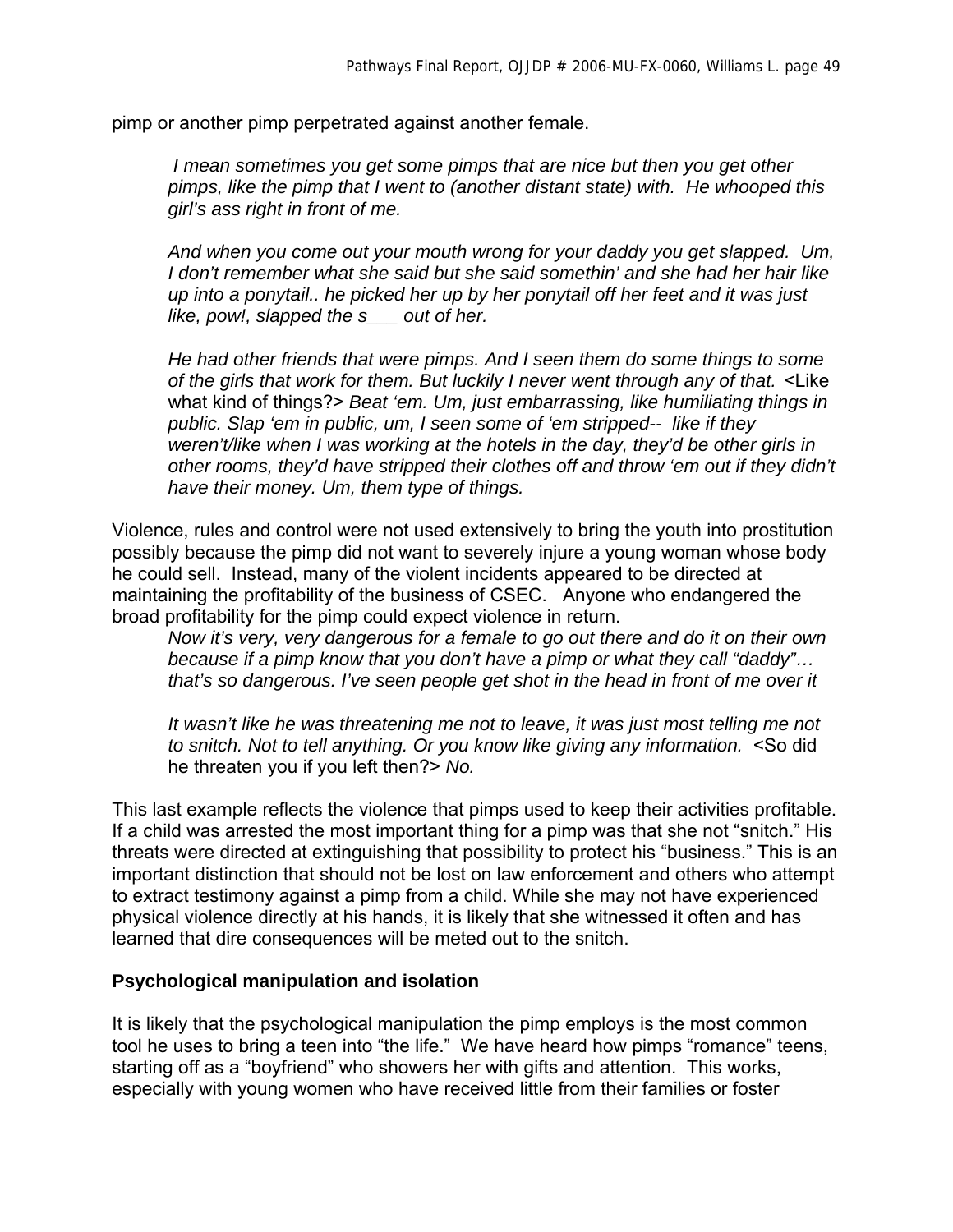pimp or another pimp perpetrated against another female.

> *I mean sometimes you get some pimps that are nice but then you get other pimps, like the pimp that I went to (another distant state) with. He whooped this girl's ass right in front of me.*
>
> *And when you come out your mouth wrong for your daddy you get slapped. Um, I don't remember what she said but she said somethin' and she had her hair like up into a ponytail.. he picked her up by her ponytail off her feet and it was just like, pow!, slapped the s___ out of her.*
>
> *He had other friends that were pimps. And I seen them do some things to some of the girls that work for them. But luckily I never went through any of that.* <Like what kind of things?> *Beat 'em. Um, just embarrassing, like humiliating things in public. Slap 'em in public, um, I seen some of 'em stripped-- like if they weren't/like when I was working at the hotels in the day, they'd be other girls in other rooms, they'd have stripped their clothes off and throw 'em out if they didn't have their money. Um, them type of things.*

Violence, rules and control were not used extensively to bring the youth into prostitution possibly because the pimp did not want to severely injure a young woman whose body he could sell. Instead, many of the violent incidents appeared to be directed at maintaining the profitability of the business of CSEC. Anyone who endangered the broad profitability for the pimp could expect violence in return.

> *Now it's very, very dangerous for a female to go out there and do it on their own because if a pimp know that you don't have a pimp or what they call "daddy"… that's so dangerous. I've seen people get shot in the head in front of me over it*
>
> *It wasn't like he was threatening me not to leave, it was just most telling me not to snitch. Not to tell anything. Or you know like giving any information.* <So did he threaten you if you left then?> *No.*

This last example reflects the violence that pimps used to keep their activities profitable. If a child was arrested the most important thing for a pimp was that she not "snitch." His threats were directed at extinguishing that possibility to protect his "business." This is an important distinction that should not be lost on law enforcement and others who attempt to extract testimony against a pimp from a child. While she may not have experienced physical violence directly at his hands, it is likely that she witnessed it often and has learned that dire consequences will be meted out to the snitch.

### Psychological manipulation and isolation

It is likely that the psychological manipulation the pimp employs is the most common tool he uses to bring a teen into "the life." We have heard how pimps "romance" teens, starting off as a "boyfriend" who showers her with gifts and attention. This works, especially with young women who have received little from their families or foster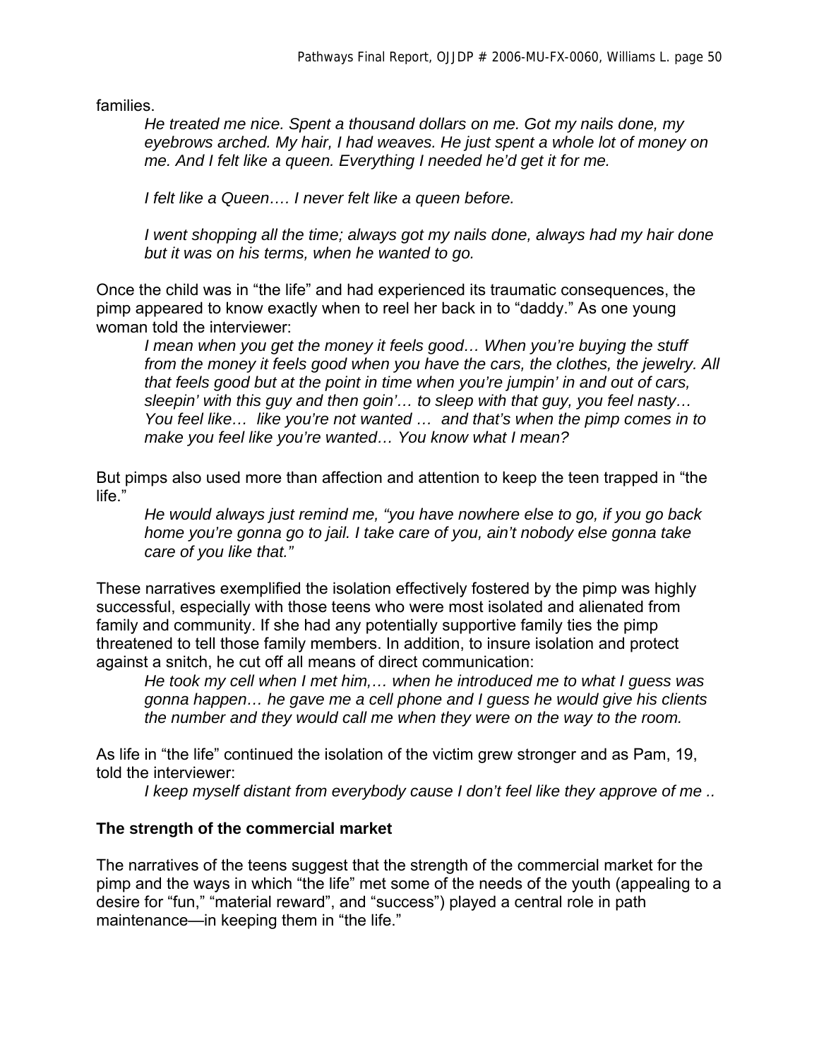families.

> *He treated me nice. Spent a thousand dollars on me. Got my nails done, my eyebrows arched. My hair, I had weaves. He just spent a whole lot of money on me. And I felt like a queen. Everything I needed he'd get it for me.*
>
> *I felt like a Queen…. I never felt like a queen before.*
>
> *I went shopping all the time; always got my nails done, always had my hair done but it was on his terms, when he wanted to go.*

Once the child was in "the life" and had experienced its traumatic consequences, the pimp appeared to know exactly when to reel her back in to "daddy." As one young woman told the interviewer:

> *I mean when you get the money it feels good… When you're buying the stuff from the money it feels good when you have the cars, the clothes, the jewelry. All that feels good but at the point in time when you're jumpin' in and out of cars, sleepin' with this guy and then goin'… to sleep with that guy, you feel nasty… You feel like… like you're not wanted … and that's when the pimp comes in to make you feel like you're wanted… You know what I mean?*

But pimps also used more than affection and attention to keep the teen trapped in "the life."

> *He would always just remind me, "you have nowhere else to go, if you go back home you're gonna go to jail. I take care of you, ain't nobody else gonna take care of you like that."*

These narratives exemplified the isolation effectively fostered by the pimp was highly successful, especially with those teens who were most isolated and alienated from family and community. If she had any potentially supportive family ties the pimp threatened to tell those family members. In addition, to insure isolation and protect against a snitch, he cut off all means of direct communication:

> *He took my cell when I met him,… when he introduced me to what I guess was gonna happen… he gave me a cell phone and I guess he would give his clients the number and they would call me when they were on the way to the room.*

As life in "the life" continued the isolation of the victim grew stronger and as Pam, 19, told the interviewer:

> *I keep myself distant from everybody cause I don't feel like they approve of me ..*

**The strength of the commercial market**

The narratives of the teens suggest that the strength of the commercial market for the pimp and the ways in which "the life" met some of the needs of the youth (appealing to a desire for "fun," "material reward", and "success") played a central role in path maintenance—in keeping them in "the life."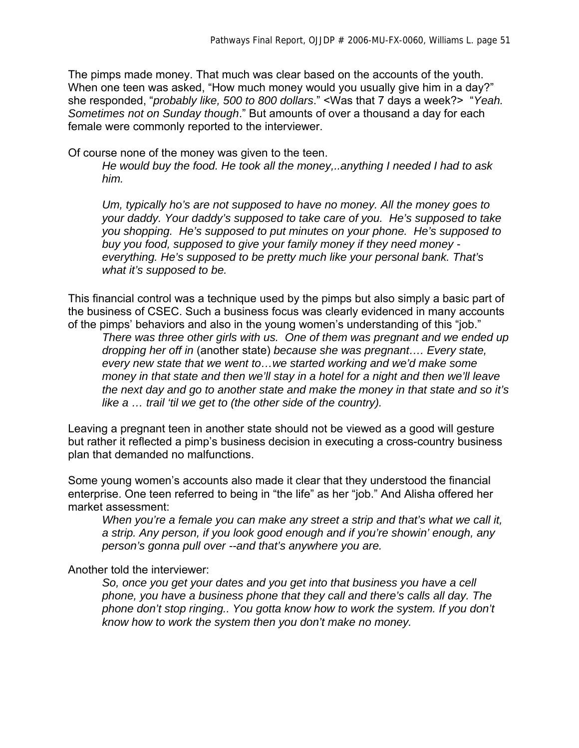The pimps made money. That much was clear based on the accounts of the youth. When one teen was asked, "How much money would you usually give him in a day?" she responded, "*probably like, 500 to 800 dollars*." <Was that 7 days a week?> "*Yeah. Sometimes not on Sunday though*." But amounts of over a thousand a day for each female were commonly reported to the interviewer.

Of course none of the money was given to the teen.

> *He would buy the food. He took all the money,..anything I needed I had to ask him.*
>
> *Um, typically ho's are not supposed to have no money. All the money goes to your daddy. Your daddy's supposed to take care of you. He's supposed to take you shopping. He's supposed to put minutes on your phone. He's supposed to buy you food, supposed to give your family money if they need money - everything. He's supposed to be pretty much like your personal bank. That's what it's supposed to be.*

This financial control was a technique used by the pimps but also simply a basic part of the business of CSEC. Such a business focus was clearly evidenced in many accounts of the pimps' behaviors and also in the young women's understanding of this "job."

> *There was three other girls with us. One of them was pregnant and we ended up dropping her off in* (another state) *because she was pregnant…. Every state, every new state that we went to…we started working and we'd make some money in that state and then we'll stay in a hotel for a night and then we'll leave the next day and go to another state and make the money in that state and so it's like a … trail 'til we get to (the other side of the country).*

Leaving a pregnant teen in another state should not be viewed as a good will gesture but rather it reflected a pimp's business decision in executing a cross-country business plan that demanded no malfunctions.

Some young women's accounts also made it clear that they understood the financial enterprise. One teen referred to being in "the life" as her "job." And Alisha offered her market assessment:

> *When you're a female you can make any street a strip and that's what we call it, a strip. Any person, if you look good enough and if you're showin' enough, any person's gonna pull over --and that's anywhere you are.*

Another told the interviewer:

> *So, once you get your dates and you get into that business you have a cell phone, you have a business phone that they call and there's calls all day. The phone don't stop ringing.. You gotta know how to work the system. If you don't know how to work the system then you don't make no money.*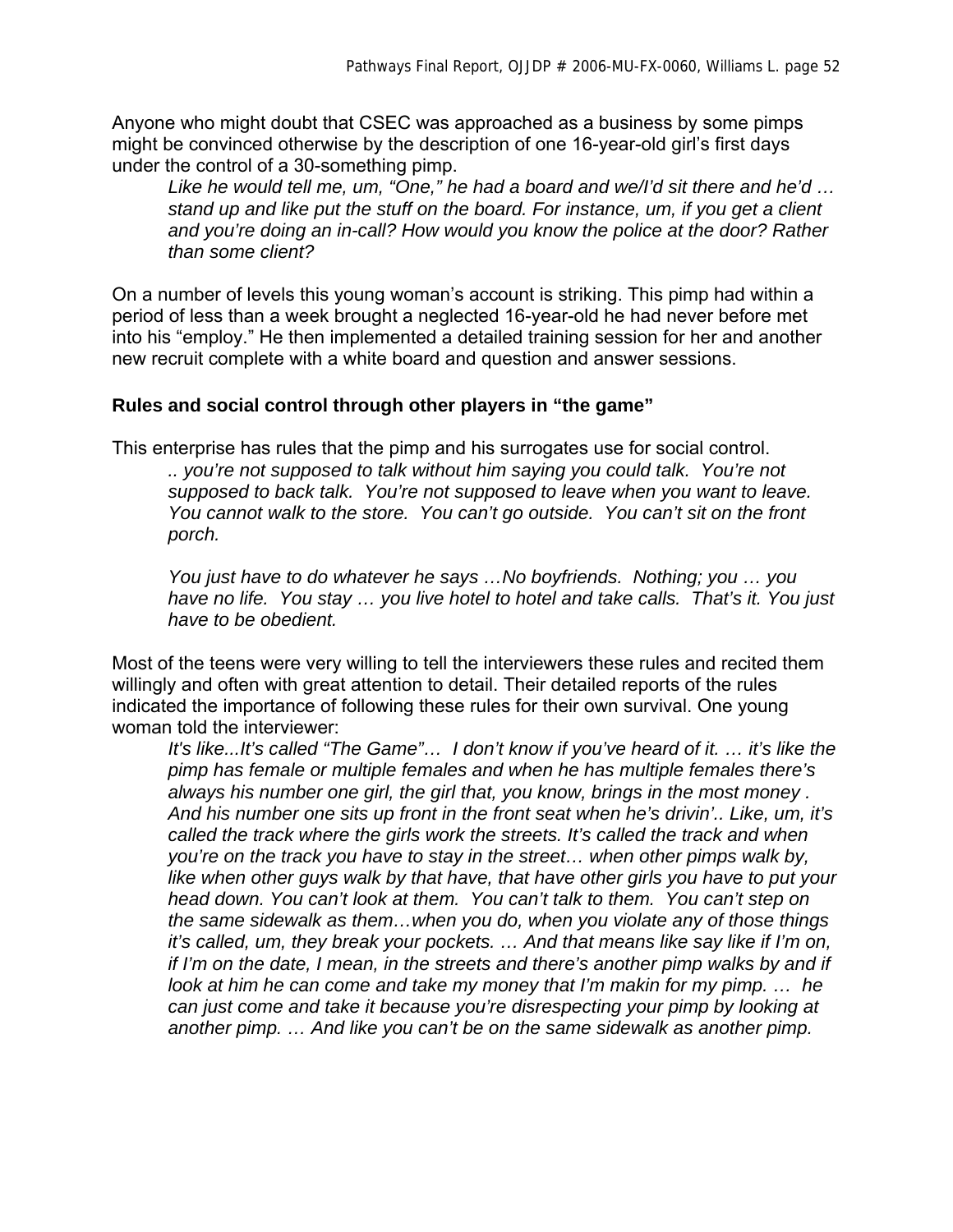Anyone who might doubt that CSEC was approached as a business by some pimps might be convinced otherwise by the description of one 16-year-old girl's first days under the control of a 30-something pimp.

> *Like he would tell me, um, "One," he had a board and we/I'd sit there and he'd … stand up and like put the stuff on the board. For instance, um, if you get a client and you're doing an in-call? How would you know the police at the door? Rather than some client?*

On a number of levels this young woman's account is striking. This pimp had within a period of less than a week brought a neglected 16-year-old he had never before met into his "employ." He then implemented a detailed training session for her and another new recruit complete with a white board and question and answer sessions.

**Rules and social control through other players in "the game"**

This enterprise has rules that the pimp and his surrogates use for social control.

> *.. you're not supposed to talk without him saying you could talk. You're not supposed to back talk. You're not supposed to leave when you want to leave. You cannot walk to the store. You can't go outside. You can't sit on the front porch.*
>
> *You just have to do whatever he says …No boyfriends. Nothing; you … you have no life. You stay … you live hotel to hotel and take calls. That's it. You just have to be obedient.*

Most of the teens were very willing to tell the interviewers these rules and recited them willingly and often with great attention to detail. Their detailed reports of the rules indicated the importance of following these rules for their own survival. One young woman told the interviewer:

> *It's like...It's called "The Game"… I don't know if you've heard of it. … it's like the pimp has female or multiple females and when he has multiple females there's always his number one girl, the girl that, you know, brings in the most money . And his number one sits up front in the front seat when he's drivin'.. Like, um, it's called the track where the girls work the streets. It's called the track and when you're on the track you have to stay in the street… when other pimps walk by, like when other guys walk by that have, that have other girls you have to put your head down. You can't look at them. You can't talk to them. You can't step on the same sidewalk as them…when you do, when you violate any of those things it's called, um, they break your pockets. … And that means like say like if I'm on, if I'm on the date, I mean, in the streets and there's another pimp walks by and if look at him he can come and take my money that I'm makin for my pimp. … he can just come and take it because you're disrespecting your pimp by looking at another pimp. … And like you can't be on the same sidewalk as another pimp.*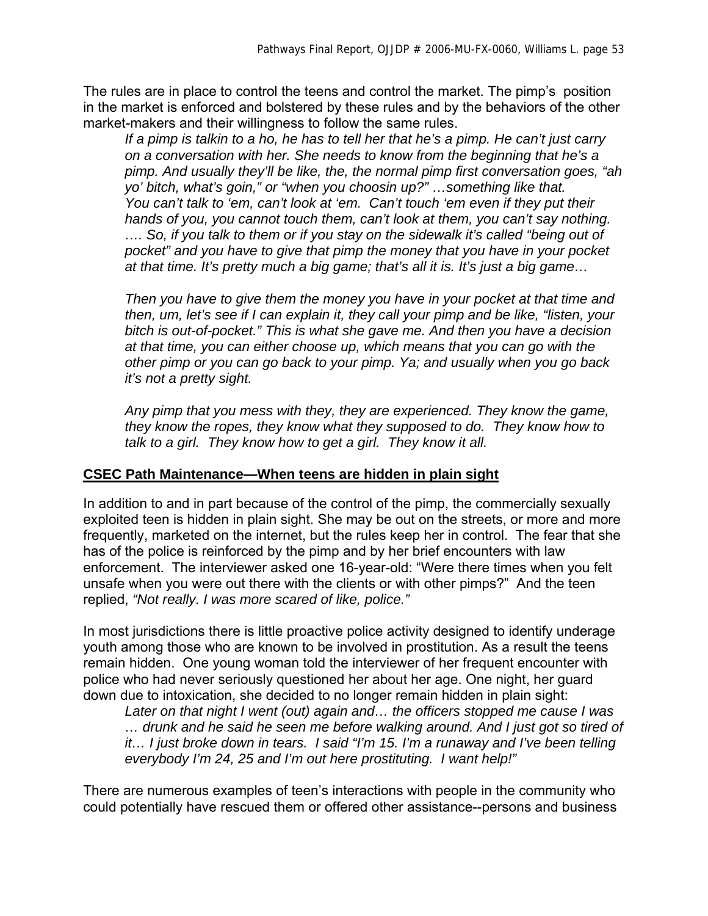The rules are in place to control the teens and control the market. The pimp's position in the market is enforced and bolstered by these rules and by the behaviors of the other market-makers and their willingness to follow the same rules.

> *If a pimp is talkin to a ho, he has to tell her that he's a pimp. He can't just carry on a conversation with her. She needs to know from the beginning that he's a pimp. And usually they'll be like, the, the normal pimp first conversation goes, "ah yo' bitch, what's goin," or "when you choosin up?" …something like that. You can't talk to 'em, can't look at 'em. Can't touch 'em even if they put their hands of you, you cannot touch them, can't look at them, you can't say nothing. …. So, if you talk to them or if you stay on the sidewalk it's called "being out of pocket" and you have to give that pimp the money that you have in your pocket at that time. It's pretty much a big game; that's all it is. It's just a big game…*
>
> *Then you have to give them the money you have in your pocket at that time and then, um, let's see if I can explain it, they call your pimp and be like, "listen, your bitch is out-of-pocket." This is what she gave me. And then you have a decision at that time, you can either choose up, which means that you can go with the other pimp or you can go back to your pimp. Ya; and usually when you go back it's not a pretty sight.*
>
> *Any pimp that you mess with they, they are experienced. They know the game, they know the ropes, they know what they supposed to do. They know how to talk to a girl. They know how to get a girl. They know it all.*

## CSEC Path Maintenance—When teens are hidden in plain sight

In addition to and in part because of the control of the pimp, the commercially sexually exploited teen is hidden in plain sight. She may be out on the streets, or more and more frequently, marketed on the internet, but the rules keep her in control. The fear that she has of the police is reinforced by the pimp and by her brief encounters with law enforcement. The interviewer asked one 16-year-old: "Were there times when you felt unsafe when you were out there with the clients or with other pimps?" And the teen replied, *"Not really. I was more scared of like, police."*

In most jurisdictions there is little proactive police activity designed to identify underage youth among those who are known to be involved in prostitution. As a result the teens remain hidden. One young woman told the interviewer of her frequent encounter with police who had never seriously questioned her about her age. One night, her guard down due to intoxication, she decided to no longer remain hidden in plain sight:

> *Later on that night I went (out) again and… the officers stopped me cause I was … drunk and he said he seen me before walking around. And I just got so tired of it… I just broke down in tears. I said "I'm 15. I'm a runaway and I've been telling everybody I'm 24, 25 and I'm out here prostituting. I want help!"*

There are numerous examples of teen's interactions with people in the community who could potentially have rescued them or offered other assistance--persons and business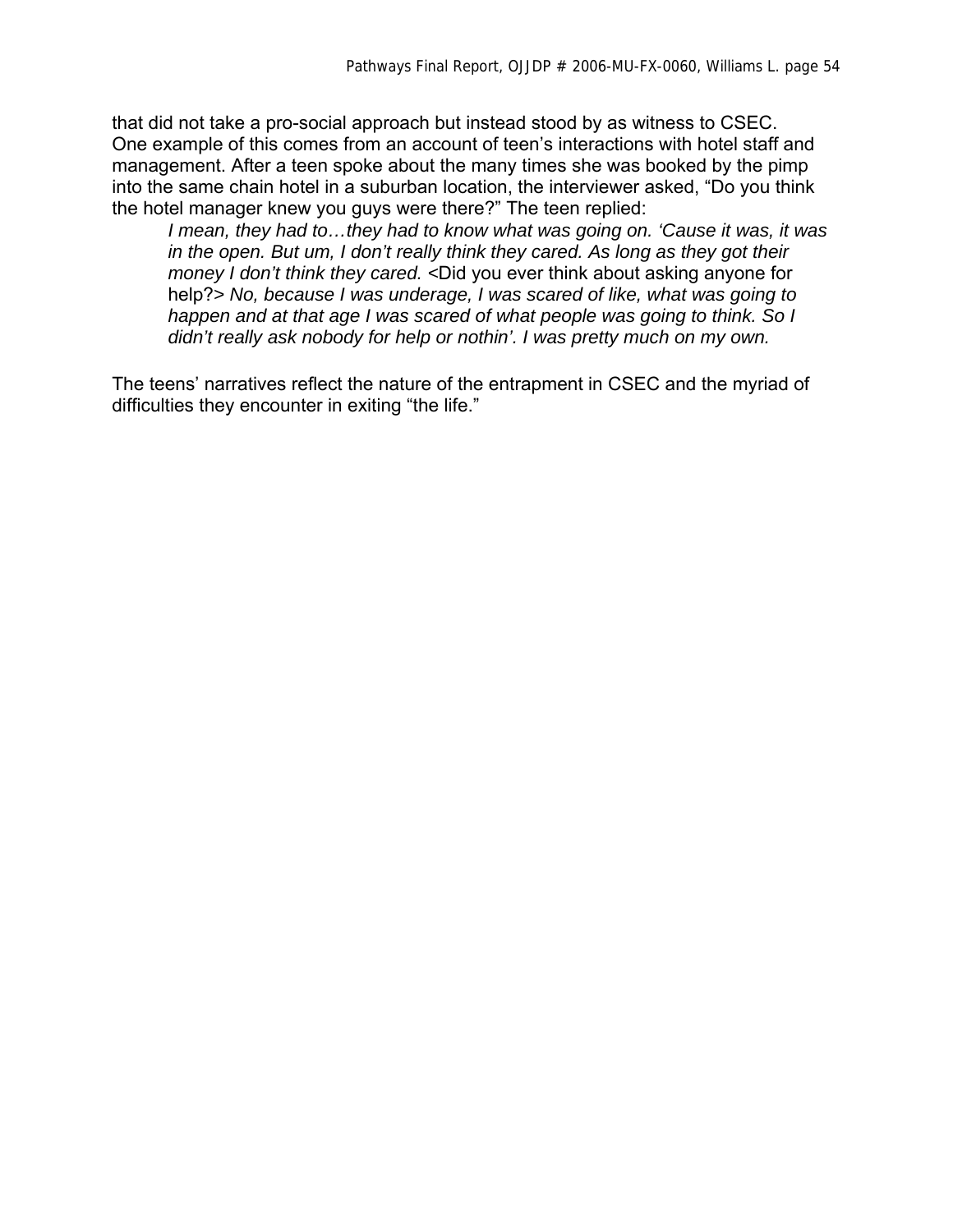that did not take a pro-social approach but instead stood by as witness to CSEC. One example of this comes from an account of teen's interactions with hotel staff and management. After a teen spoke about the many times she was booked by the pimp into the same chain hotel in a suburban location, the interviewer asked, "Do you think the hotel manager knew you guys were there?" The teen replied:

> *I mean, they had to…they had to know what was going on. 'Cause it was, it was in the open. But um, I don't really think they cared. As long as they got their money I don't think they cared.* <Did you ever think about asking anyone for help?> *No, because I was underage, I was scared of like, what was going to happen and at that age I was scared of what people was going to think. So I didn't really ask nobody for help or nothin'. I was pretty much on my own.*

The teens' narratives reflect the nature of the entrapment in CSEC and the myriad of difficulties they encounter in exiting "the life."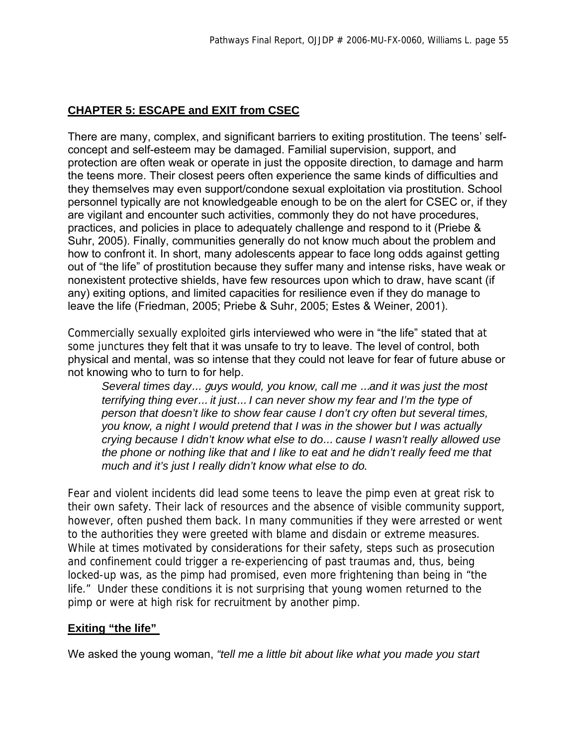## CHAPTER 5: ESCAPE and EXIT from CSEC

There are many, complex, and significant barriers to exiting prostitution. The teens' self-concept and self-esteem may be damaged. Familial supervision, support, and protection are often weak or operate in just the opposite direction, to damage and harm the teens more. Their closest peers often experience the same kinds of difficulties and they themselves may even support/condone sexual exploitation via prostitution. School personnel typically are not knowledgeable enough to be on the alert for CSEC or, if they are vigilant and encounter such activities, commonly they do not have procedures, practices, and policies in place to adequately challenge and respond to it (Priebe & Suhr, 2005). Finally, communities generally do not know much about the problem and how to confront it. In short, many adolescents appear to face long odds against getting out of "the life" of prostitution because they suffer many and intense risks, have weak or nonexistent protective shields, have few resources upon which to draw, have scant (if any) exiting options, and limited capacities for resilience even if they do manage to leave the life (Friedman, 2005; Priebe & Suhr, 2005; Estes & Weiner, 2001).

Commercially sexually exploited girls interviewed who were in "the life" stated that at some junctures they felt that it was unsafe to try to leave. The level of control, both physical and mental, was so intense that they could not leave for fear of future abuse or not knowing who to turn to for help.

> *Several times day... guys would, you know, call me ...and it was just the most terrifying thing ever... it just... I can never show my fear and I'm the type of person that doesn't like to show fear cause I don't cry often but several times, you know, a night I would pretend that I was in the shower but I was actually crying because I didn't know what else to do... cause I wasn't really allowed use the phone or nothing like that and I like to eat and he didn't really feed me that much and it's just I really didn't know what else to do.*

Fear and violent incidents did lead some teens to leave the pimp even at great risk to their own safety. Their lack of resources and the absence of visible community support, however, often pushed them back. In many communities if they were arrested or went to the authorities they were greeted with blame and disdain or extreme measures. While at times motivated by considerations for their safety, steps such as prosecution and confinement could trigger a re-experiencing of past traumas and, thus, being locked-up was, as the pimp had promised, even more frightening than being in "the life." Under these conditions it is not surprising that young women returned to the pimp or were at high risk for recruitment by another pimp.

### Exiting "the life"

We asked the young woman, *"tell me a little bit about like what you made you start*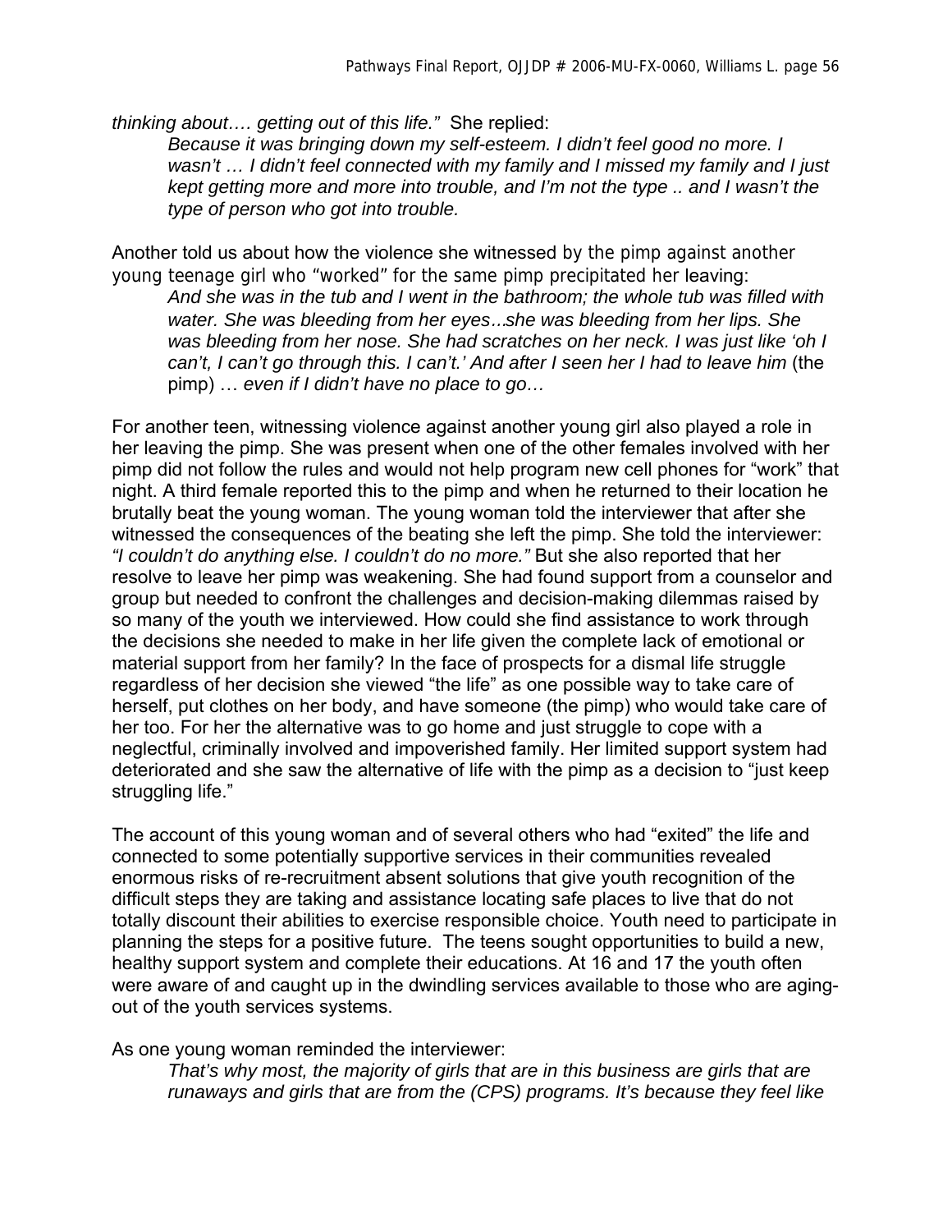*thinking about…. getting out of this life."* She replied:

> *Because it was bringing down my self-esteem. I didn't feel good no more. I wasn't … I didn't feel connected with my family and I missed my family and I just kept getting more and more into trouble, and I'm not the type .. and I wasn't the type of person who got into trouble.*

Another told us about how the violence she witnessed by the pimp against another young teenage girl who "worked" for the same pimp precipitated her leaving:

> *And she was in the tub and I went in the bathroom; the whole tub was filled with water. She was bleeding from her eyes…she was bleeding from her lips. She was bleeding from her nose. She had scratches on her neck. I was just like 'oh I can't, I can't go through this. I can't.' And after I seen her I had to leave him* (the pimp) … *even if I didn't have no place to go…*

For another teen, witnessing violence against another young girl also played a role in her leaving the pimp. She was present when one of the other females involved with her pimp did not follow the rules and would not help program new cell phones for "work" that night. A third female reported this to the pimp and when he returned to their location he brutally beat the young woman. The young woman told the interviewer that after she witnessed the consequences of the beating she left the pimp. She told the interviewer: *"I couldn't do anything else. I couldn't do no more."* But she also reported that her resolve to leave her pimp was weakening. She had found support from a counselor and group but needed to confront the challenges and decision-making dilemmas raised by so many of the youth we interviewed. How could she find assistance to work through the decisions she needed to make in her life given the complete lack of emotional or material support from her family? In the face of prospects for a dismal life struggle regardless of her decision she viewed "the life" as one possible way to take care of herself, put clothes on her body, and have someone (the pimp) who would take care of her too. For her the alternative was to go home and just struggle to cope with a neglectful, criminally involved and impoverished family. Her limited support system had deteriorated and she saw the alternative of life with the pimp as a decision to "just keep struggling life."

The account of this young woman and of several others who had "exited" the life and connected to some potentially supportive services in their communities revealed enormous risks of re-recruitment absent solutions that give youth recognition of the difficult steps they are taking and assistance locating safe places to live that do not totally discount their abilities to exercise responsible choice. Youth need to participate in planning the steps for a positive future. The teens sought opportunities to build a new, healthy support system and complete their educations. At 16 and 17 the youth often were aware of and caught up in the dwindling services available to those who are aging-out of the youth services systems.

As one young woman reminded the interviewer:

> *That's why most, the majority of girls that are in this business are girls that are runaways and girls that are from the (CPS) programs. It's because they feel like*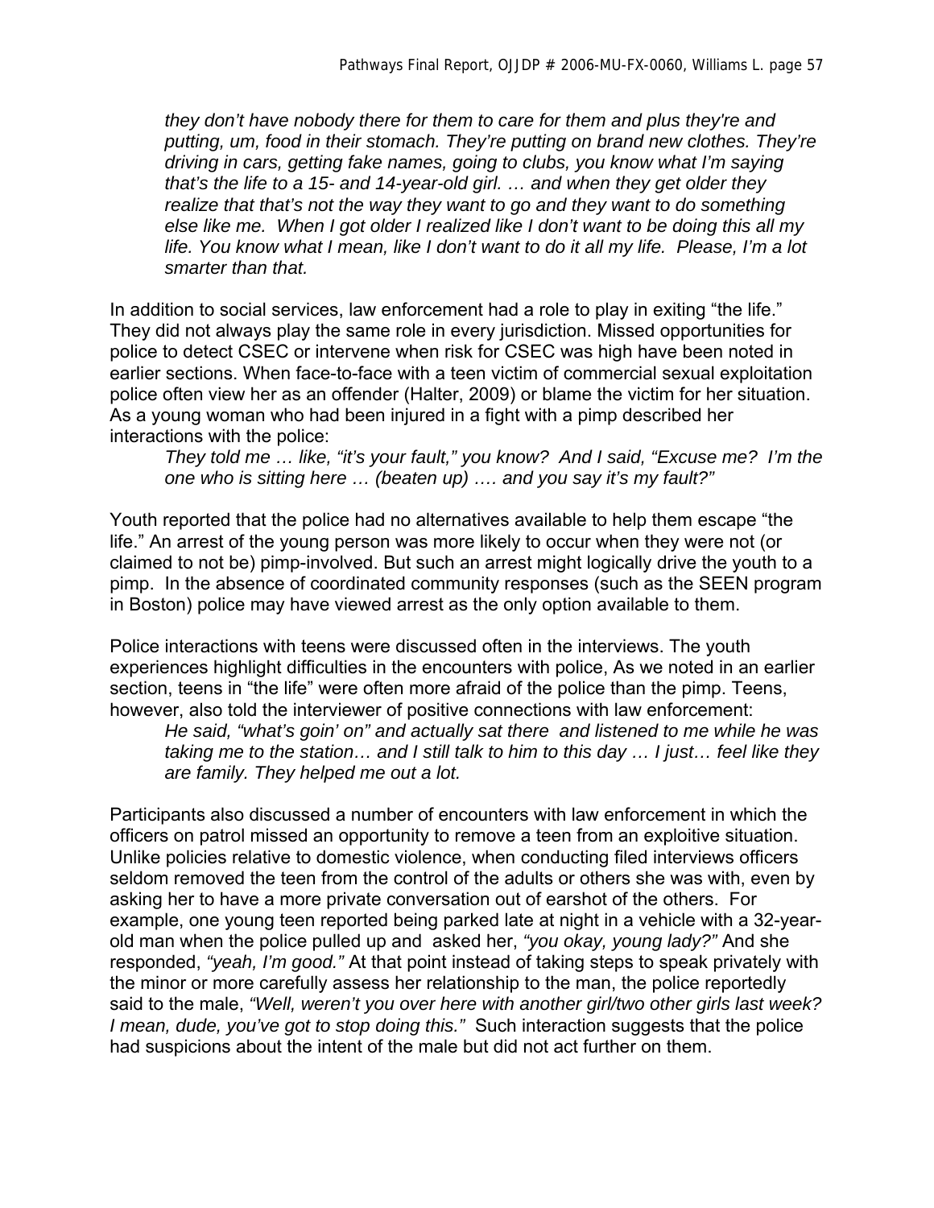*they don't have nobody there for them to care for them and plus they're and putting, um, food in their stomach. They're putting on brand new clothes. They're driving in cars, getting fake names, going to clubs, you know what I'm saying that's the life to a 15- and 14-year-old girl. … and when they get older they realize that that's not the way they want to go and they want to do something else like me. When I got older I realized like I don't want to be doing this all my life. You know what I mean, like I don't want to do it all my life. Please, I'm a lot smarter than that.*

In addition to social services, law enforcement had a role to play in exiting "the life." They did not always play the same role in every jurisdiction. Missed opportunities for police to detect CSEC or intervene when risk for CSEC was high have been noted in earlier sections. When face-to-face with a teen victim of commercial sexual exploitation police often view her as an offender (Halter, 2009) or blame the victim for her situation. As a young woman who had been injured in a fight with a pimp described her interactions with the police:

> *They told me … like, "it's your fault," you know? And I said, "Excuse me? I'm the one who is sitting here … (beaten up) …. and you say it's my fault?"*

Youth reported that the police had no alternatives available to help them escape "the life." An arrest of the young person was more likely to occur when they were not (or claimed to not be) pimp-involved. But such an arrest might logically drive the youth to a pimp. In the absence of coordinated community responses (such as the SEEN program in Boston) police may have viewed arrest as the only option available to them.

Police interactions with teens were discussed often in the interviews. The youth experiences highlight difficulties in the encounters with police, As we noted in an earlier section, teens in "the life" were often more afraid of the police than the pimp. Teens, however, also told the interviewer of positive connections with law enforcement:

> *He said, "what's goin' on" and actually sat there and listened to me while he was taking me to the station… and I still talk to him to this day … I just… feel like they are family. They helped me out a lot.*

Participants also discussed a number of encounters with law enforcement in which the officers on patrol missed an opportunity to remove a teen from an exploitive situation. Unlike policies relative to domestic violence, when conducting filed interviews officers seldom removed the teen from the control of the adults or others she was with, even by asking her to have a more private conversation out of earshot of the others. For example, one young teen reported being parked late at night in a vehicle with a 32-year-old man when the police pulled up and asked her, *"you okay, young lady?"* And she responded, *"yeah, I'm good."* At that point instead of taking steps to speak privately with the minor or more carefully assess her relationship to the man, the police reportedly said to the male, *"Well, weren't you over here with another girl/two other girls last week? I mean, dude, you've got to stop doing this."* Such interaction suggests that the police had suspicions about the intent of the male but did not act further on them.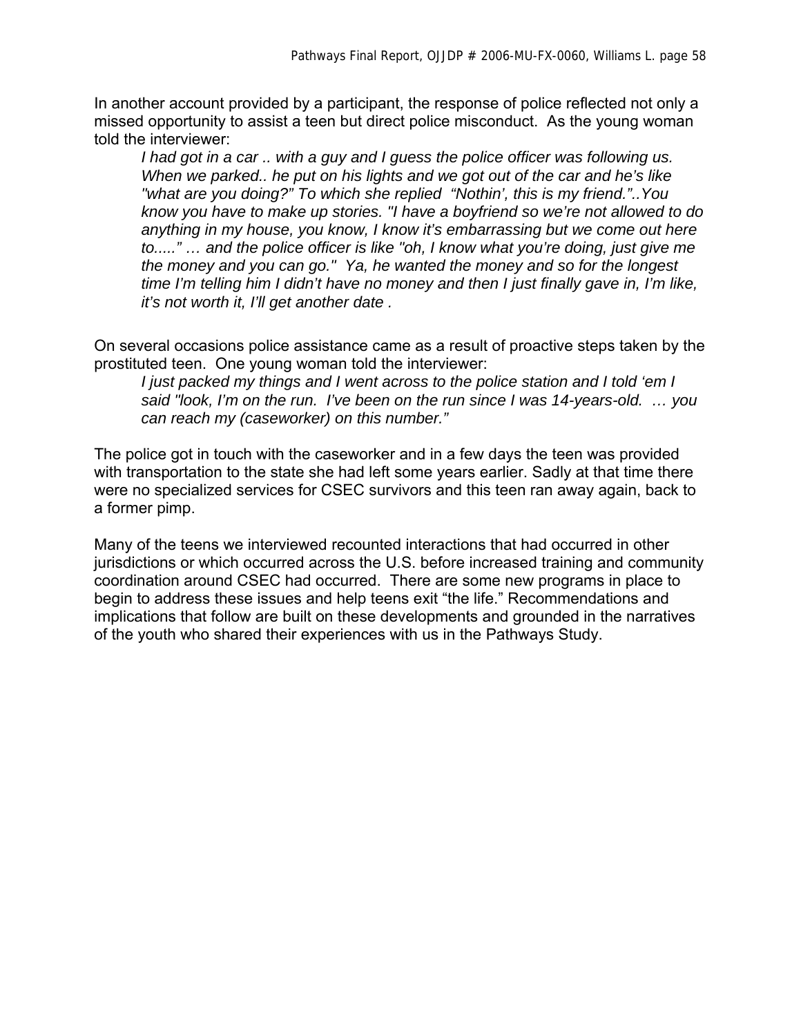In another account provided by a participant, the response of police reflected not only a missed opportunity to assist a teen but direct police misconduct. As the young woman told the interviewer:

> *I had got in a car .. with a guy and I guess the police officer was following us. When we parked.. he put on his lights and we got out of the car and he's like "what are you doing?" To which she replied "Nothin', this is my friend."..You know you have to make up stories. "I have a boyfriend so we're not allowed to do anything in my house, you know, I know it's embarrassing but we come out here to....." … and the police officer is like "oh, I know what you're doing, just give me the money and you can go." Ya, he wanted the money and so for the longest time I'm telling him I didn't have no money and then I just finally gave in, I'm like, it's not worth it, I'll get another date .*

On several occasions police assistance came as a result of proactive steps taken by the prostituted teen. One young woman told the interviewer:

> *I just packed my things and I went across to the police station and I told 'em I said "look, I'm on the run. I've been on the run since I was 14-years-old. … you can reach my (caseworker) on this number."*

The police got in touch with the caseworker and in a few days the teen was provided with transportation to the state she had left some years earlier. Sadly at that time there were no specialized services for CSEC survivors and this teen ran away again, back to a former pimp.

Many of the teens we interviewed recounted interactions that had occurred in other jurisdictions or which occurred across the U.S. before increased training and community coordination around CSEC had occurred. There are some new programs in place to begin to address these issues and help teens exit "the life." Recommendations and implications that follow are built on these developments and grounded in the narratives of the youth who shared their experiences with us in the Pathways Study.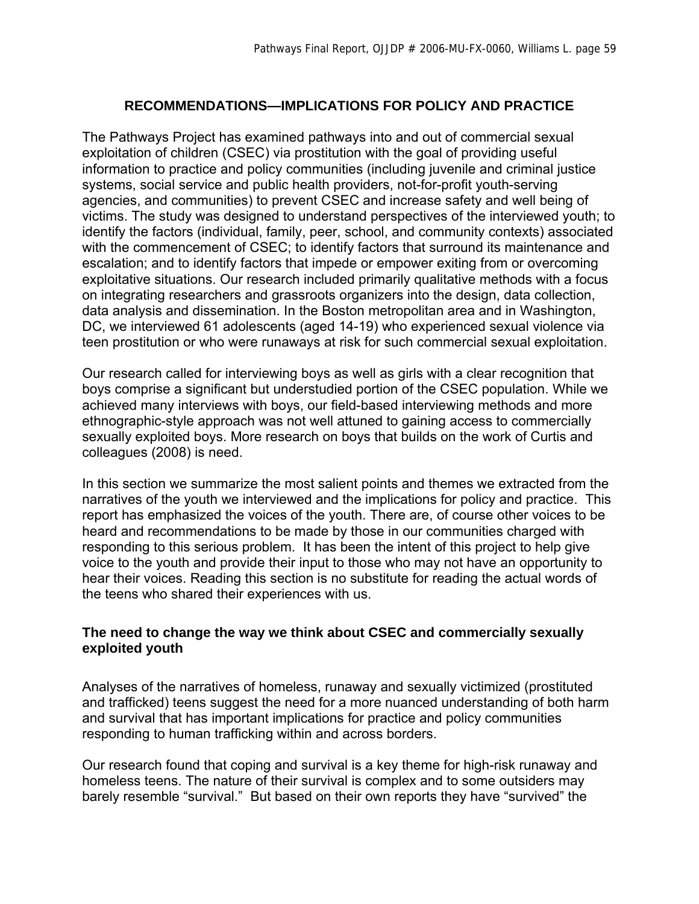## RECOMMENDATIONS—IMPLICATIONS FOR POLICY AND PRACTICE

The Pathways Project has examined pathways into and out of commercial sexual exploitation of children (CSEC) via prostitution with the goal of providing useful information to practice and policy communities (including juvenile and criminal justice systems, social service and public health providers, not-for-profit youth-serving agencies, and communities) to prevent CSEC and increase safety and well being of victims. The study was designed to understand perspectives of the interviewed youth; to identify the factors (individual, family, peer, school, and community contexts) associated with the commencement of CSEC; to identify factors that surround its maintenance and escalation; and to identify factors that impede or empower exiting from or overcoming exploitative situations. Our research included primarily qualitative methods with a focus on integrating researchers and grassroots organizers into the design, data collection, data analysis and dissemination. In the Boston metropolitan area and in Washington, DC, we interviewed 61 adolescents (aged 14-19) who experienced sexual violence via teen prostitution or who were runaways at risk for such commercial sexual exploitation.

Our research called for interviewing boys as well as girls with a clear recognition that boys comprise a significant but understudied portion of the CSEC population. While we achieved many interviews with boys, our field-based interviewing methods and more ethnographic-style approach was not well attuned to gaining access to commercially sexually exploited boys. More research on boys that builds on the work of Curtis and colleagues (2008) is need.

In this section we summarize the most salient points and themes we extracted from the narratives of the youth we interviewed and the implications for policy and practice. This report has emphasized the voices of the youth. There are, of course other voices to be heard and recommendations to be made by those in our communities charged with responding to this serious problem. It has been the intent of this project to help give voice to the youth and provide their input to those who may not have an opportunity to hear their voices. Reading this section is no substitute for reading the actual words of the teens who shared their experiences with us.

### The need to change the way we think about CSEC and commercially sexually exploited youth

Analyses of the narratives of homeless, runaway and sexually victimized (prostituted and trafficked) teens suggest the need for a more nuanced understanding of both harm and survival that has important implications for practice and policy communities responding to human trafficking within and across borders.

Our research found that coping and survival is a key theme for high-risk runaway and homeless teens. The nature of their survival is complex and to some outsiders may barely resemble "survival." But based on their own reports they have "survived" the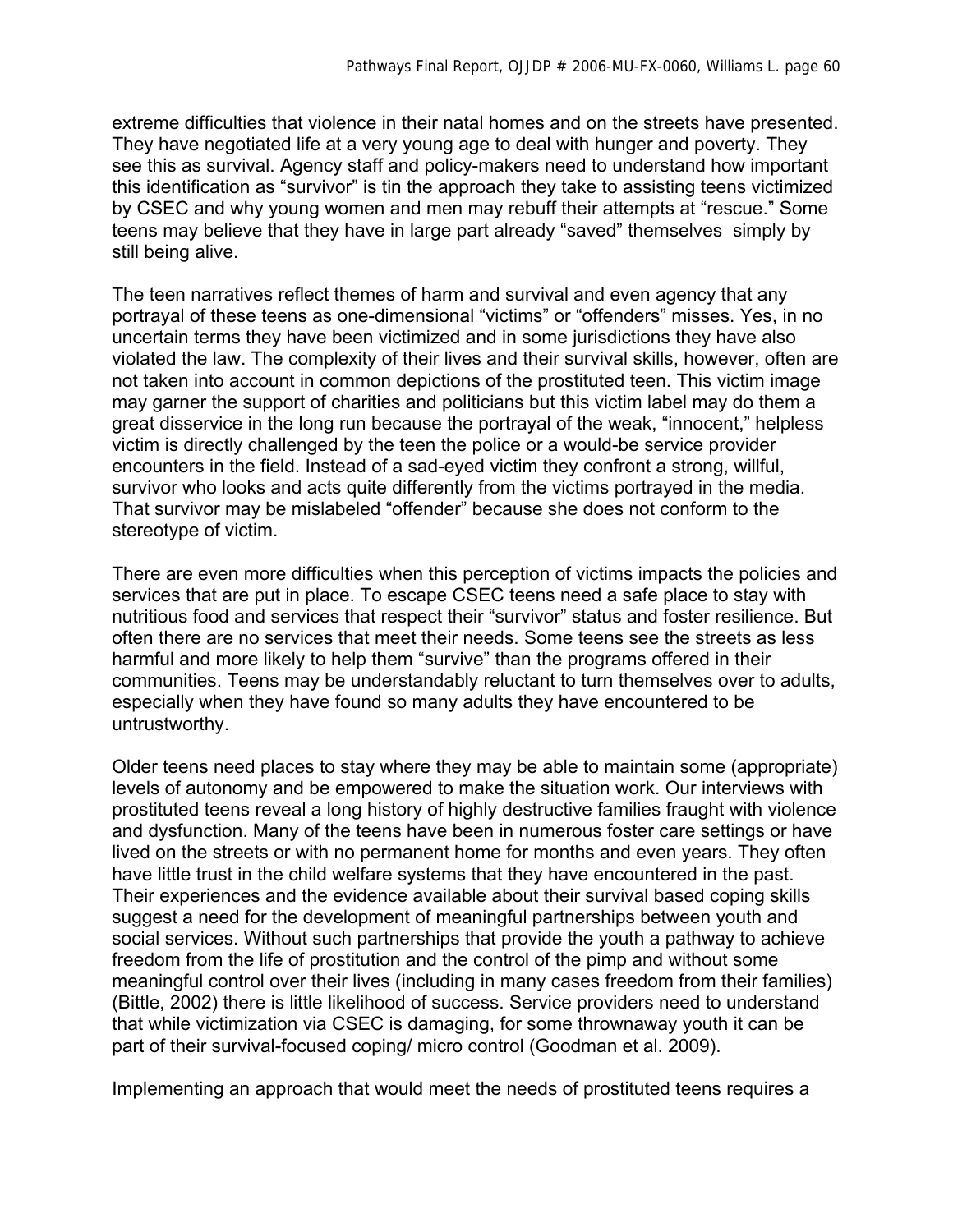extreme difficulties that violence in their natal homes and on the streets have presented. They have negotiated life at a very young age to deal with hunger and poverty. They see this as survival. Agency staff and policy-makers need to understand how important this identification as "survivor" is tin the approach they take to assisting teens victimized by CSEC and why young women and men may rebuff their attempts at "rescue." Some teens may believe that they have in large part already "saved" themselves simply by still being alive.

The teen narratives reflect themes of harm and survival and even agency that any portrayal of these teens as one-dimensional "victims" or "offenders" misses. Yes, in no uncertain terms they have been victimized and in some jurisdictions they have also violated the law. The complexity of their lives and their survival skills, however, often are not taken into account in common depictions of the prostituted teen. This victim image may garner the support of charities and politicians but this victim label may do them a great disservice in the long run because the portrayal of the weak, "innocent," helpless victim is directly challenged by the teen the police or a would-be service provider encounters in the field. Instead of a sad-eyed victim they confront a strong, willful, survivor who looks and acts quite differently from the victims portrayed in the media. That survivor may be mislabeled "offender" because she does not conform to the stereotype of victim.

There are even more difficulties when this perception of victims impacts the policies and services that are put in place. To escape CSEC teens need a safe place to stay with nutritious food and services that respect their "survivor" status and foster resilience. But often there are no services that meet their needs. Some teens see the streets as less harmful and more likely to help them "survive" than the programs offered in their communities. Teens may be understandably reluctant to turn themselves over to adults, especially when they have found so many adults they have encountered to be untrustworthy.

Older teens need places to stay where they may be able to maintain some (appropriate) levels of autonomy and be empowered to make the situation work. Our interviews with prostituted teens reveal a long history of highly destructive families fraught with violence and dysfunction. Many of the teens have been in numerous foster care settings or have lived on the streets or with no permanent home for months and even years. They often have little trust in the child welfare systems that they have encountered in the past. Their experiences and the evidence available about their survival based coping skills suggest a need for the development of meaningful partnerships between youth and social services. Without such partnerships that provide the youth a pathway to achieve freedom from the life of prostitution and the control of the pimp and without some meaningful control over their lives (including in many cases freedom from their families) (Bittle, 2002) there is little likelihood of success. Service providers need to understand that while victimization via CSEC is damaging, for some thrownaway youth it can be part of their survival-focused coping/ micro control (Goodman et al. 2009).

Implementing an approach that would meet the needs of prostituted teens requires a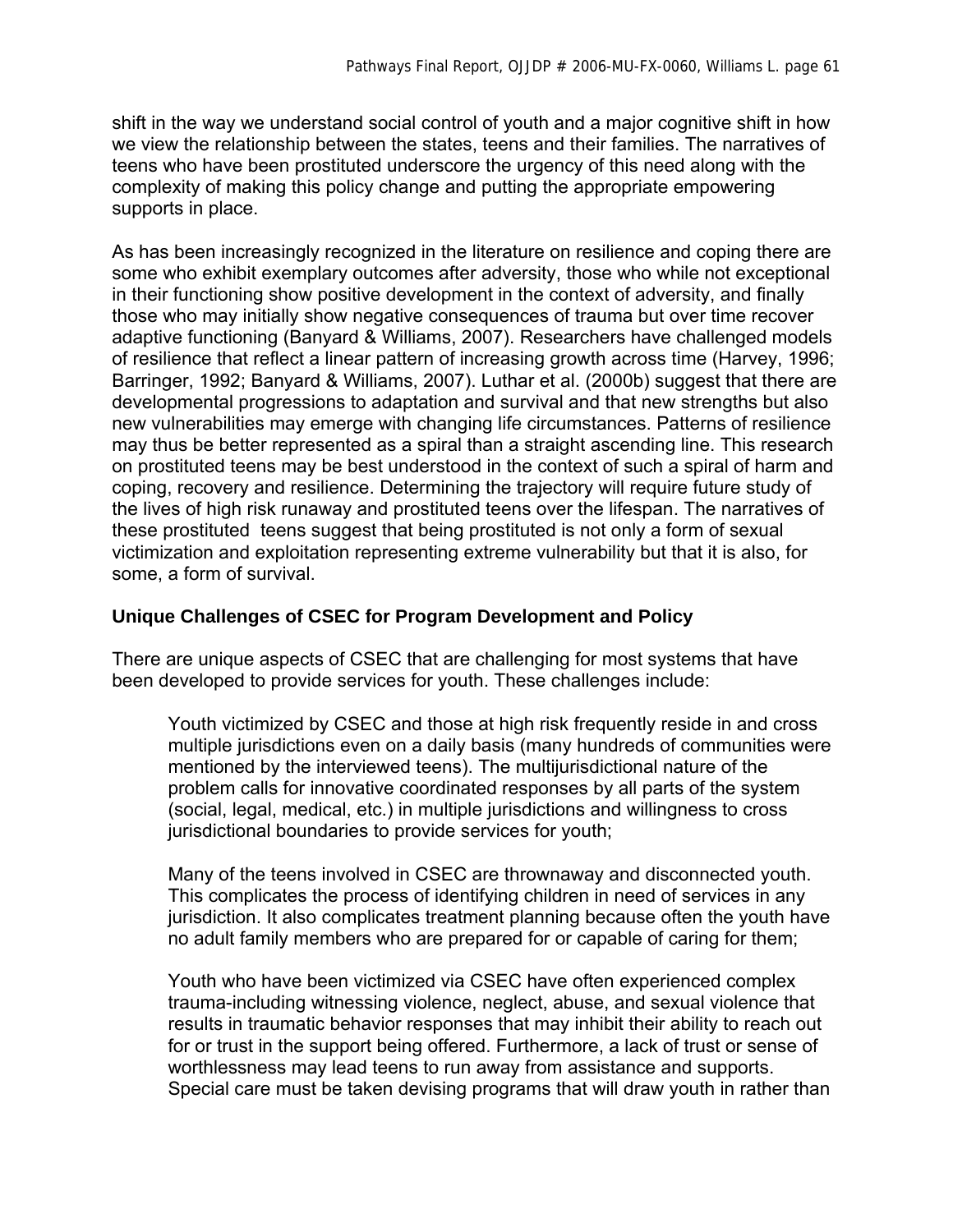shift in the way we understand social control of youth and a major cognitive shift in how we view the relationship between the states, teens and their families. The narratives of teens who have been prostituted underscore the urgency of this need along with the complexity of making this policy change and putting the appropriate empowering supports in place.

As has been increasingly recognized in the literature on resilience and coping there are some who exhibit exemplary outcomes after adversity, those who while not exceptional in their functioning show positive development in the context of adversity, and finally those who may initially show negative consequences of trauma but over time recover adaptive functioning (Banyard & Williams, 2007). Researchers have challenged models of resilience that reflect a linear pattern of increasing growth across time (Harvey, 1996; Barringer, 1992; Banyard & Williams, 2007). Luthar et al. (2000b) suggest that there are developmental progressions to adaptation and survival and that new strengths but also new vulnerabilities may emerge with changing life circumstances. Patterns of resilience may thus be better represented as a spiral than a straight ascending line. This research on prostituted teens may be best understood in the context of such a spiral of harm and coping, recovery and resilience. Determining the trajectory will require future study of the lives of high risk runaway and prostituted teens over the lifespan. The narratives of these prostituted teens suggest that being prostituted is not only a form of sexual victimization and exploitation representing extreme vulnerability but that it is also, for some, a form of survival.

### Unique Challenges of CSEC for Program Development and Policy

There are unique aspects of CSEC that are challenging for most systems that have been developed to provide services for youth. These challenges include:

> Youth victimized by CSEC and those at high risk frequently reside in and cross multiple jurisdictions even on a daily basis (many hundreds of communities were mentioned by the interviewed teens). The multijurisdictional nature of the problem calls for innovative coordinated responses by all parts of the system (social, legal, medical, etc.) in multiple jurisdictions and willingness to cross jurisdictional boundaries to provide services for youth;
>
> Many of the teens involved in CSEC are thrownaway and disconnected youth. This complicates the process of identifying children in need of services in any jurisdiction. It also complicates treatment planning because often the youth have no adult family members who are prepared for or capable of caring for them;
>
> Youth who have been victimized via CSEC have often experienced complex trauma-including witnessing violence, neglect, abuse, and sexual violence that results in traumatic behavior responses that may inhibit their ability to reach out for or trust in the support being offered. Furthermore, a lack of trust or sense of worthlessness may lead teens to run away from assistance and supports. Special care must be taken devising programs that will draw youth in rather than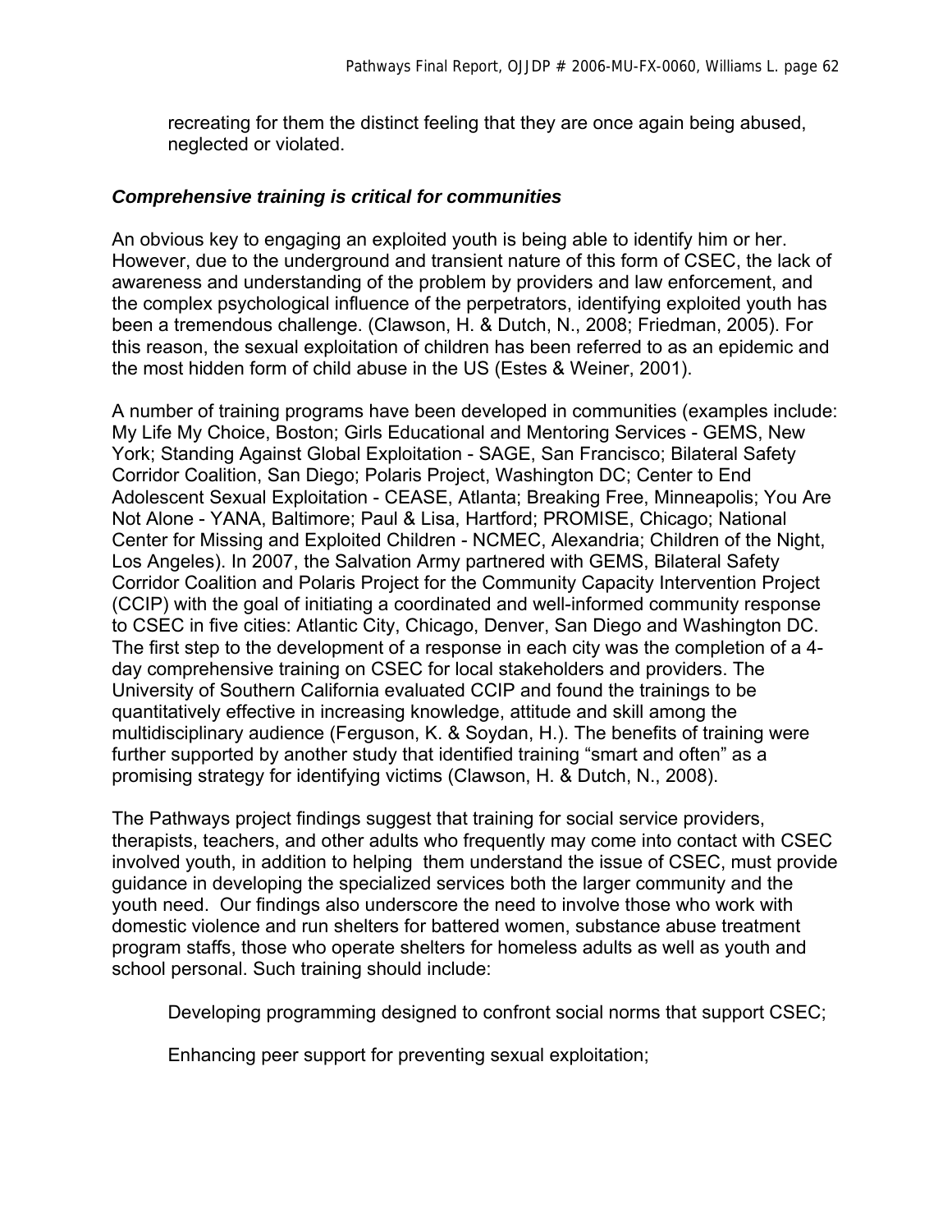recreating for them the distinct feeling that they are once again being abused, neglected or violated.

### *Comprehensive training is critical for communities*

An obvious key to engaging an exploited youth is being able to identify him or her. However, due to the underground and transient nature of this form of CSEC, the lack of awareness and understanding of the problem by providers and law enforcement, and the complex psychological influence of the perpetrators, identifying exploited youth has been a tremendous challenge. (Clawson, H. & Dutch, N., 2008; Friedman, 2005). For this reason, the sexual exploitation of children has been referred to as an epidemic and the most hidden form of child abuse in the US (Estes & Weiner, 2001).

A number of training programs have been developed in communities (examples include: My Life My Choice, Boston; Girls Educational and Mentoring Services - GEMS, New York; Standing Against Global Exploitation - SAGE, San Francisco; Bilateral Safety Corridor Coalition, San Diego; Polaris Project, Washington DC; Center to End Adolescent Sexual Exploitation - CEASE, Atlanta; Breaking Free, Minneapolis; You Are Not Alone - YANA, Baltimore; Paul & Lisa, Hartford; PROMISE, Chicago; National Center for Missing and Exploited Children - NCMEC, Alexandria; Children of the Night, Los Angeles). In 2007, the Salvation Army partnered with GEMS, Bilateral Safety Corridor Coalition and Polaris Project for the Community Capacity Intervention Project (CCIP) with the goal of initiating a coordinated and well-informed community response to CSEC in five cities: Atlantic City, Chicago, Denver, San Diego and Washington DC. The first step to the development of a response in each city was the completion of a 4-day comprehensive training on CSEC for local stakeholders and providers. The University of Southern California evaluated CCIP and found the trainings to be quantitatively effective in increasing knowledge, attitude and skill among the multidisciplinary audience (Ferguson, K. & Soydan, H.). The benefits of training were further supported by another study that identified training "smart and often" as a promising strategy for identifying victims (Clawson, H. & Dutch, N., 2008).

The Pathways project findings suggest that training for social service providers, therapists, teachers, and other adults who frequently may come into contact with CSEC involved youth, in addition to helping them understand the issue of CSEC, must provide guidance in developing the specialized services both the larger community and the youth need. Our findings also underscore the need to involve those who work with domestic violence and run shelters for battered women, substance abuse treatment program staffs, those who operate shelters for homeless adults as well as youth and school personal. Such training should include:

Developing programming designed to confront social norms that support CSEC;

Enhancing peer support for preventing sexual exploitation;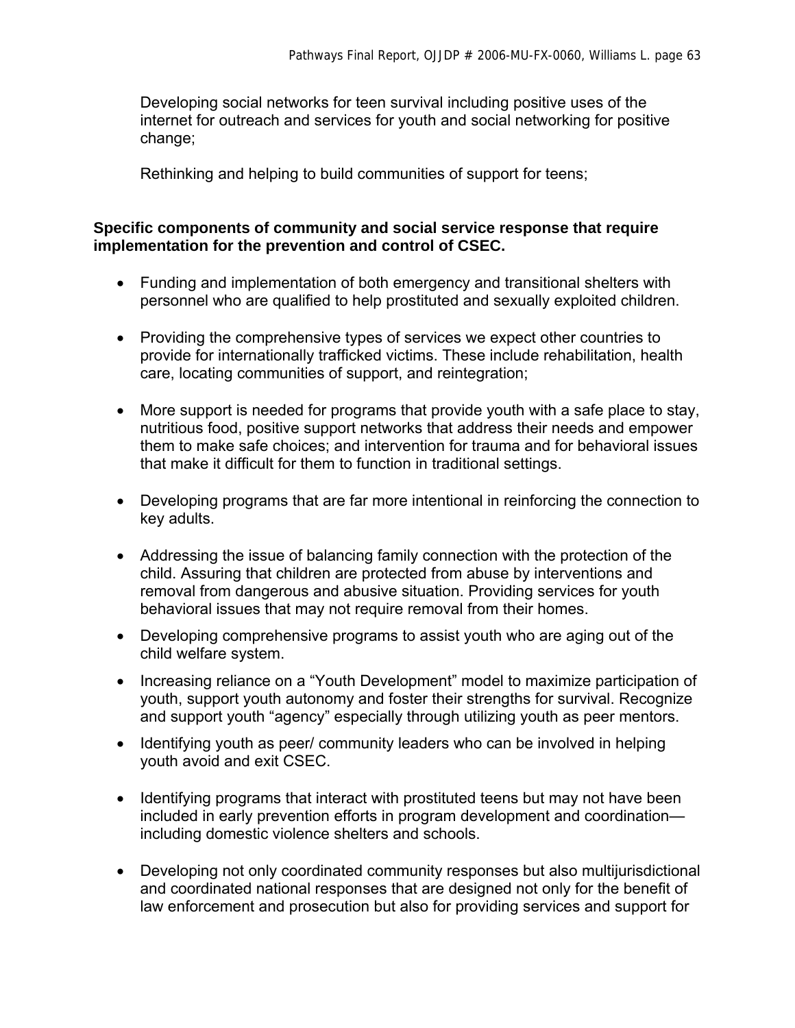Developing social networks for teen survival including positive uses of the internet for outreach and services for youth and social networking for positive change;

Rethinking and helping to build communities of support for teens;

**Specific components of community and social service response that require implementation for the prevention and control of CSEC.**

- Funding and implementation of both emergency and transitional shelters with personnel who are qualified to help prostituted and sexually exploited children.
- Providing the comprehensive types of services we expect other countries to provide for internationally trafficked victims. These include rehabilitation, health care, locating communities of support, and reintegration;
- More support is needed for programs that provide youth with a safe place to stay, nutritious food, positive support networks that address their needs and empower them to make safe choices; and intervention for trauma and for behavioral issues that make it difficult for them to function in traditional settings.
- Developing programs that are far more intentional in reinforcing the connection to key adults.
- Addressing the issue of balancing family connection with the protection of the child. Assuring that children are protected from abuse by interventions and removal from dangerous and abusive situation. Providing services for youth behavioral issues that may not require removal from their homes.
- Developing comprehensive programs to assist youth who are aging out of the child welfare system.
- Increasing reliance on a “Youth Development” model to maximize participation of youth, support youth autonomy and foster their strengths for survival. Recognize and support youth “agency” especially through utilizing youth as peer mentors.
- Identifying youth as peer/ community leaders who can be involved in helping youth avoid and exit CSEC.
- Identifying programs that interact with prostituted teens but may not have been included in early prevention efforts in program development and coordination—including domestic violence shelters and schools.
- Developing not only coordinated community responses but also multijurisdictional and coordinated national responses that are designed not only for the benefit of law enforcement and prosecution but also for providing services and support for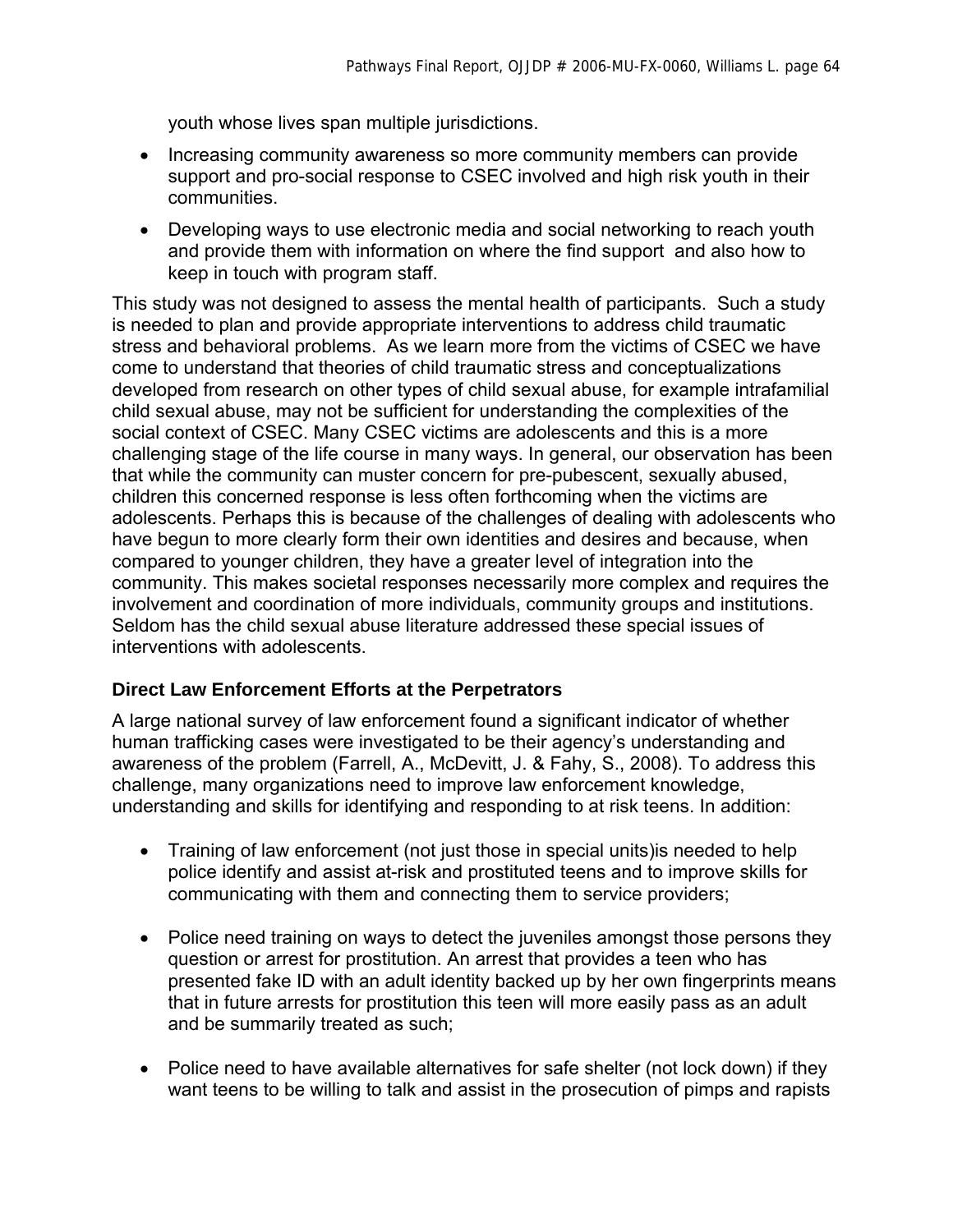youth whose lives span multiple jurisdictions.

- Increasing community awareness so more community members can provide support and pro-social response to CSEC involved and high risk youth in their communities.
- Developing ways to use electronic media and social networking to reach youth and provide them with information on where the find support  and also how to keep in touch with program staff.

This study was not designed to assess the mental health of participants.  Such a study is needed to plan and provide appropriate interventions to address child traumatic stress and behavioral problems.  As we learn more from the victims of CSEC we have come to understand that theories of child traumatic stress and conceptualizations developed from research on other types of child sexual abuse, for example intrafamilial child sexual abuse, may not be sufficient for understanding the complexities of the social context of CSEC. Many CSEC victims are adolescents and this is a more challenging stage of the life course in many ways. In general, our observation has been that while the community can muster concern for pre-pubescent, sexually abused, children this concerned response is less often forthcoming when the victims are adolescents. Perhaps this is because of the challenges of dealing with adolescents who have begun to more clearly form their own identities and desires and because, when compared to younger children, they have a greater level of integration into the community. This makes societal responses necessarily more complex and requires the involvement and coordination of more individuals, community groups and institutions. Seldom has the child sexual abuse literature addressed these special issues of interventions with adolescents.

### Direct Law Enforcement Efforts at the Perpetrators

A large national survey of law enforcement found a significant indicator of whether human trafficking cases were investigated to be their agency's understanding and awareness of the problem (Farrell, A., McDevitt, J. & Fahy, S., 2008). To address this challenge, many organizations need to improve law enforcement knowledge, understanding and skills for identifying and responding to at risk teens. In addition:

- Training of law enforcement (not just those in special units)is needed to help police identify and assist at-risk and prostituted teens and to improve skills for communicating with them and connecting them to service providers;

- Police need training on ways to detect the juveniles amongst those persons they question or arrest for prostitution. An arrest that provides a teen who has presented fake ID with an adult identity backed up by her own fingerprints means that in future arrests for prostitution this teen will more easily pass as an adult and be summarily treated as such;

- Police need to have available alternatives for safe shelter (not lock down) if they want teens to be willing to talk and assist in the prosecution of pimps and rapists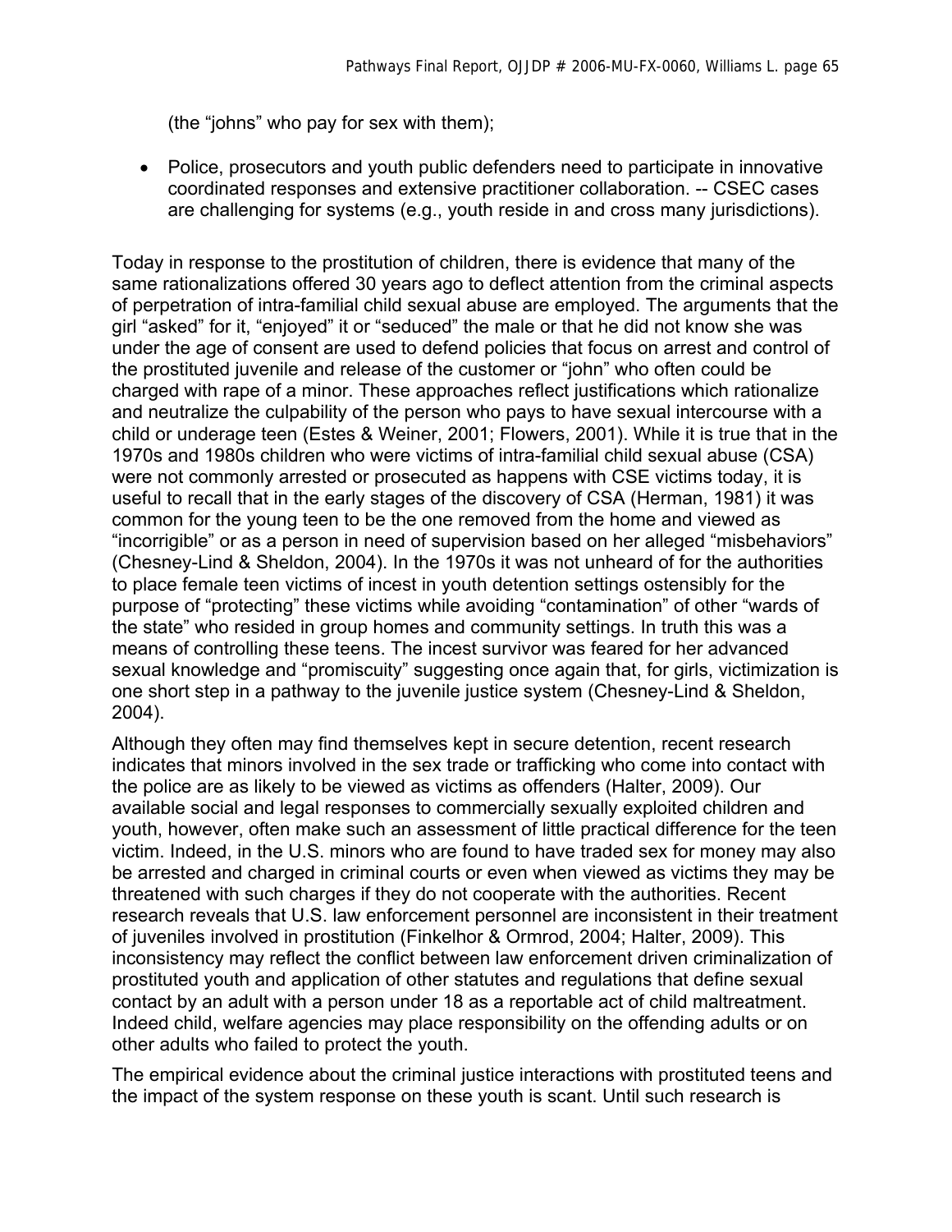(the “johns” who pay for sex with them);

- Police, prosecutors and youth public defenders need to participate in innovative coordinated responses and extensive practitioner collaboration. -- CSEC cases are challenging for systems (e.g., youth reside in and cross many jurisdictions).

Today in response to the prostitution of children, there is evidence that many of the same rationalizations offered 30 years ago to deflect attention from the criminal aspects of perpetration of intra-familial child sexual abuse are employed. The arguments that the girl “asked” for it, “enjoyed” it or “seduced” the male or that he did not know she was under the age of consent are used to defend policies that focus on arrest and control of the prostituted juvenile and release of the customer or “john” who often could be charged with rape of a minor. These approaches reflect justifications which rationalize and neutralize the culpability of the person who pays to have sexual intercourse with a child or underage teen (Estes & Weiner, 2001; Flowers, 2001). While it is true that in the 1970s and 1980s children who were victims of intra-familial child sexual abuse (CSA) were not commonly arrested or prosecuted as happens with CSE victims today, it is useful to recall that in the early stages of the discovery of CSA (Herman, 1981) it was common for the young teen to be the one removed from the home and viewed as “incorrigible” or as a person in need of supervision based on her alleged “misbehaviors” (Chesney-Lind & Sheldon, 2004). In the 1970s it was not unheard of for the authorities to place female teen victims of incest in youth detention settings ostensibly for the purpose of “protecting” these victims while avoiding “contamination” of other “wards of the state” who resided in group homes and community settings. In truth this was a means of controlling these teens. The incest survivor was feared for her advanced sexual knowledge and “promiscuity” suggesting once again that, for girls, victimization is one short step in a pathway to the juvenile justice system (Chesney-Lind & Sheldon, 2004).

Although they often may find themselves kept in secure detention, recent research indicates that minors involved in the sex trade or trafficking who come into contact with the police are as likely to be viewed as victims as offenders (Halter, 2009). Our available social and legal responses to commercially sexually exploited children and youth, however, often make such an assessment of little practical difference for the teen victim. Indeed, in the U.S. minors who are found to have traded sex for money may also be arrested and charged in criminal courts or even when viewed as victims they may be threatened with such charges if they do not cooperate with the authorities. Recent research reveals that U.S. law enforcement personnel are inconsistent in their treatment of juveniles involved in prostitution (Finkelhor & Ormrod, 2004; Halter, 2009). This inconsistency may reflect the conflict between law enforcement driven criminalization of prostituted youth and application of other statutes and regulations that define sexual contact by an adult with a person under 18 as a reportable act of child maltreatment. Indeed child, welfare agencies may place responsibility on the offending adults or on other adults who failed to protect the youth.

The empirical evidence about the criminal justice interactions with prostituted teens and the impact of the system response on these youth is scant. Until such research is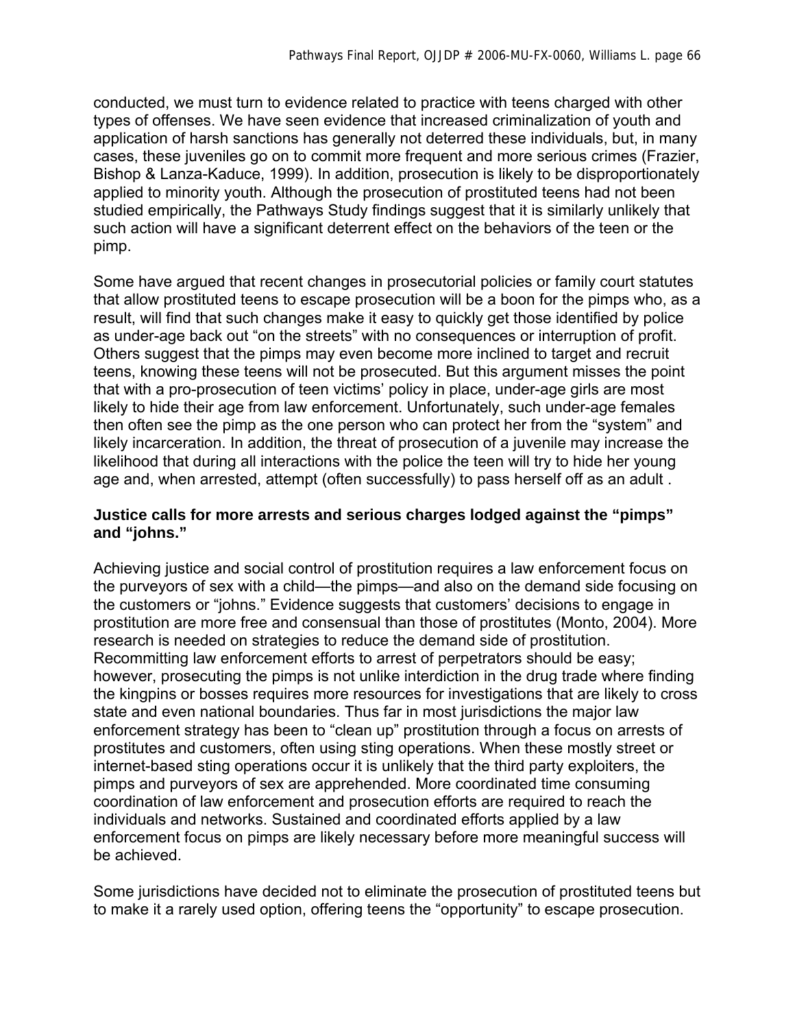conducted, we must turn to evidence related to practice with teens charged with other types of offenses. We have seen evidence that increased criminalization of youth and application of harsh sanctions has generally not deterred these individuals, but, in many cases, these juveniles go on to commit more frequent and more serious crimes (Frazier, Bishop & Lanza-Kaduce, 1999). In addition, prosecution is likely to be disproportionately applied to minority youth. Although the prosecution of prostituted teens had not been studied empirically, the Pathways Study findings suggest that it is similarly unlikely that such action will have a significant deterrent effect on the behaviors of the teen or the pimp.

Some have argued that recent changes in prosecutorial policies or family court statutes that allow prostituted teens to escape prosecution will be a boon for the pimps who, as a result, will find that such changes make it easy to quickly get those identified by police as under-age back out "on the streets" with no consequences or interruption of profit. Others suggest that the pimps may even become more inclined to target and recruit teens, knowing these teens will not be prosecuted. But this argument misses the point that with a pro-prosecution of teen victims' policy in place, under-age girls are most likely to hide their age from law enforcement. Unfortunately, such under-age females then often see the pimp as the one person who can protect her from the "system" and likely incarceration. In addition, the threat of prosecution of a juvenile may increase the likelihood that during all interactions with the police the teen will try to hide her young age and, when arrested, attempt (often successfully) to pass herself off as an adult .

**Justice calls for more arrests and serious charges lodged against the "pimps" and "johns."**

Achieving justice and social control of prostitution requires a law enforcement focus on the purveyors of sex with a child—the pimps—and also on the demand side focusing on the customers or "johns." Evidence suggests that customers' decisions to engage in prostitution are more free and consensual than those of prostitutes (Monto, 2004). More research is needed on strategies to reduce the demand side of prostitution. Recommitting law enforcement efforts to arrest of perpetrators should be easy; however, prosecuting the pimps is not unlike interdiction in the drug trade where finding the kingpins or bosses requires more resources for investigations that are likely to cross state and even national boundaries. Thus far in most jurisdictions the major law enforcement strategy has been to "clean up" prostitution through a focus on arrests of prostitutes and customers, often using sting operations. When these mostly street or internet-based sting operations occur it is unlikely that the third party exploiters, the pimps and purveyors of sex are apprehended. More coordinated time consuming coordination of law enforcement and prosecution efforts are required to reach the individuals and networks. Sustained and coordinated efforts applied by a law enforcement focus on pimps are likely necessary before more meaningful success will be achieved.

Some jurisdictions have decided not to eliminate the prosecution of prostituted teens but to make it a rarely used option, offering teens the "opportunity" to escape prosecution.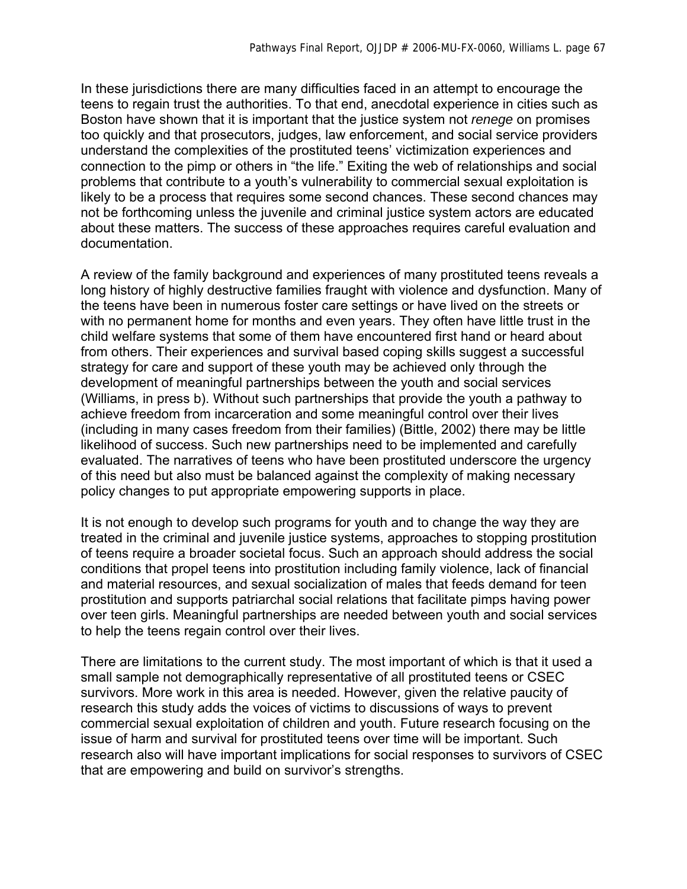In these jurisdictions there are many difficulties faced in an attempt to encourage the teens to regain trust the authorities. To that end, anecdotal experience in cities such as Boston have shown that it is important that the justice system not *renege* on promises too quickly and that prosecutors, judges, law enforcement, and social service providers understand the complexities of the prostituted teens' victimization experiences and connection to the pimp or others in "the life." Exiting the web of relationships and social problems that contribute to a youth's vulnerability to commercial sexual exploitation is likely to be a process that requires some second chances. These second chances may not be forthcoming unless the juvenile and criminal justice system actors are educated about these matters. The success of these approaches requires careful evaluation and documentation.

A review of the family background and experiences of many prostituted teens reveals a long history of highly destructive families fraught with violence and dysfunction. Many of the teens have been in numerous foster care settings or have lived on the streets or with no permanent home for months and even years. They often have little trust in the child welfare systems that some of them have encountered first hand or heard about from others. Their experiences and survival based coping skills suggest a successful strategy for care and support of these youth may be achieved only through the development of meaningful partnerships between the youth and social services (Williams, in press b). Without such partnerships that provide the youth a pathway to achieve freedom from incarceration and some meaningful control over their lives (including in many cases freedom from their families) (Bittle, 2002) there may be little likelihood of success. Such new partnerships need to be implemented and carefully evaluated. The narratives of teens who have been prostituted underscore the urgency of this need but also must be balanced against the complexity of making necessary policy changes to put appropriate empowering supports in place.

It is not enough to develop such programs for youth and to change the way they are treated in the criminal and juvenile justice systems, approaches to stopping prostitution of teens require a broader societal focus. Such an approach should address the social conditions that propel teens into prostitution including family violence, lack of financial and material resources, and sexual socialization of males that feeds demand for teen prostitution and supports patriarchal social relations that facilitate pimps having power over teen girls. Meaningful partnerships are needed between youth and social services to help the teens regain control over their lives.

There are limitations to the current study. The most important of which is that it used a small sample not demographically representative of all prostituted teens or CSEC survivors. More work in this area is needed. However, given the relative paucity of research this study adds the voices of victims to discussions of ways to prevent commercial sexual exploitation of children and youth. Future research focusing on the issue of harm and survival for prostituted teens over time will be important. Such research also will have important implications for social responses to survivors of CSEC that are empowering and build on survivor's strengths.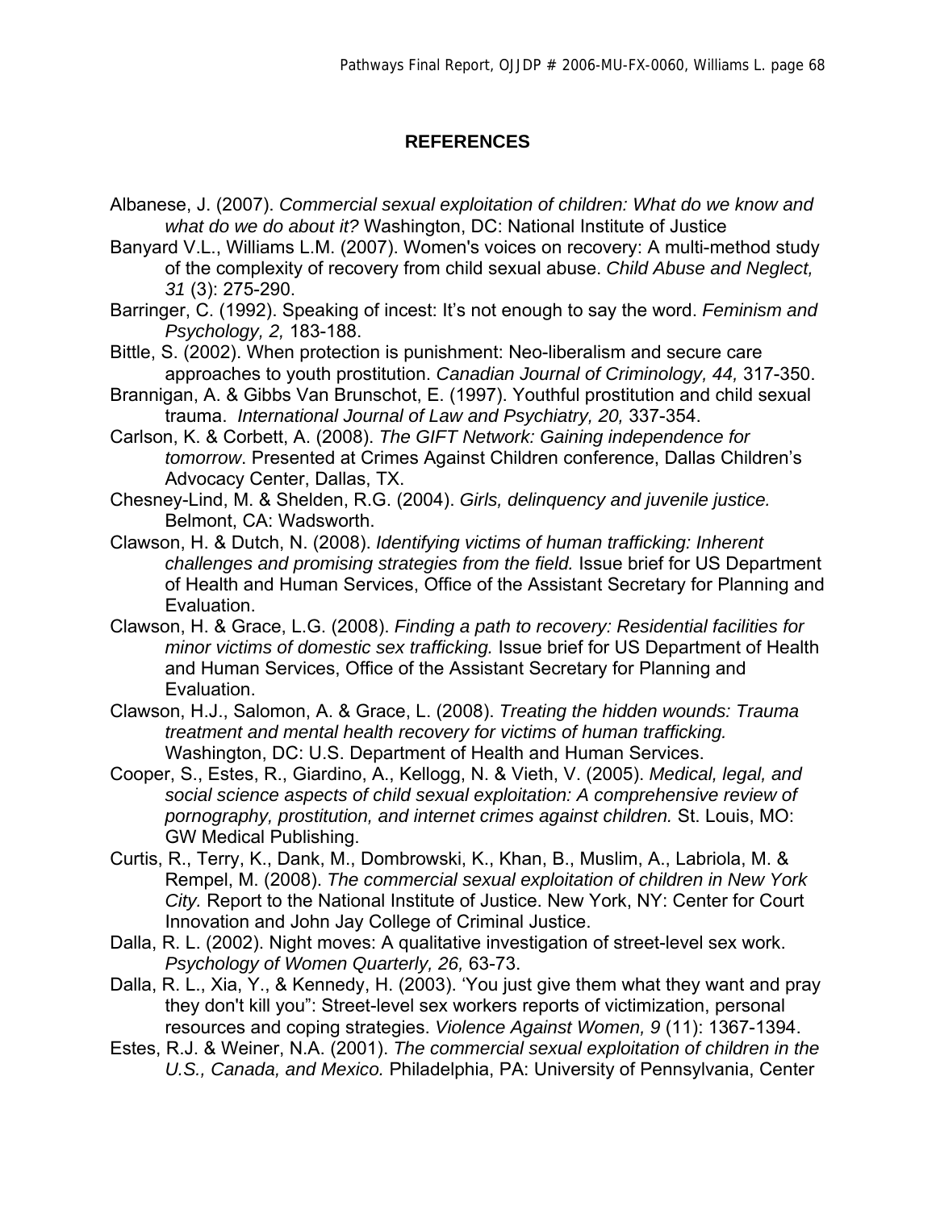## REFERENCES

Albanese, J. (2007). *Commercial sexual exploitation of children: What do we know and what do we do about it?* Washington, DC: National Institute of Justice

Banyard V.L., Williams L.M. (2007). Women's voices on recovery: A multi-method study of the complexity of recovery from child sexual abuse. *Child Abuse and Neglect, 31* (3): 275-290.

Barringer, C. (1992). Speaking of incest: It's not enough to say the word. *Feminism and Psychology, 2,* 183-188.

Bittle, S. (2002). When protection is punishment: Neo-liberalism and secure care approaches to youth prostitution. *Canadian Journal of Criminology, 44,* 317-350.

Brannigan, A. & Gibbs Van Brunschot, E. (1997). Youthful prostitution and child sexual trauma. *International Journal of Law and Psychiatry, 20,* 337-354.

Carlson, K. & Corbett, A. (2008). *The GIFT Network: Gaining independence for tomorrow*. Presented at Crimes Against Children conference, Dallas Children's Advocacy Center, Dallas, TX.

Chesney-Lind, M. & Shelden, R.G. (2004). *Girls, delinquency and juvenile justice.* Belmont, CA: Wadsworth.

Clawson, H. & Dutch, N. (2008). *Identifying victims of human trafficking: Inherent challenges and promising strategies from the field.* Issue brief for US Department of Health and Human Services, Office of the Assistant Secretary for Planning and Evaluation.

Clawson, H. & Grace, L.G. (2008). *Finding a path to recovery: Residential facilities for minor victims of domestic sex trafficking.* Issue brief for US Department of Health and Human Services, Office of the Assistant Secretary for Planning and Evaluation.

Clawson, H.J., Salomon, A. & Grace, L. (2008). *Treating the hidden wounds: Trauma treatment and mental health recovery for victims of human trafficking.* Washington, DC: U.S. Department of Health and Human Services.

Cooper, S., Estes, R., Giardino, A., Kellogg, N. & Vieth, V. (2005). *Medical, legal, and social science aspects of child sexual exploitation: A comprehensive review of pornography, prostitution, and internet crimes against children.* St. Louis, MO: GW Medical Publishing.

Curtis, R., Terry, K., Dank, M., Dombrowski, K., Khan, B., Muslim, A., Labriola, M. & Rempel, M. (2008). *The commercial sexual exploitation of children in New York City.* Report to the National Institute of Justice. New York, NY: Center for Court Innovation and John Jay College of Criminal Justice.

Dalla, R. L. (2002). Night moves: A qualitative investigation of street-level sex work. *Psychology of Women Quarterly, 26,* 63-73.

Dalla, R. L., Xia, Y., & Kennedy, H. (2003). 'You just give them what they want and pray they don't kill you": Street-level sex workers reports of victimization, personal resources and coping strategies. *Violence Against Women, 9* (11): 1367-1394.

Estes, R.J. & Weiner, N.A. (2001). *The commercial sexual exploitation of children in the U.S., Canada, and Mexico.* Philadelphia, PA: University of Pennsylvania, Center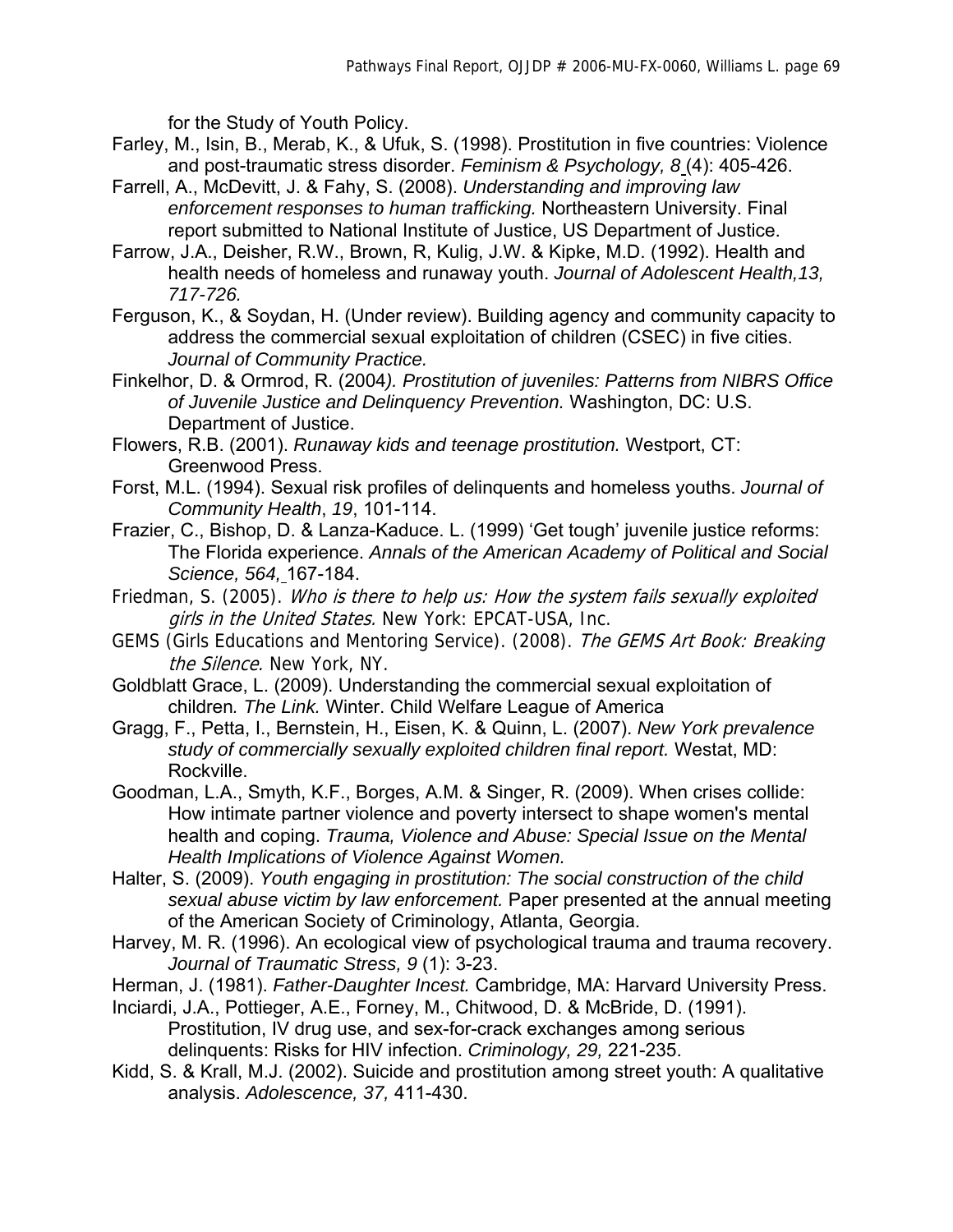for the Study of Youth Policy.

Farley, M., Isin, B., Merab, K., & Ufuk, S. (1998). Prostitution in five countries: Violence and post-traumatic stress disorder. *Feminism & Psychology, 8* (4): 405-426.

Farrell, A., McDevitt, J. & Fahy, S. (2008). *Understanding and improving law enforcement responses to human trafficking.* Northeastern University. Final report submitted to National Institute of Justice, US Department of Justice.

Farrow, J.A., Deisher, R.W., Brown, R, Kulig, J.W. & Kipke, M.D. (1992). Health and health needs of homeless and runaway youth. *Journal of Adolescent Health,13, 717-726.*

Ferguson, K., & Soydan, H. (Under review). Building agency and community capacity to address the commercial sexual exploitation of children (CSEC) in five cities. *Journal of Community Practice.*

Finkelhor, D. & Ormrod, R. (2004*). Prostitution of juveniles: Patterns from NIBRS Office of Juvenile Justice and Delinquency Prevention.* Washington, DC: U.S. Department of Justice.

Flowers, R.B. (2001). *Runaway kids and teenage prostitution.* Westport, CT: Greenwood Press.

Forst, M.L. (1994). Sexual risk profiles of delinquents and homeless youths. *Journal of Community Health*, *19*, 101-114.

Frazier, C., Bishop, D. & Lanza-Kaduce. L. (1999) 'Get tough' juvenile justice reforms: The Florida experience. *Annals of the American Academy of Political and Social Science, 564,* 167-184.

Friedman, S. (2005). *Who is there to help us: How the system fails sexually exploited girls in the United States.* New York: EPCAT-USA, Inc.

GEMS (Girls Educations and Mentoring Service). (2008). *The GEMS Art Book: Breaking the Silence.* New York, NY.

Goldblatt Grace, L. (2009). Understanding the commercial sexual exploitation of children*. The Link.* Winter. Child Welfare League of America

Gragg, F., Petta, I., Bernstein, H., Eisen, K. & Quinn, L. (2007). *New York prevalence study of commercially sexually exploited children final report.* Westat, MD: Rockville.

Goodman, L.A., Smyth, K.F., Borges, A.M. & Singer, R. (2009). When crises collide: How intimate partner violence and poverty intersect to shape women's mental health and coping. *Trauma, Violence and Abuse: Special Issue on the Mental Health Implications of Violence Against Women.*

Halter, S. (2009). *Youth engaging in prostitution: The social construction of the child sexual abuse victim by law enforcement.* Paper presented at the annual meeting of the American Society of Criminology, Atlanta, Georgia.

Harvey, M. R. (1996). An ecological view of psychological trauma and trauma recovery. *Journal of Traumatic Stress, 9* (1): 3-23.

Herman, J. (1981). *Father-Daughter Incest.* Cambridge, MA: Harvard University Press.

Inciardi, J.A., Pottieger, A.E., Forney, M., Chitwood, D. & McBride, D. (1991). Prostitution, IV drug use, and sex-for-crack exchanges among serious delinquents: Risks for HIV infection. *Criminology, 29,* 221-235.

Kidd, S. & Krall, M.J. (2002). Suicide and prostitution among street youth: A qualitative analysis. *Adolescence, 37,* 411-430.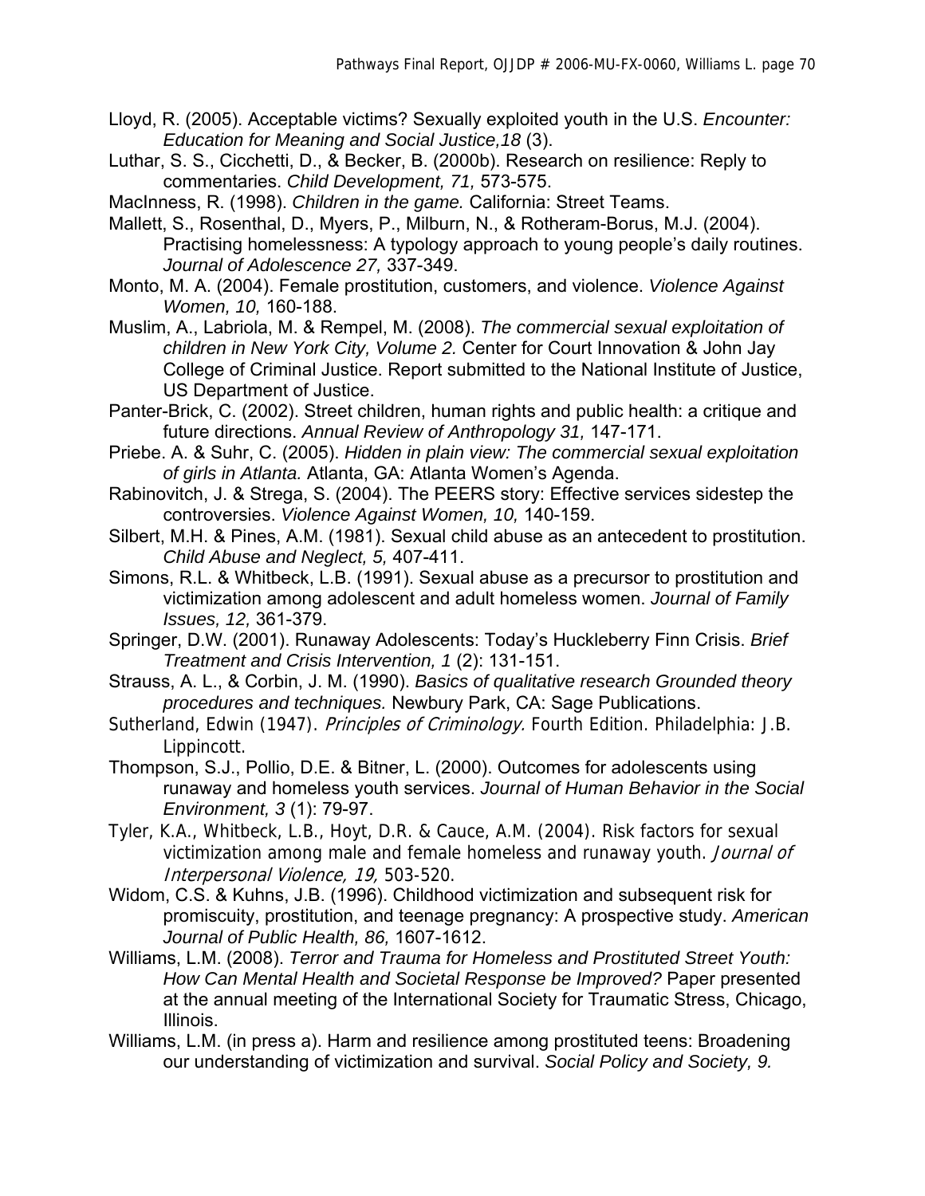Lloyd, R. (2005). Acceptable victims? Sexually exploited youth in the U.S. *Encounter: Education for Meaning and Social Justice,18* (3).

Luthar, S. S., Cicchetti, D., & Becker, B. (2000b). Research on resilience: Reply to commentaries. *Child Development, 71,* 573-575.

MacInness, R. (1998). *Children in the game.* California: Street Teams.

Mallett, S., Rosenthal, D., Myers, P., Milburn, N., & Rotheram-Borus, M.J. (2004). Practising homelessness: A typology approach to young people's daily routines. *Journal of Adolescence 27,* 337-349.

Monto, M. A. (2004). Female prostitution, customers, and violence. *Violence Against Women, 10,* 160-188.

Muslim, A., Labriola, M. & Rempel, M. (2008). *The commercial sexual exploitation of children in New York City, Volume 2.* Center for Court Innovation & John Jay College of Criminal Justice. Report submitted to the National Institute of Justice, US Department of Justice.

Panter-Brick, C. (2002). Street children, human rights and public health: a critique and future directions. *Annual Review of Anthropology 31,* 147-171.

Priebe. A. & Suhr, C. (2005). *Hidden in plain view: The commercial sexual exploitation of girls in Atlanta.* Atlanta, GA: Atlanta Women's Agenda.

Rabinovitch, J. & Strega, S. (2004). The PEERS story: Effective services sidestep the controversies. *Violence Against Women, 10,* 140-159.

Silbert, M.H. & Pines, A.M. (1981). Sexual child abuse as an antecedent to prostitution. *Child Abuse and Neglect, 5,* 407-411.

Simons, R.L. & Whitbeck, L.B. (1991). Sexual abuse as a precursor to prostitution and victimization among adolescent and adult homeless women. *Journal of Family Issues, 12,* 361-379.

Springer, D.W. (2001). Runaway Adolescents: Today's Huckleberry Finn Crisis. *Brief Treatment and Crisis Intervention, 1* (2): 131-151.

Strauss, A. L., & Corbin, J. M. (1990). *Basics of qualitative research Grounded theory procedures and techniques.* Newbury Park, CA: Sage Publications.

Sutherland, Edwin (1947). *Principles of Criminology.* Fourth Edition. Philadelphia: J.B. Lippincott.

Thompson, S.J., Pollio, D.E. & Bitner, L. (2000). Outcomes for adolescents using runaway and homeless youth services. *Journal of Human Behavior in the Social Environment, 3* (1): 79-97.

Tyler, K.A., Whitbeck, L.B., Hoyt, D.R. & Cauce, A.M. (2004). Risk factors for sexual victimization among male and female homeless and runaway youth. *Journal of Interpersonal Violence, 19,* 503-520.

Widom, C.S. & Kuhns, J.B. (1996). Childhood victimization and subsequent risk for promiscuity, prostitution, and teenage pregnancy: A prospective study. *American Journal of Public Health, 86,* 1607-1612.

Williams, L.M. (2008). *Terror and Trauma for Homeless and Prostituted Street Youth: How Can Mental Health and Societal Response be Improved?* Paper presented at the annual meeting of the International Society for Traumatic Stress, Chicago, Illinois.

Williams, L.M. (in press a). Harm and resilience among prostituted teens: Broadening our understanding of victimization and survival. *Social Policy and Society, 9.*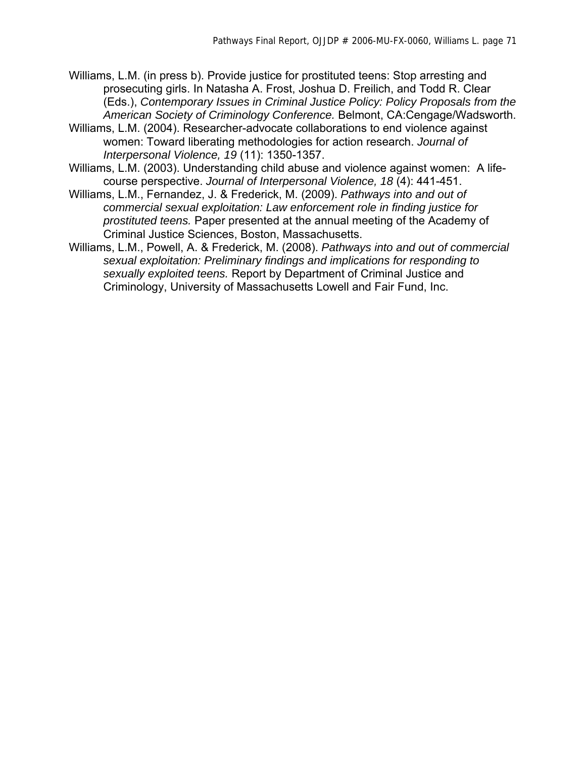Williams, L.M. (in press b). Provide justice for prostituted teens: Stop arresting and prosecuting girls. In Natasha A. Frost, Joshua D. Freilich, and Todd R. Clear (Eds.), *Contemporary Issues in Criminal Justice Policy: Policy Proposals from the American Society of Criminology Conference.* Belmont, CA:Cengage/Wadsworth.

Williams, L.M. (2004). Researcher-advocate collaborations to end violence against women: Toward liberating methodologies for action research. *Journal of Interpersonal Violence, 19* (11): 1350-1357.

Williams, L.M. (2003). Understanding child abuse and violence against women: A life-course perspective. *Journal of Interpersonal Violence, 18* (4): 441-451.

Williams, L.M., Fernandez, J. & Frederick, M. (2009). *Pathways into and out of commercial sexual exploitation: Law enforcement role in finding justice for prostituted teens.* Paper presented at the annual meeting of the Academy of Criminal Justice Sciences, Boston, Massachusetts.

Williams, L.M., Powell, A. & Frederick, M. (2008). *Pathways into and out of commercial sexual exploitation: Preliminary findings and implications for responding to sexually exploited teens.* Report by Department of Criminal Justice and Criminology, University of Massachusetts Lowell and Fair Fund, Inc.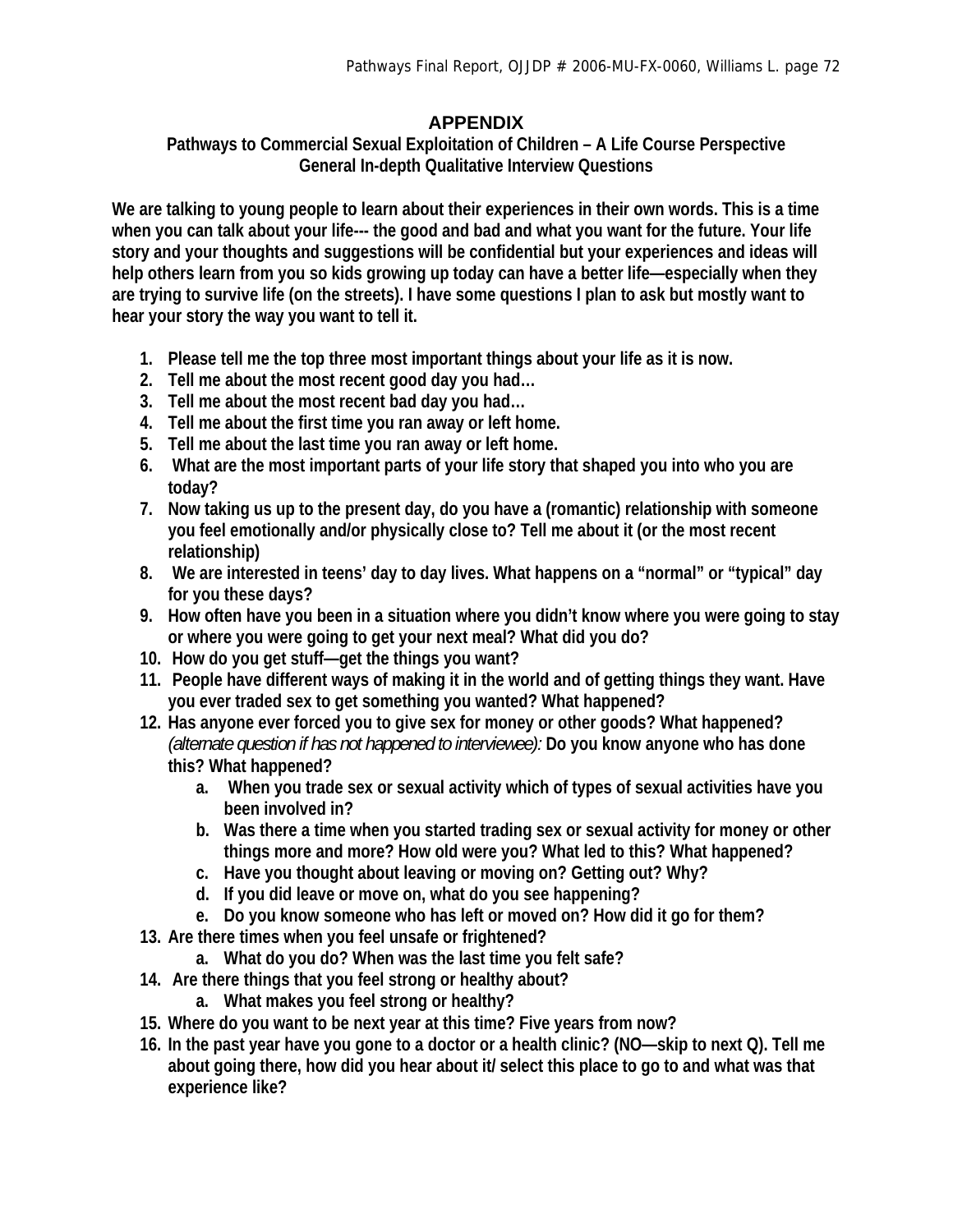# APPENDIX

## Pathways to Commercial Sexual Exploitation of Children – A Life Course Perspective
## General In-depth Qualitative Interview Questions

**We are talking to young people to learn about their experiences in their own words. This is a time when you can talk about your life--- the good and bad and what you want for the future. Your life story and your thoughts and suggestions will be confidential but your experiences and ideas will help others learn from you so kids growing up today can have a better life—especially when they are trying to survive life (on the streets). I have some questions I plan to ask but mostly want to hear your story the way you want to tell it.**

1. **Please tell me the top three most important things about your life as it is now.**
2. **Tell me about the most recent good day you had…**
3. **Tell me about the most recent bad day you had…**
4. **Tell me about the first time you ran away or left home.**
5. **Tell me about the last time you ran away or left home.**
6. **What are the most important parts of your life story that shaped you into who you are today?**
7. **Now taking us up to the present day, do you have a (romantic) relationship with someone you feel emotionally and/or physically close to? Tell me about it (or the most recent relationship)**
8. **We are interested in teens' day to day lives. What happens on a "normal" or "typical" day for you these days?**
9. **How often have you been in a situation where you didn't know where you were going to stay or where you were going to get your next meal? What did you do?**
10. **How do you get stuff—get the things you want?**
11. **People have different ways of making it in the world and of getting things they want. Have you ever traded sex to get something you wanted? What happened?**
12. **Has anyone ever forced you to give sex for money or other goods? What happened?** *(alternate question if has not happened to interviewee):* **Do you know anyone who has done this? What happened?**
    a. **When you trade sex or sexual activity which of types of sexual activities have you been involved in?**
    b. **Was there a time when you started trading sex or sexual activity for money or other things more and more? How old were you? What led to this? What happened?**
    c. **Have you thought about leaving or moving on? Getting out? Why?**
    d. **If you did leave or move on, what do you see happening?**
    e. **Do you know someone who has left or moved on? How did it go for them?**
13. **Are there times when you feel unsafe or frightened?**
    a. **What do you do? When was the last time you felt safe?**
14. **Are there things that you feel strong or healthy about?**
    a. **What makes you feel strong or healthy?**
15. **Where do you want to be next year at this time? Five years from now?**
16. **In the past year have you gone to a doctor or a health clinic? (NO—skip to next Q). Tell me about going there, how did you hear about it/ select this place to go to and what was that experience like?**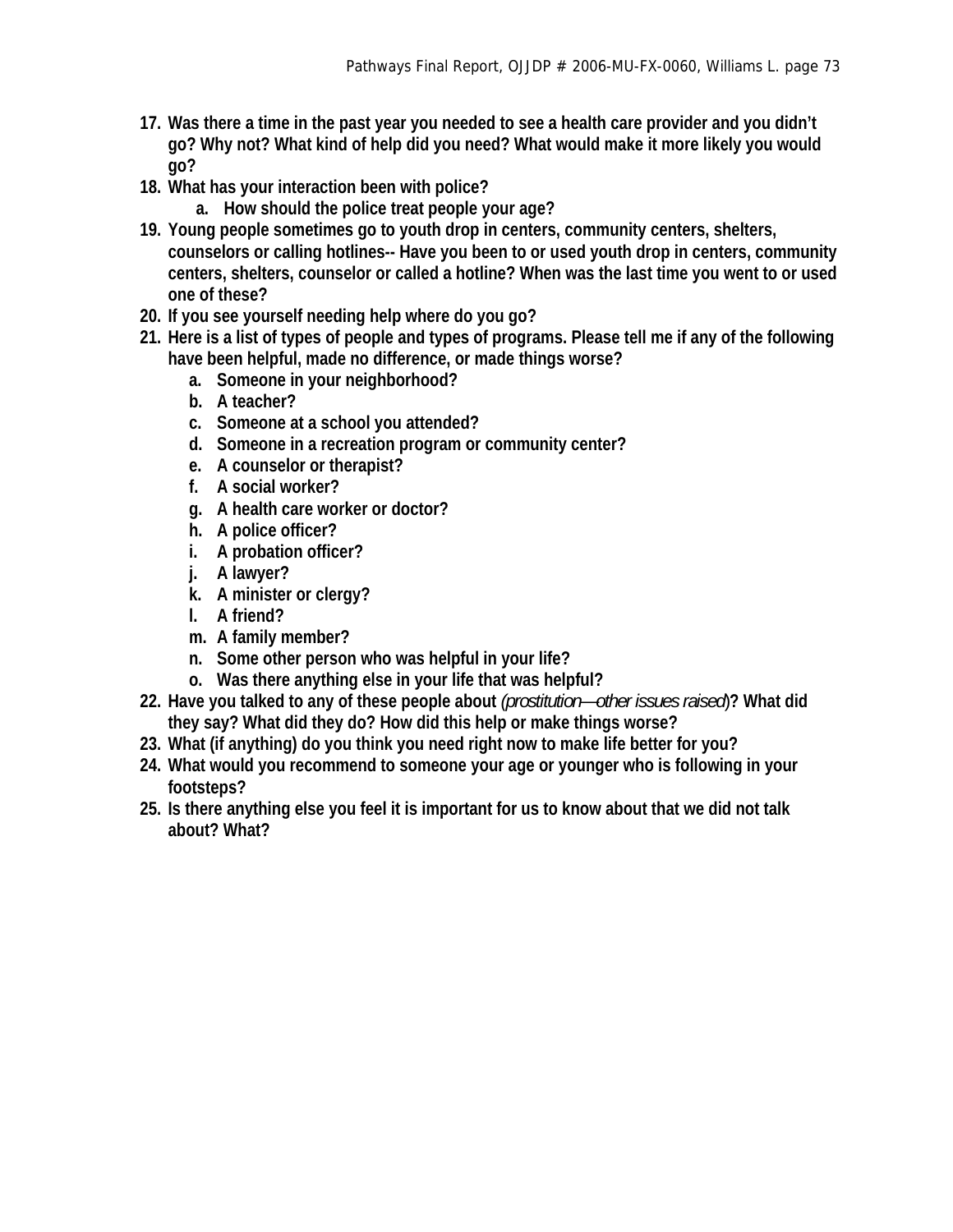17. **Was there a time in the past year you needed to see a health care provider and you didn't go? Why not? What kind of help did you need? What would make it more likely you would go?**
18. **What has your interaction been with police?**
    a. **How should the police treat people your age?**
19. **Young people sometimes go to youth drop in centers, community centers, shelters, counselors or calling hotlines-- Have you been to or used youth drop in centers, community centers, shelters, counselor or called a hotline? When was the last time you went to or used one of these?**
20. **If you see yourself needing help where do you go?**
21. **Here is a list of types of people and types of programs. Please tell me if any of the following have been helpful, made no difference, or made things worse?**
    a. **Someone in your neighborhood?**
    b. **A teacher?**
    c. **Someone at a school you attended?**
    d. **Someone in a recreation program or community center?**
    e. **A counselor or therapist?**
    f. **A social worker?**
    g. **A health care worker or doctor?**
    h. **A police officer?**
    i. **A probation officer?**
    j. **A lawyer?**
    k. **A minister or clergy?**
    l. **A friend?**
    m. **A family member?**
    n. **Some other person who was helpful in your life?**
    o. **Was there anything else in your life that was helpful?**
22. **Have you talked to any of these people about** *(prostitution—other issues raised)***? What did they say? What did they do? How did this help or make things worse?**
23. **What (if anything) do you think you need right now to make life better for you?**
24. **What would you recommend to someone your age or younger who is following in your footsteps?**
25. **Is there anything else you feel it is important for us to know about that we did not talk about? What?**